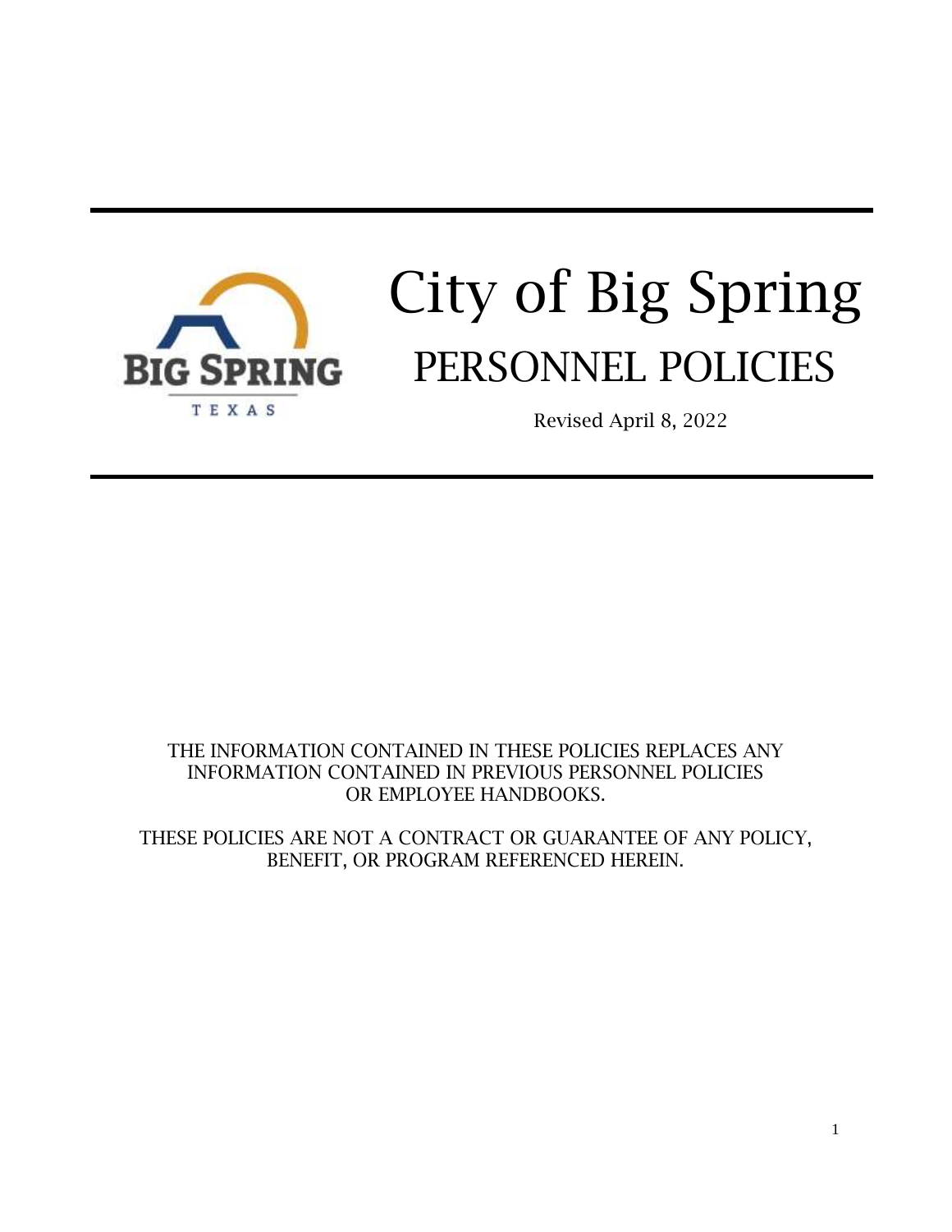# City of Big Spring

## PERSONNEL POLICIES

Revised April 8, 2022

THE INFORMATION CONTAINED IN THESE POLICIES REPLACES ANY INFORMATION CONTAINED IN PREVIOUS PERSONNEL POLICIES OR EMPLOYEE HANDBOOKS.

THESE POLICIES ARE NOT A CONTRACT OR GUARANTEE OF ANY POLICY, BENEFIT, OR PROGRAM REFERENCED HEREIN.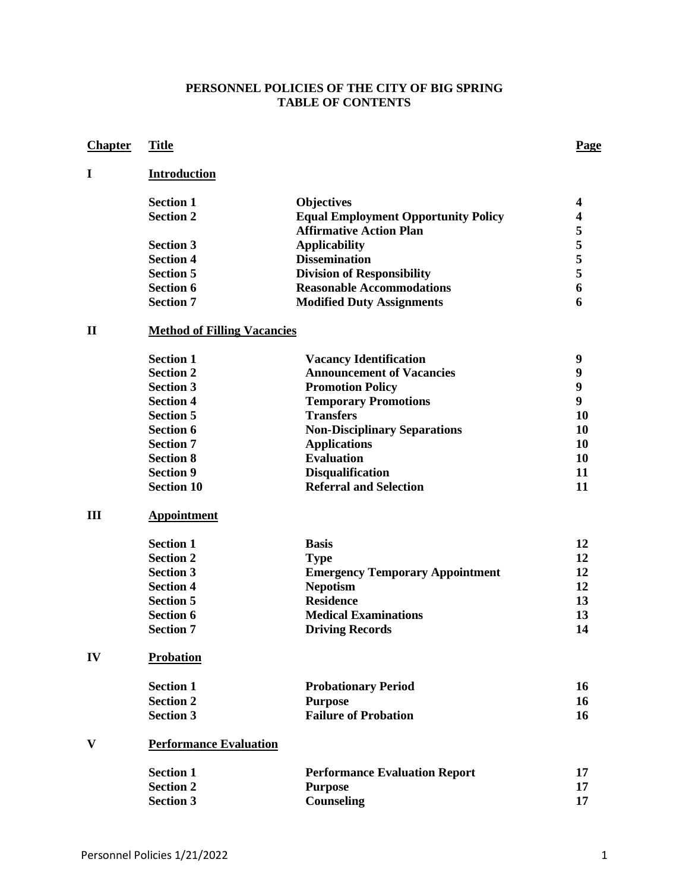**PERSONNEL POLICIES OF THE CITY OF BIG SPRING**
**TABLE OF CONTENTS**

| Chapter | Title | | Page |
|---|---|---|---|
| **I** | **Introduction** | | |
| | **Section 1** | **Objectives** | **4** |
| | **Section 2** | **Equal Employment Opportunity Policy** | **4** |
| | | **Affirmative Action Plan** | **5** |
| | **Section 3** | **Applicability** | **5** |
| | **Section 4** | **Dissemination** | **5** |
| | **Section 5** | **Division of Responsibility** | **5** |
| | **Section 6** | **Reasonable Accommodations** | **6** |
| | **Section 7** | **Modified Duty Assignments** | **6** |
| **II** | **Method of Filling Vacancies** | | |
| | **Section 1** | **Vacancy Identification** | **9** |
| | **Section 2** | **Announcement of Vacancies** | **9** |
| | **Section 3** | **Promotion Policy** | **9** |
| | **Section 4** | **Temporary Promotions** | **9** |
| | **Section 5** | **Transfers** | **10** |
| | **Section 6** | **Non-Disciplinary Separations** | **10** |
| | **Section 7** | **Applications** | **10** |
| | **Section 8** | **Evaluation** | **10** |
| | **Section 9** | **Disqualification** | **11** |
| | **Section 10** | **Referral and Selection** | **11** |
| **III** | **Appointment** | | |
| | **Section 1** | **Basis** | **12** |
| | **Section 2** | **Type** | **12** |
| | **Section 3** | **Emergency Temporary Appointment** | **12** |
| | **Section 4** | **Nepotism** | **12** |
| | **Section 5** | **Residence** | **13** |
| | **Section 6** | **Medical Examinations** | **13** |
| | **Section 7** | **Driving Records** | **14** |
| **IV** | **Probation** | | |
| | **Section 1** | **Probationary Period** | **16** |
| | **Section 2** | **Purpose** | **16** |
| | **Section 3** | **Failure of Probation** | **16** |
| **V** | **Performance Evaluation** | | |
| | **Section 1** | **Performance Evaluation Report** | **17** |
| | **Section 2** | **Purpose** | **17** |
| | **Section 3** | **Counseling** | **17** |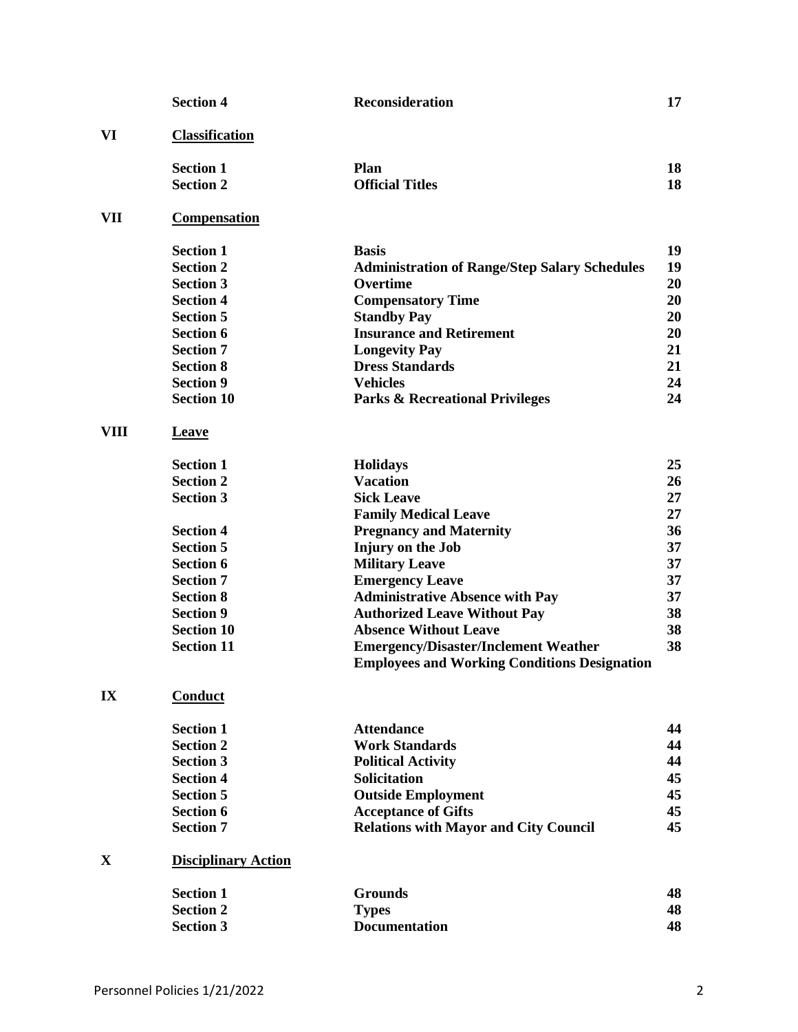| | | | |
|---|---|---|---|
| | **Section 4** | **Reconsideration** | **17** |
| **VI** | **Classification** | | |
| | **Section 1** | **Plan** | **18** |
| | **Section 2** | **Official Titles** | **18** |
| **VII** | **Compensation** | | |
| | **Section 1** | **Basis** | **19** |
| | **Section 2** | **Administration of Range/Step Salary Schedules** | **19** |
| | **Section 3** | **Overtime** | **20** |
| | **Section 4** | **Compensatory Time** | **20** |
| | **Section 5** | **Standby Pay** | **20** |
| | **Section 6** | **Insurance and Retirement** | **20** |
| | **Section 7** | **Longevity Pay** | **21** |
| | **Section 8** | **Dress Standards** | **21** |
| | **Section 9** | **Vehicles** | **24** |
| | **Section 10** | **Parks & Recreational Privileges** | **24** |
| **VIII** | **Leave** | | |
| | **Section 1** | **Holidays** | **25** |
| | **Section 2** | **Vacation** | **26** |
| | **Section 3** | **Sick Leave** | **27** |
| | | **Family Medical Leave** | **27** |
| | **Section 4** | **Pregnancy and Maternity** | **36** |
| | **Section 5** | **Injury on the Job** | **37** |
| | **Section 6** | **Military Leave** | **37** |
| | **Section 7** | **Emergency Leave** | **37** |
| | **Section 8** | **Administrative Absence with Pay** | **37** |
| | **Section 9** | **Authorized Leave Without Pay** | **38** |
| | **Section 10** | **Absence Without Leave** | **38** |
| | **Section 11** | **Emergency/Disaster/Inclement Weather Employees and Working Conditions Designation** | **38** |
| **IX** | **Conduct** | | |
| | **Section 1** | **Attendance** | **44** |
| | **Section 2** | **Work Standards** | **44** |
| | **Section 3** | **Political Activity** | **44** |
| | **Section 4** | **Solicitation** | **45** |
| | **Section 5** | **Outside Employment** | **45** |
| | **Section 6** | **Acceptance of Gifts** | **45** |
| | **Section 7** | **Relations with Mayor and City Council** | **45** |
| **X** | **Disciplinary Action** | | |
| | **Section 1** | **Grounds** | **48** |
| | **Section 2** | **Types** | **48** |
| | **Section 3** | **Documentation** | **48** |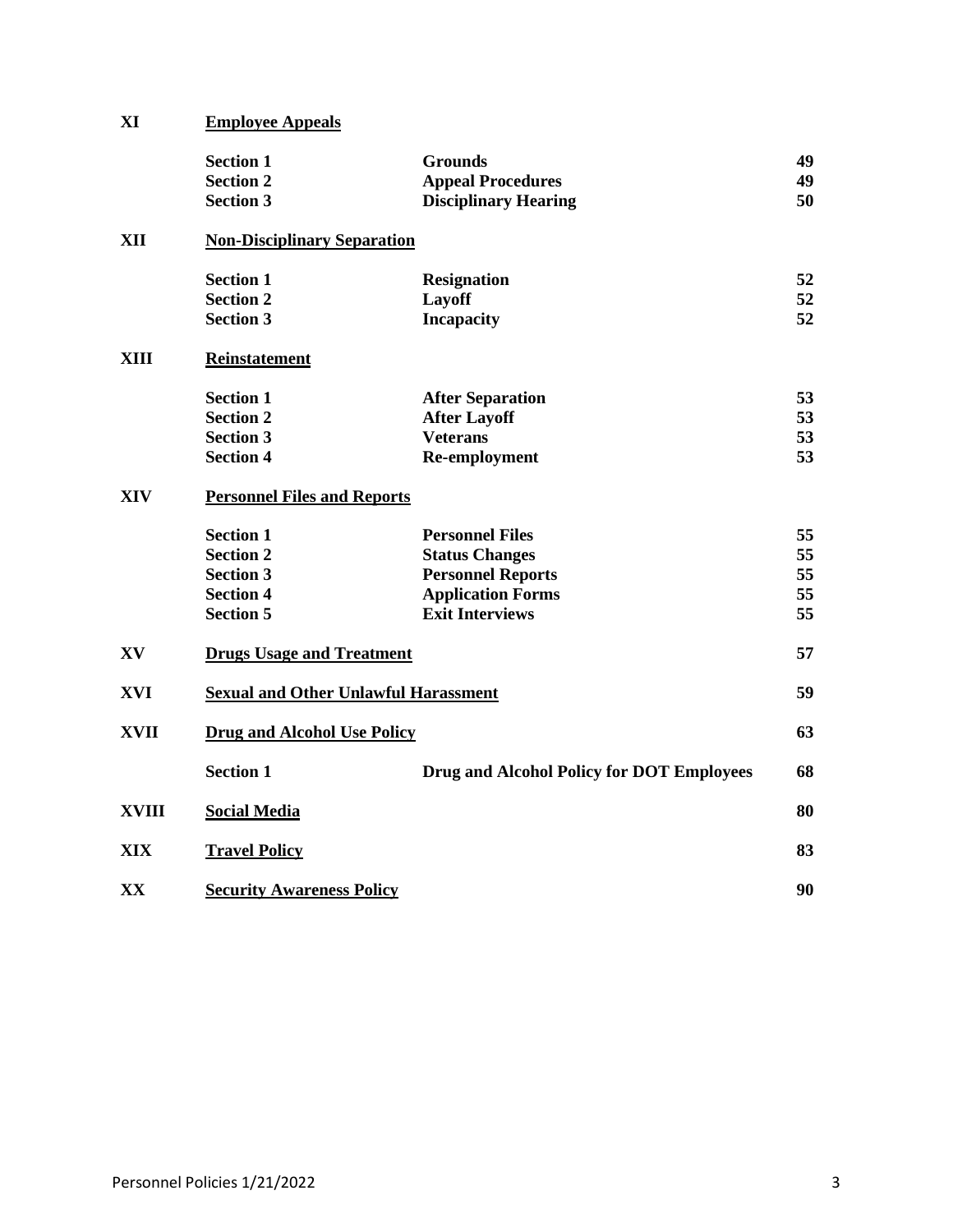| | | | |
|---|---|---|---|
| **XI** | **Employee Appeals** | | |
| | **Section 1** | **Grounds** | **49** |
| | **Section 2** | **Appeal Procedures** | **49** |
| | **Section 3** | **Disciplinary Hearing** | **50** |
| **XII** | **Non-Disciplinary Separation** | | |
| | **Section 1** | **Resignation** | **52** |
| | **Section 2** | **Layoff** | **52** |
| | **Section 3** | **Incapacity** | **52** |
| **XIII** | **Reinstatement** | | |
| | **Section 1** | **After Separation** | **53** |
| | **Section 2** | **After Layoff** | **53** |
| | **Section 3** | **Veterans** | **53** |
| | **Section 4** | **Re-employment** | **53** |
| **XIV** | **Personnel Files and Reports** | | |
| | **Section 1** | **Personnel Files** | **55** |
| | **Section 2** | **Status Changes** | **55** |
| | **Section 3** | **Personnel Reports** | **55** |
| | **Section 4** | **Application Forms** | **55** |
| | **Section 5** | **Exit Interviews** | **55** |
| **XV** | **Drugs Usage and Treatment** | | **57** |
| **XVI** | **Sexual and Other Unlawful Harassment** | | **59** |
| **XVII** | **Drug and Alcohol Use Policy** | | **63** |
| | **Section 1** | **Drug and Alcohol Policy for DOT Employees** | **68** |
| **XVIII** | **Social Media** | | **80** |
| **XIX** | **Travel Policy** | | **83** |
| **XX** | **Security Awareness Policy** | | **90** |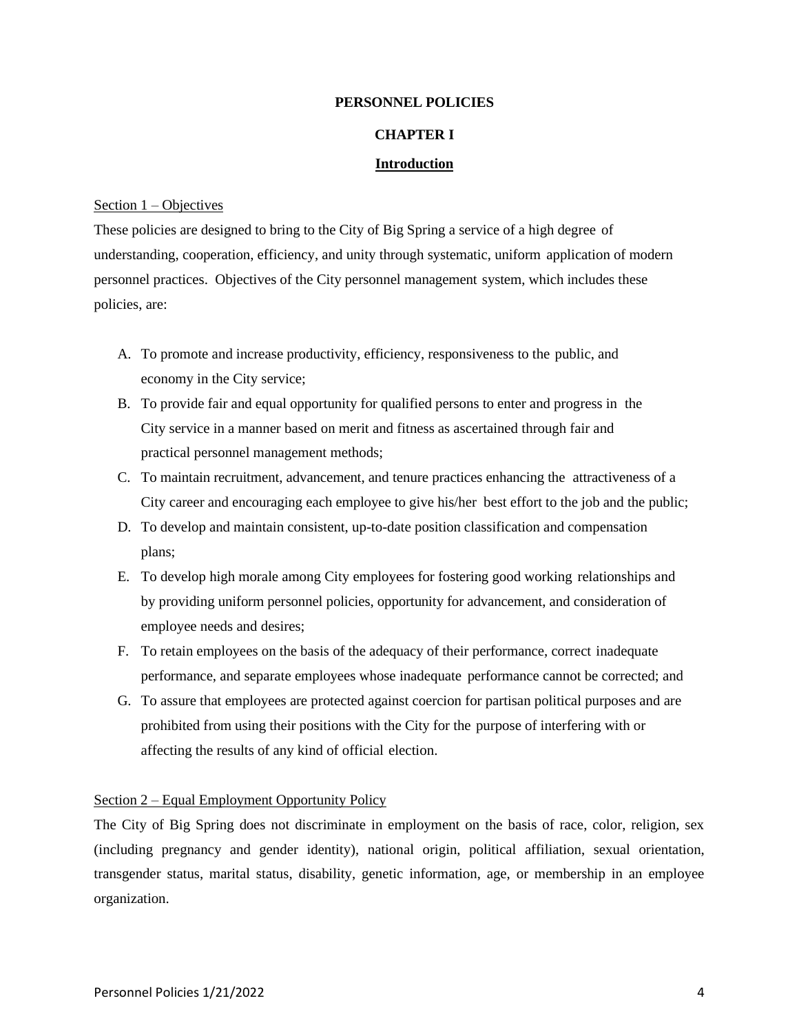# PERSONNEL POLICIES

## CHAPTER I

## Introduction

Section 1 – Objectives

These policies are designed to bring to the City of Big Spring a service of a high degree of understanding, cooperation, efficiency, and unity through systematic, uniform application of modern personnel practices. Objectives of the City personnel management system, which includes these policies, are:

A. To promote and increase productivity, efficiency, responsiveness to the public, and economy in the City service;
B. To provide fair and equal opportunity for qualified persons to enter and progress in the City service in a manner based on merit and fitness as ascertained through fair and practical personnel management methods;
C. To maintain recruitment, advancement, and tenure practices enhancing the attractiveness of a City career and encouraging each employee to give his/her best effort to the job and the public;
D. To develop and maintain consistent, up-to-date position classification and compensation plans;
E. To develop high morale among City employees for fostering good working relationships and by providing uniform personnel policies, opportunity for advancement, and consideration of employee needs and desires;
F. To retain employees on the basis of the adequacy of their performance, correct inadequate performance, and separate employees whose inadequate performance cannot be corrected; and
G. To assure that employees are protected against coercion for partisan political purposes and are prohibited from using their positions with the City for the purpose of interfering with or affecting the results of any kind of official election.

Section 2 – Equal Employment Opportunity Policy

The City of Big Spring does not discriminate in employment on the basis of race, color, religion, sex (including pregnancy and gender identity), national origin, political affiliation, sexual orientation, transgender status, marital status, disability, genetic information, age, or membership in an employee organization.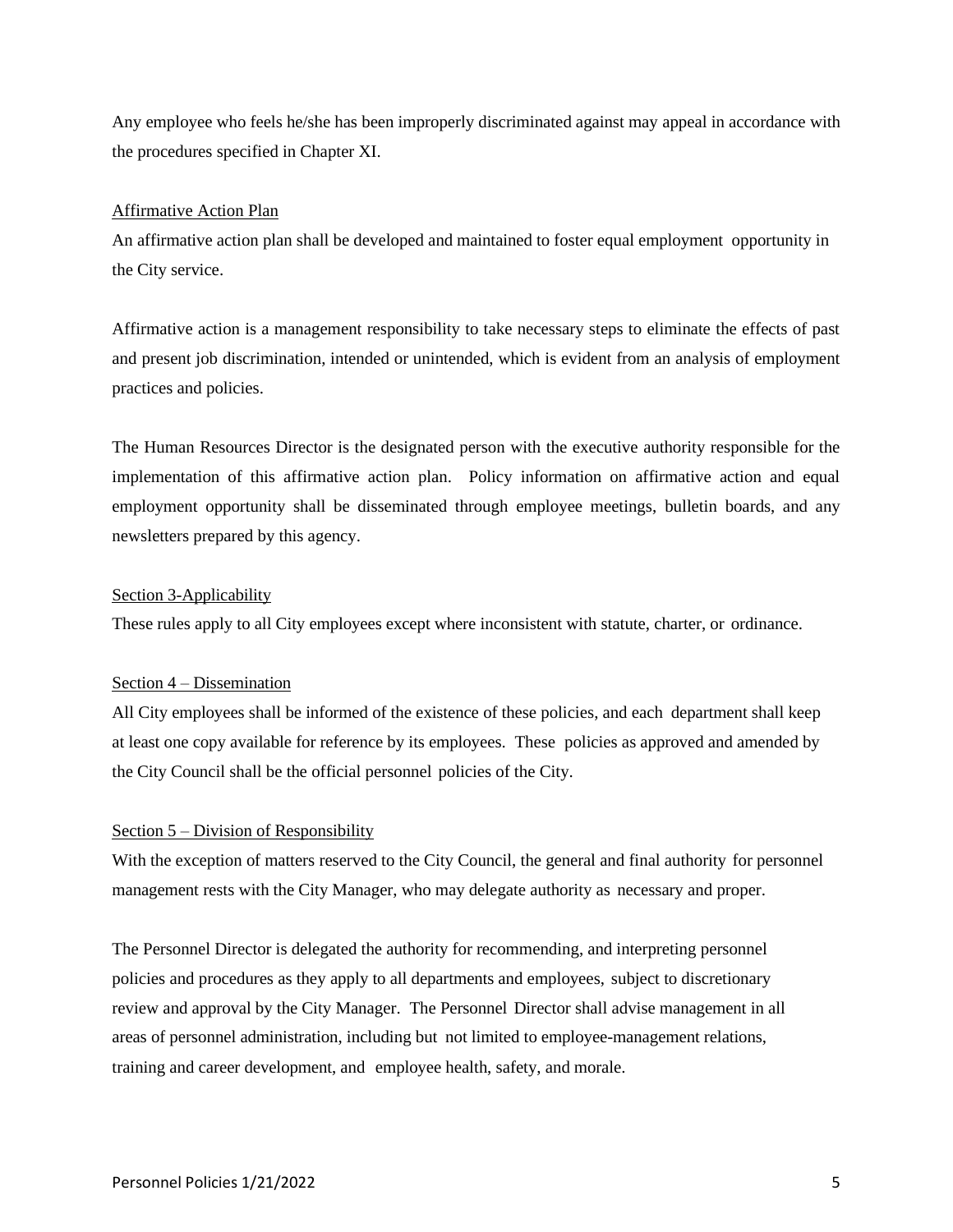Any employee who feels he/she has been improperly discriminated against may appeal in accordance with the procedures specified in Chapter XI.

<u>Affirmative Action Plan</u>

An affirmative action plan shall be developed and maintained to foster equal employment opportunity in the City service.

Affirmative action is a management responsibility to take necessary steps to eliminate the effects of past and present job discrimination, intended or unintended, which is evident from an analysis of employment practices and policies.

The Human Resources Director is the designated person with the executive authority responsible for the implementation of this affirmative action plan. Policy information on affirmative action and equal employment opportunity shall be disseminated through employee meetings, bulletin boards, and any newsletters prepared by this agency.

<u>Section 3-Applicability</u>

These rules apply to all City employees except where inconsistent with statute, charter, or ordinance.

<u>Section 4 – Dissemination</u>

All City employees shall be informed of the existence of these policies, and each department shall keep at least one copy available for reference by its employees. These policies as approved and amended by the City Council shall be the official personnel policies of the City.

<u>Section 5 – Division of Responsibility</u>

With the exception of matters reserved to the City Council, the general and final authority for personnel management rests with the City Manager, who may delegate authority as necessary and proper.

The Personnel Director is delegated the authority for recommending, and interpreting personnel policies and procedures as they apply to all departments and employees, subject to discretionary review and approval by the City Manager. The Personnel Director shall advise management in all areas of personnel administration, including but not limited to employee-management relations, training and career development, and employee health, safety, and morale.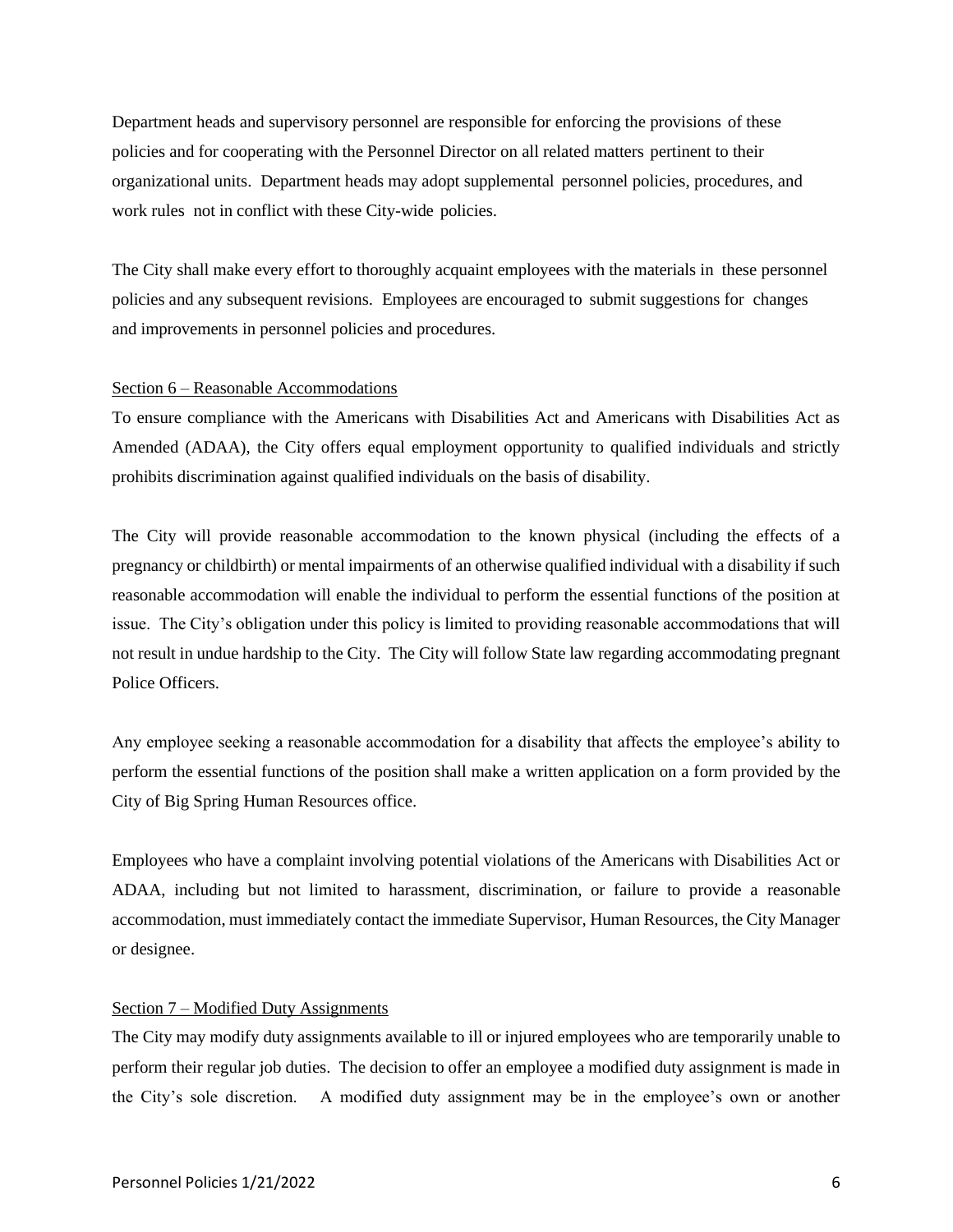Department heads and supervisory personnel are responsible for enforcing the provisions of these policies and for cooperating with the Personnel Director on all related matters pertinent to their organizational units. Department heads may adopt supplemental personnel policies, procedures, and work rules not in conflict with these City-wide policies.

The City shall make every effort to thoroughly acquaint employees with the materials in these personnel policies and any subsequent revisions. Employees are encouraged to submit suggestions for changes and improvements in personnel policies and procedures.

## Section 6 – Reasonable Accommodations

To ensure compliance with the Americans with Disabilities Act and Americans with Disabilities Act as Amended (ADAA), the City offers equal employment opportunity to qualified individuals and strictly prohibits discrimination against qualified individuals on the basis of disability.

The City will provide reasonable accommodation to the known physical (including the effects of a pregnancy or childbirth) or mental impairments of an otherwise qualified individual with a disability if such reasonable accommodation will enable the individual to perform the essential functions of the position at issue. The City's obligation under this policy is limited to providing reasonable accommodations that will not result in undue hardship to the City. The City will follow State law regarding accommodating pregnant Police Officers.

Any employee seeking a reasonable accommodation for a disability that affects the employee's ability to perform the essential functions of the position shall make a written application on a form provided by the City of Big Spring Human Resources office.

Employees who have a complaint involving potential violations of the Americans with Disabilities Act or ADAA, including but not limited to harassment, discrimination, or failure to provide a reasonable accommodation, must immediately contact the immediate Supervisor, Human Resources, the City Manager or designee.

## Section 7 – Modified Duty Assignments

The City may modify duty assignments available to ill or injured employees who are temporarily unable to perform their regular job duties. The decision to offer an employee a modified duty assignment is made in the City's sole discretion. A modified duty assignment may be in the employee's own or another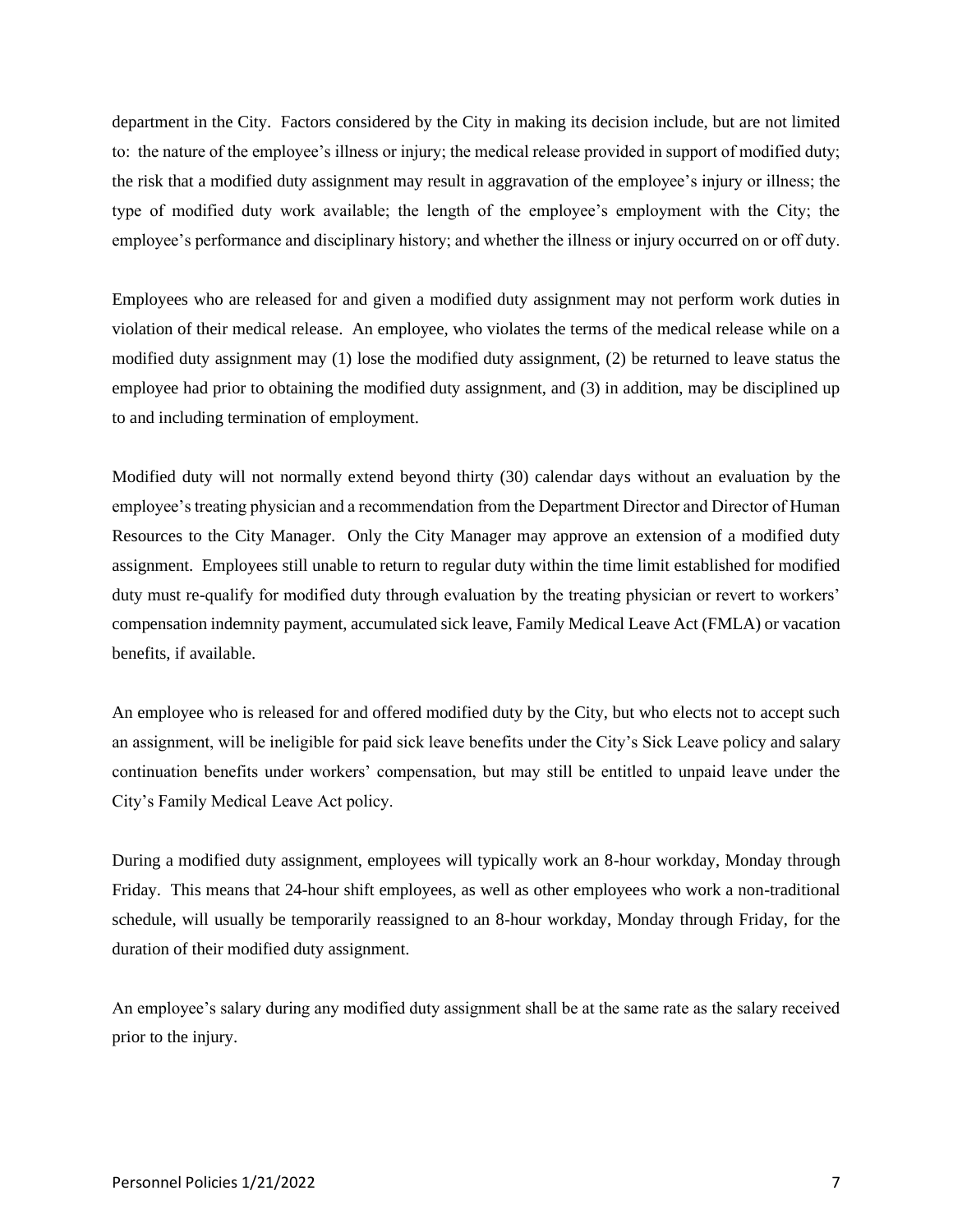department in the City. Factors considered by the City in making its decision include, but are not limited to: the nature of the employee's illness or injury; the medical release provided in support of modified duty; the risk that a modified duty assignment may result in aggravation of the employee's injury or illness; the type of modified duty work available; the length of the employee's employment with the City; the employee's performance and disciplinary history; and whether the illness or injury occurred on or off duty.

Employees who are released for and given a modified duty assignment may not perform work duties in violation of their medical release. An employee, who violates the terms of the medical release while on a modified duty assignment may (1) lose the modified duty assignment, (2) be returned to leave status the employee had prior to obtaining the modified duty assignment, and (3) in addition, may be disciplined up to and including termination of employment.

Modified duty will not normally extend beyond thirty (30) calendar days without an evaluation by the employee's treating physician and a recommendation from the Department Director and Director of Human Resources to the City Manager. Only the City Manager may approve an extension of a modified duty assignment. Employees still unable to return to regular duty within the time limit established for modified duty must re-qualify for modified duty through evaluation by the treating physician or revert to workers' compensation indemnity payment, accumulated sick leave, Family Medical Leave Act (FMLA) or vacation benefits, if available.

An employee who is released for and offered modified duty by the City, but who elects not to accept such an assignment, will be ineligible for paid sick leave benefits under the City's Sick Leave policy and salary continuation benefits under workers' compensation, but may still be entitled to unpaid leave under the City's Family Medical Leave Act policy.

During a modified duty assignment, employees will typically work an 8-hour workday, Monday through Friday. This means that 24-hour shift employees, as well as other employees who work a non-traditional schedule, will usually be temporarily reassigned to an 8-hour workday, Monday through Friday, for the duration of their modified duty assignment.

An employee's salary during any modified duty assignment shall be at the same rate as the salary received prior to the injury.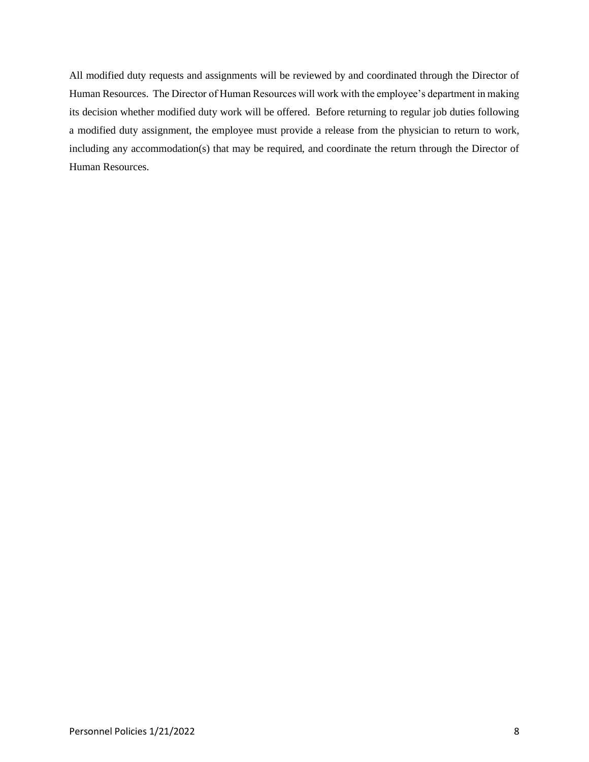All modified duty requests and assignments will be reviewed by and coordinated through the Director of Human Resources. The Director of Human Resources will work with the employee's department in making its decision whether modified duty work will be offered. Before returning to regular job duties following a modified duty assignment, the employee must provide a release from the physician to return to work, including any accommodation(s) that may be required, and coordinate the return through the Director of Human Resources.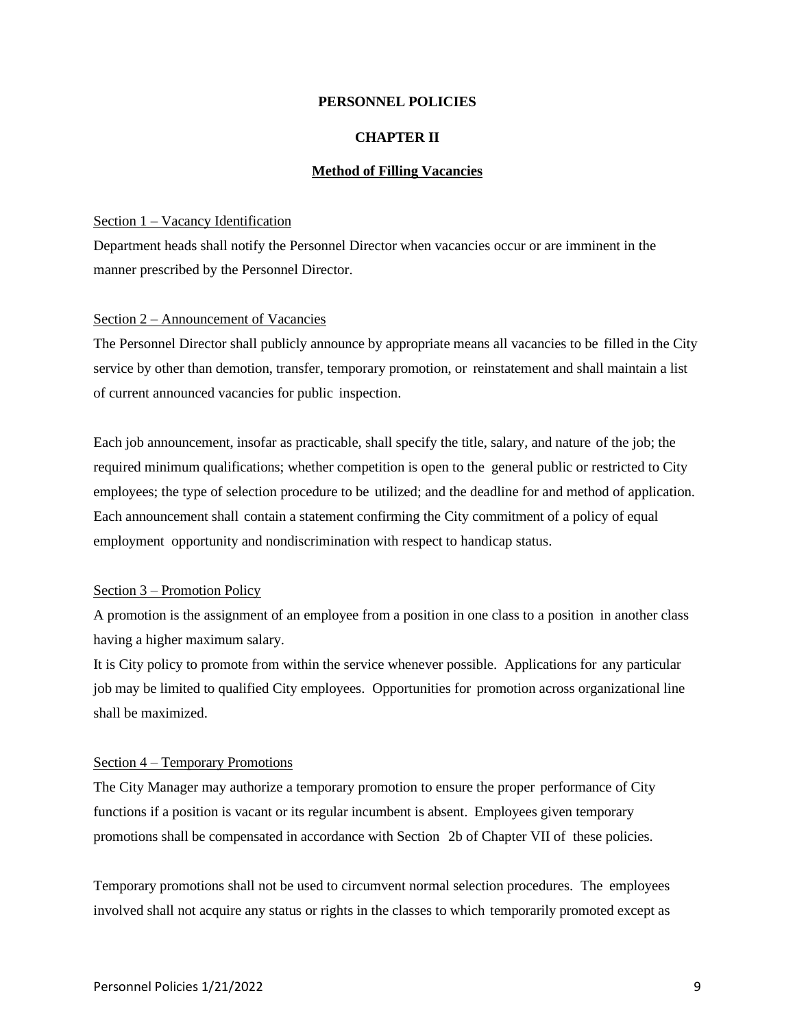**PERSONNEL POLICIES**

**CHAPTER II**

**Method of Filling Vacancies**

Section 1 – Vacancy Identification

Department heads shall notify the Personnel Director when vacancies occur or are imminent in the manner prescribed by the Personnel Director.

Section 2 – Announcement of Vacancies

The Personnel Director shall publicly announce by appropriate means all vacancies to be filled in the City service by other than demotion, transfer, temporary promotion, or reinstatement and shall maintain a list of current announced vacancies for public inspection.

Each job announcement, insofar as practicable, shall specify the title, salary, and nature of the job; the required minimum qualifications; whether competition is open to the general public or restricted to City employees; the type of selection procedure to be utilized; and the deadline for and method of application. Each announcement shall contain a statement confirming the City commitment of a policy of equal employment opportunity and nondiscrimination with respect to handicap status.

Section 3 – Promotion Policy

A promotion is the assignment of an employee from a position in one class to a position in another class having a higher maximum salary.

It is City policy to promote from within the service whenever possible. Applications for any particular job may be limited to qualified City employees. Opportunities for promotion across organizational line shall be maximized.

Section 4 – Temporary Promotions

The City Manager may authorize a temporary promotion to ensure the proper performance of City functions if a position is vacant or its regular incumbent is absent. Employees given temporary promotions shall be compensated in accordance with Section 2b of Chapter VII of these policies.

Temporary promotions shall not be used to circumvent normal selection procedures. The employees involved shall not acquire any status or rights in the classes to which temporarily promoted except as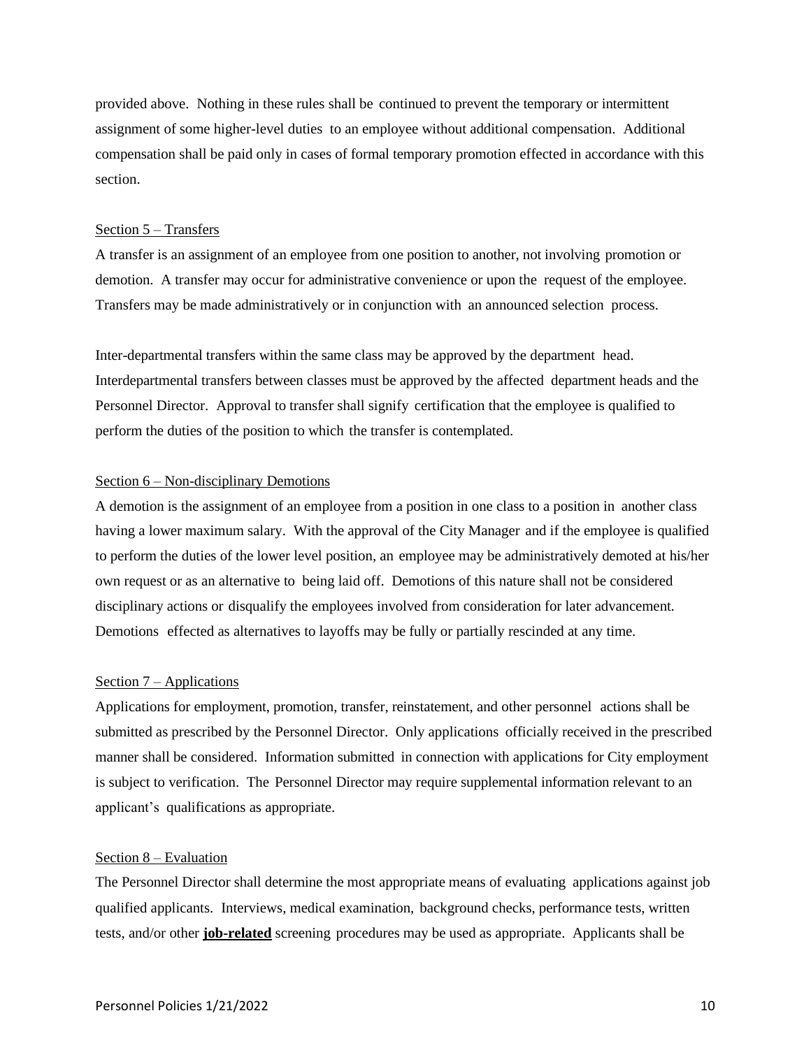provided above. Nothing in these rules shall be continued to prevent the temporary or intermittent assignment of some higher-level duties to an employee without additional compensation. Additional compensation shall be paid only in cases of formal temporary promotion effected in accordance with this section.

<u>Section 5 – Transfers</u>

A transfer is an assignment of an employee from one position to another, not involving promotion or demotion. A transfer may occur for administrative convenience or upon the request of the employee. Transfers may be made administratively or in conjunction with an announced selection process.

Inter-departmental transfers within the same class may be approved by the department head. Interdepartmental transfers between classes must be approved by the affected department heads and the Personnel Director. Approval to transfer shall signify certification that the employee is qualified to perform the duties of the position to which the transfer is contemplated.

<u>Section 6 – Non-disciplinary Demotions</u>

A demotion is the assignment of an employee from a position in one class to a position in another class having a lower maximum salary. With the approval of the City Manager and if the employee is qualified to perform the duties of the lower level position, an employee may be administratively demoted at his/her own request or as an alternative to being laid off. Demotions of this nature shall not be considered disciplinary actions or disqualify the employees involved from consideration for later advancement. Demotions effected as alternatives to layoffs may be fully or partially rescinded at any time.

<u>Section 7 – Applications</u>

Applications for employment, promotion, transfer, reinstatement, and other personnel actions shall be submitted as prescribed by the Personnel Director. Only applications officially received in the prescribed manner shall be considered. Information submitted in connection with applications for City employment is subject to verification. The Personnel Director may require supplemental information relevant to an applicant's qualifications as appropriate.

<u>Section 8 – Evaluation</u>

The Personnel Director shall determine the most appropriate means of evaluating applications against job qualified applicants. Interviews, medical examination, background checks, performance tests, written tests, and/or other <u>**job-related**</u> screening procedures may be used as appropriate. Applicants shall be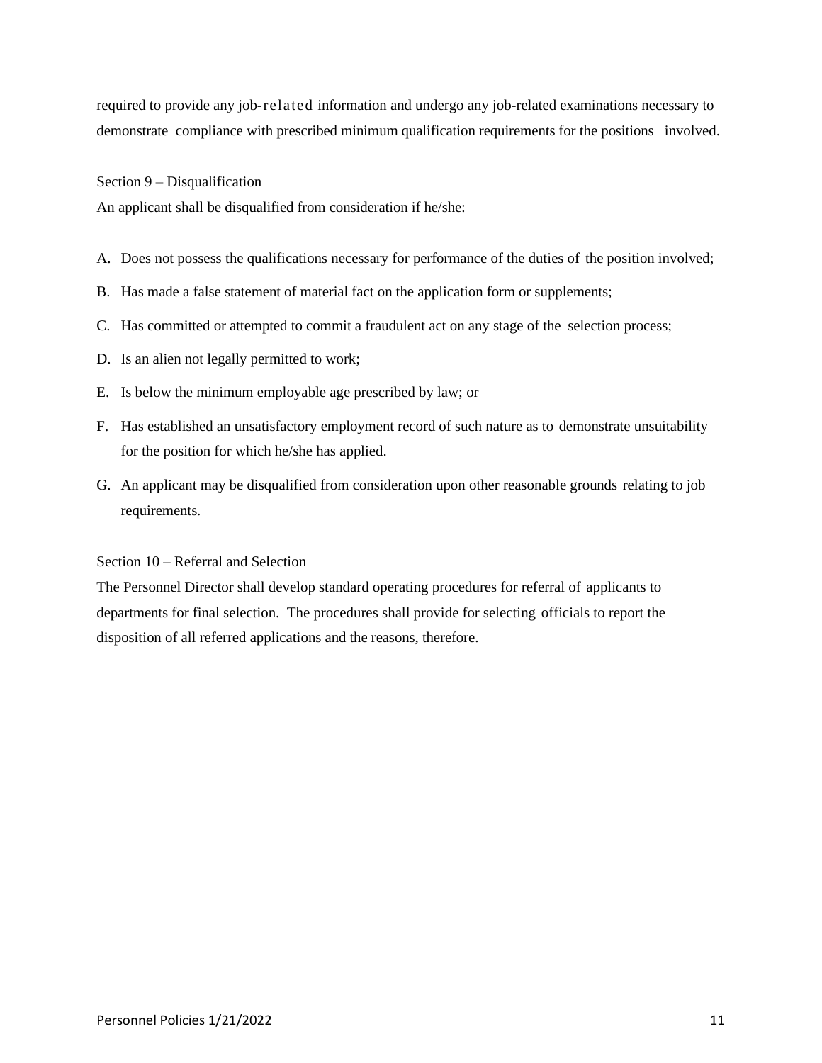required to provide any job-related information and undergo any job-related examinations necessary to demonstrate compliance with prescribed minimum qualification requirements for the positions involved.

Section 9 – Disqualification

An applicant shall be disqualified from consideration if he/she:

A. Does not possess the qualifications necessary for performance of the duties of the position involved;
B. Has made a false statement of material fact on the application form or supplements;
C. Has committed or attempted to commit a fraudulent act on any stage of the selection process;
D. Is an alien not legally permitted to work;
E. Is below the minimum employable age prescribed by law; or
F. Has established an unsatisfactory employment record of such nature as to demonstrate unsuitability for the position for which he/she has applied.
G. An applicant may be disqualified from consideration upon other reasonable grounds relating to job requirements.

Section 10 – Referral and Selection

The Personnel Director shall develop standard operating procedures for referral of applicants to departments for final selection. The procedures shall provide for selecting officials to report the disposition of all referred applications and the reasons, therefore.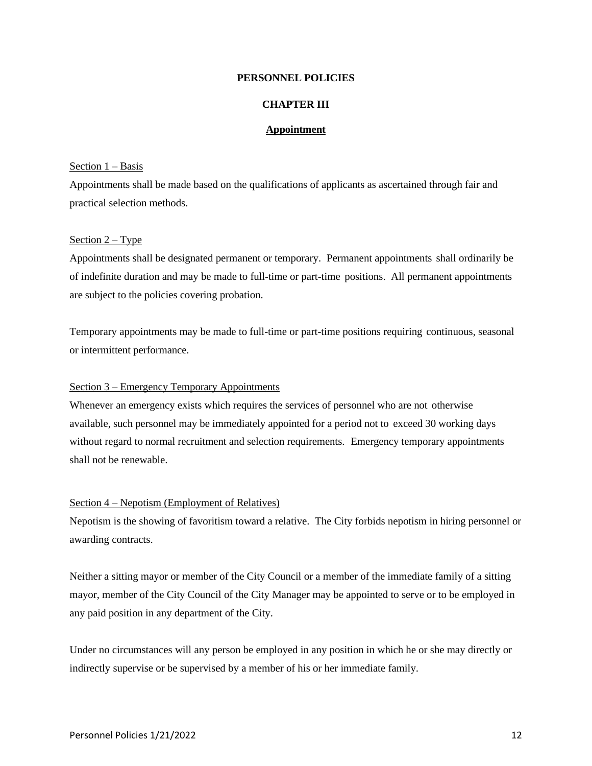# PERSONNEL POLICIES

## CHAPTER III

### Appointment

Section 1 – Basis

Appointments shall be made based on the qualifications of applicants as ascertained through fair and practical selection methods.

Section 2 – Type

Appointments shall be designated permanent or temporary. Permanent appointments shall ordinarily be of indefinite duration and may be made to full-time or part-time positions. All permanent appointments are subject to the policies covering probation.

Temporary appointments may be made to full-time or part-time positions requiring continuous, seasonal or intermittent performance.

Section 3 – Emergency Temporary Appointments

Whenever an emergency exists which requires the services of personnel who are not otherwise available, such personnel may be immediately appointed for a period not to exceed 30 working days without regard to normal recruitment and selection requirements. Emergency temporary appointments shall not be renewable.

Section 4 – Nepotism (Employment of Relatives)

Nepotism is the showing of favoritism toward a relative. The City forbids nepotism in hiring personnel or awarding contracts.

Neither a sitting mayor or member of the City Council or a member of the immediate family of a sitting mayor, member of the City Council of the City Manager may be appointed to serve or to be employed in any paid position in any department of the City.

Under no circumstances will any person be employed in any position in which he or she may directly or indirectly supervise or be supervised by a member of his or her immediate family.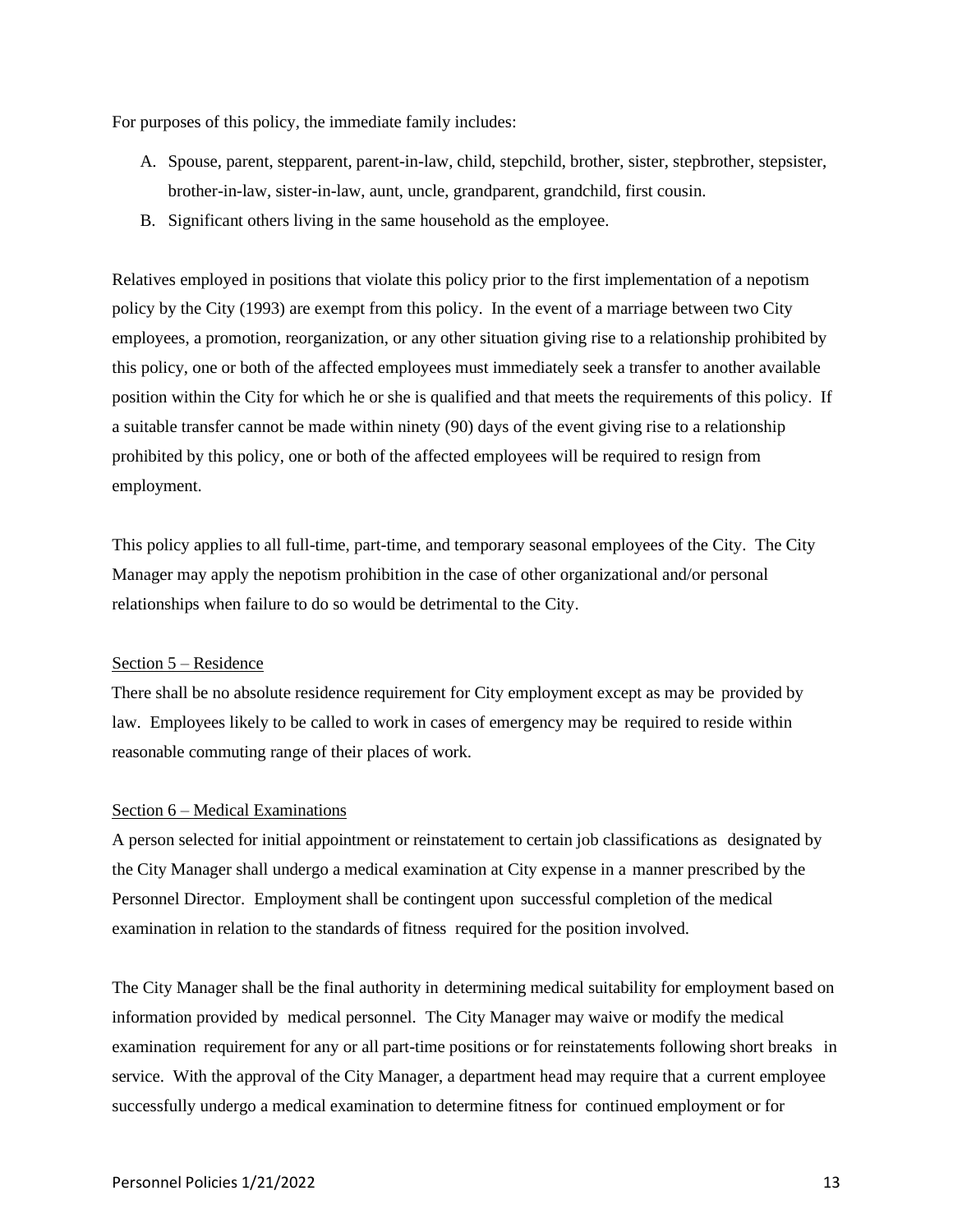For purposes of this policy, the immediate family includes:

A. Spouse, parent, stepparent, parent-in-law, child, stepchild, brother, sister, stepbrother, stepsister, brother-in-law, sister-in-law, aunt, uncle, grandparent, grandchild, first cousin.
B. Significant others living in the same household as the employee.

Relatives employed in positions that violate this policy prior to the first implementation of a nepotism policy by the City (1993) are exempt from this policy. In the event of a marriage between two City employees, a promotion, reorganization, or any other situation giving rise to a relationship prohibited by this policy, one or both of the affected employees must immediately seek a transfer to another available position within the City for which he or she is qualified and that meets the requirements of this policy. If a suitable transfer cannot be made within ninety (90) days of the event giving rise to a relationship prohibited by this policy, one or both of the affected employees will be required to resign from employment.

This policy applies to all full-time, part-time, and temporary seasonal employees of the City. The City Manager may apply the nepotism prohibition in the case of other organizational and/or personal relationships when failure to do so would be detrimental to the City.

Section 5 – Residence

There shall be no absolute residence requirement for City employment except as may be provided by law. Employees likely to be called to work in cases of emergency may be required to reside within reasonable commuting range of their places of work.

Section 6 – Medical Examinations

A person selected for initial appointment or reinstatement to certain job classifications as designated by the City Manager shall undergo a medical examination at City expense in a manner prescribed by the Personnel Director. Employment shall be contingent upon successful completion of the medical examination in relation to the standards of fitness required for the position involved.

The City Manager shall be the final authority in determining medical suitability for employment based on information provided by medical personnel. The City Manager may waive or modify the medical examination requirement for any or all part-time positions or for reinstatements following short breaks in service. With the approval of the City Manager, a department head may require that a current employee successfully undergo a medical examination to determine fitness for continued employment or for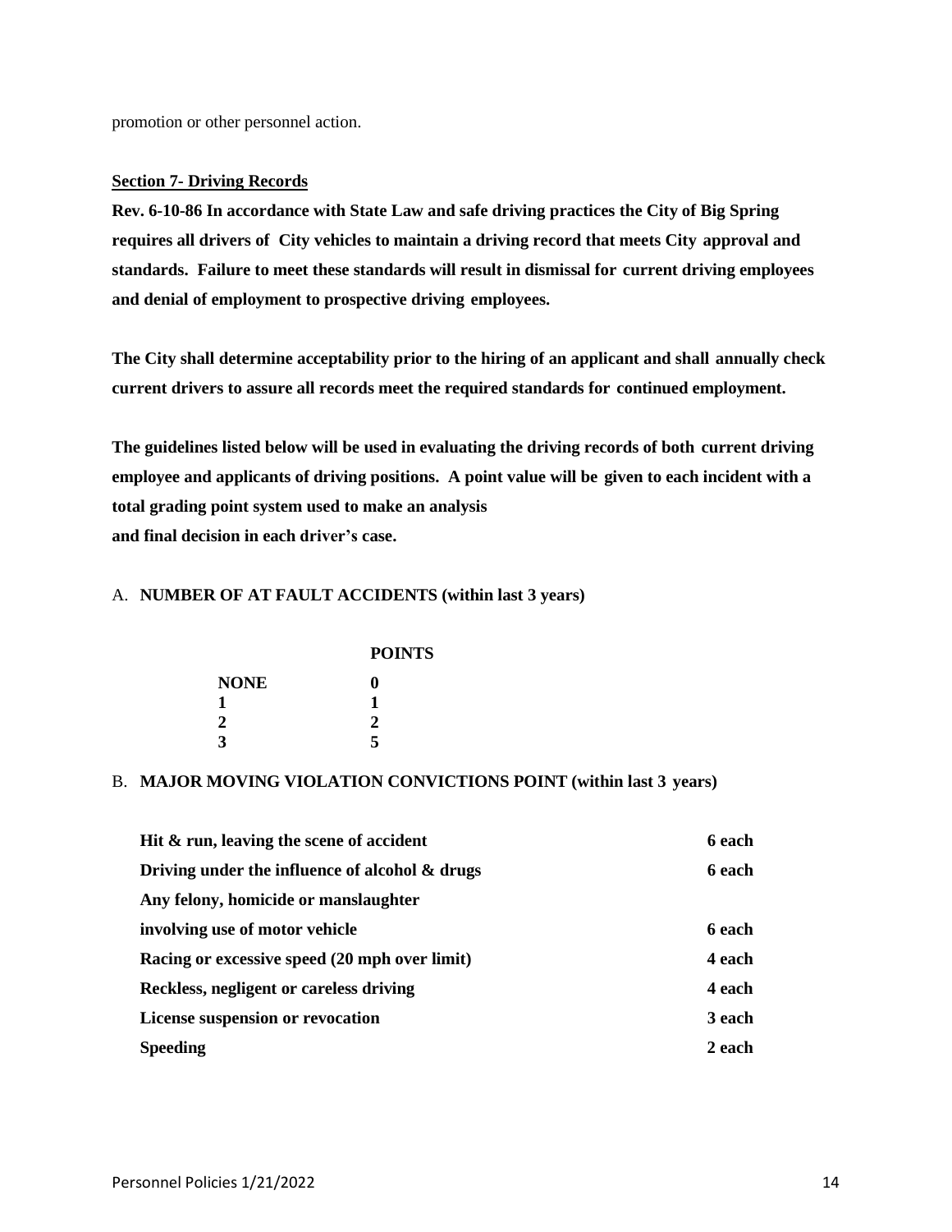promotion or other personnel action.

**Section 7- Driving Records**

**Rev. 6-10-86 In accordance with State Law and safe driving practices the City of Big Spring requires all drivers of City vehicles to maintain a driving record that meets City approval and standards. Failure to meet these standards will result in dismissal for current driving employees and denial of employment to prospective driving employees.**

**The City shall determine acceptability prior to the hiring of an applicant and shall annually check current drivers to assure all records meet the required standards for continued employment.**

**The guidelines listed below will be used in evaluating the driving records of both current driving employee and applicants of driving positions. A point value will be given to each incident with a total grading point system used to make an analysis and final decision in each driver's case.**

A. **NUMBER OF AT FAULT ACCIDENTS (within last 3 years)**

| | **POINTS** |
|---|---|
| **NONE** | **0** |
| **1** | **1** |
| **2** | **2** |
| **3** | **5** |

B. **MAJOR MOVING VIOLATION CONVICTIONS POINT (within last 3 years)**

| | |
|---|---|
| **Hit & run, leaving the scene of accident** | **6 each** |
| **Driving under the influence of alcohol & drugs** | **6 each** |
| **Any felony, homicide or manslaughter involving use of motor vehicle** | **6 each** |
| **Racing or excessive speed (20 mph over limit)** | **4 each** |
| **Reckless, negligent or careless driving** | **4 each** |
| **License suspension or revocation** | **3 each** |
| **Speeding** | **2 each** |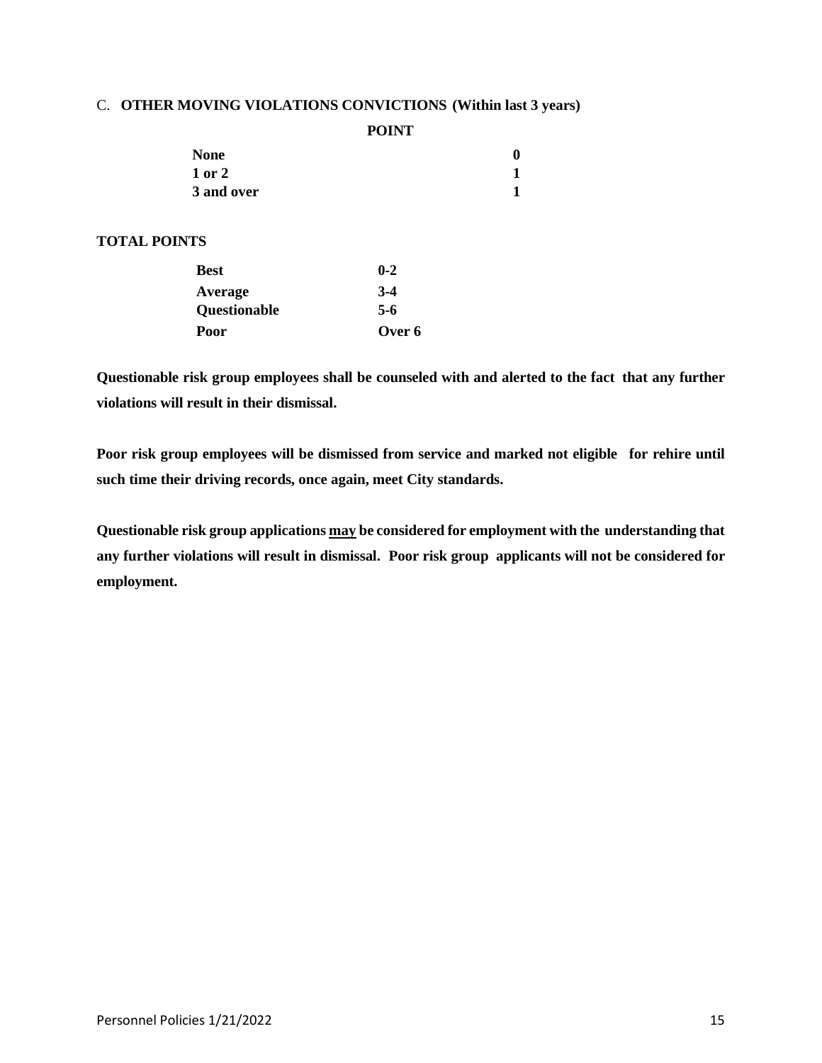C. **OTHER MOVING VIOLATIONS CONVICTIONS (Within last 3 years)**

| | **POINT** |
|---|---|
| **None** | **0** |
| **1 or 2** | **1** |
| **3 and over** | **1** |

**TOTAL POINTS**

| | |
|---|---|
| **Best** | **0-2** |
| **Average** | **3-4** |
| **Questionable** | **5-6** |
| **Poor** | **Over 6** |

**Questionable risk group employees shall be counseled with and alerted to the fact that any further violations will result in their dismissal.**

**Poor risk group employees will be dismissed from service and marked not eligible for rehire until such time their driving records, once again, meet City standards.**

**Questionable risk group applications <u>may</u> be considered for employment with the understanding that any further violations will result in dismissal. Poor risk group applicants will not be considered for employment.**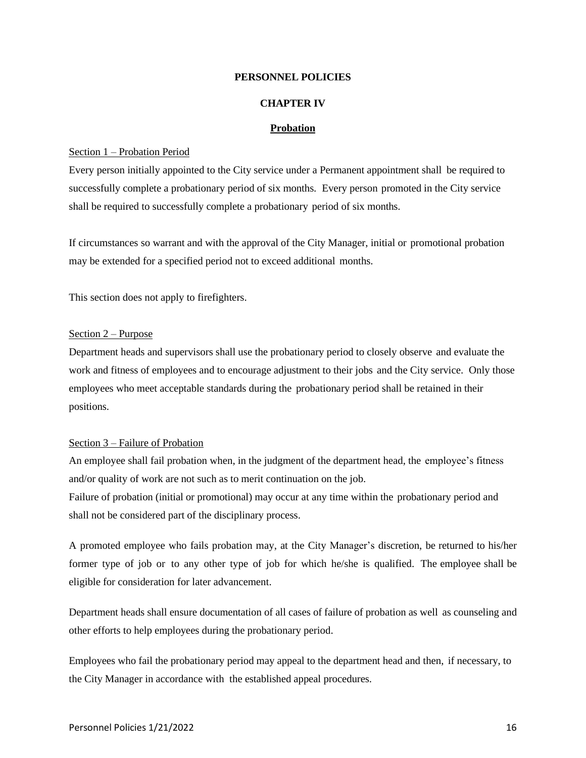**PERSONNEL POLICIES**

**CHAPTER IV**

**Probation**

Section 1 – Probation Period

Every person initially appointed to the City service under a Permanent appointment shall be required to successfully complete a probationary period of six months. Every person promoted in the City service shall be required to successfully complete a probationary period of six months.

If circumstances so warrant and with the approval of the City Manager, initial or promotional probation may be extended for a specified period not to exceed additional months.

This section does not apply to firefighters.

Section 2 – Purpose

Department heads and supervisors shall use the probationary period to closely observe and evaluate the work and fitness of employees and to encourage adjustment to their jobs and the City service. Only those employees who meet acceptable standards during the probationary period shall be retained in their positions.

Section 3 – Failure of Probation

An employee shall fail probation when, in the judgment of the department head, the employee's fitness and/or quality of work are not such as to merit continuation on the job.

Failure of probation (initial or promotional) may occur at any time within the probationary period and shall not be considered part of the disciplinary process.

A promoted employee who fails probation may, at the City Manager's discretion, be returned to his/her former type of job or to any other type of job for which he/she is qualified. The employee shall be eligible for consideration for later advancement.

Department heads shall ensure documentation of all cases of failure of probation as well as counseling and other efforts to help employees during the probationary period.

Employees who fail the probationary period may appeal to the department head and then, if necessary, to the City Manager in accordance with the established appeal procedures.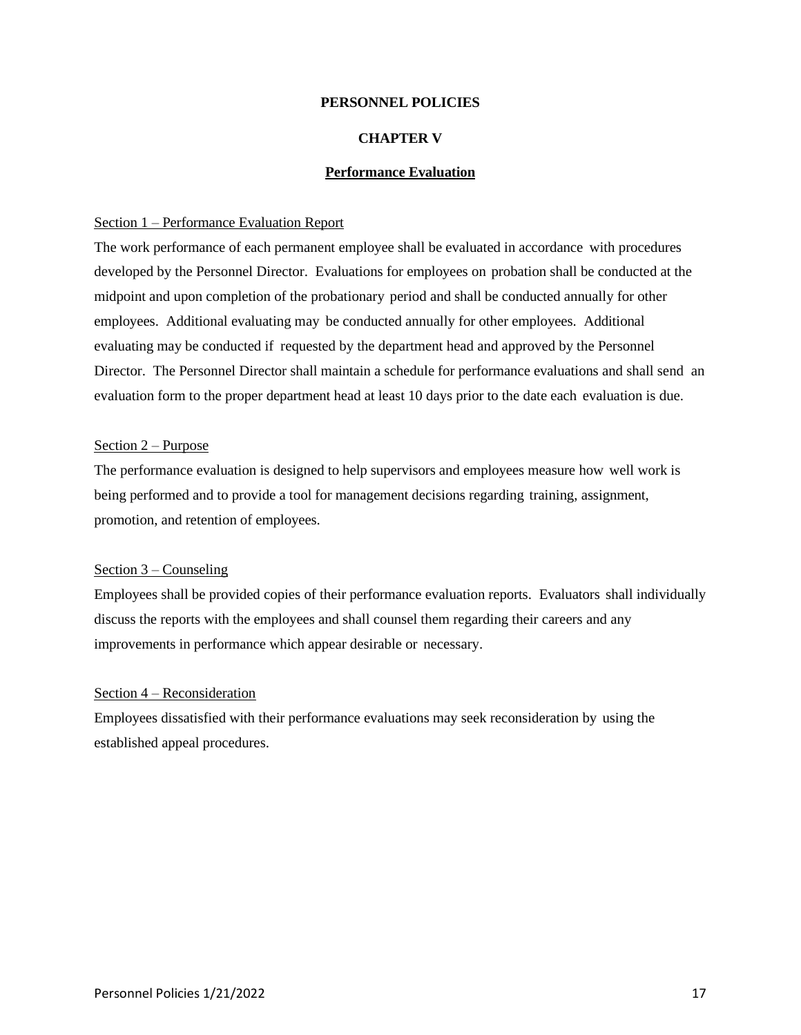**PERSONNEL POLICIES**

**CHAPTER V**

## Performance Evaluation

Section 1 – Performance Evaluation Report

The work performance of each permanent employee shall be evaluated in accordance with procedures developed by the Personnel Director. Evaluations for employees on probation shall be conducted at the midpoint and upon completion of the probationary period and shall be conducted annually for other employees. Additional evaluating may be conducted annually for other employees. Additional evaluating may be conducted if requested by the department head and approved by the Personnel Director. The Personnel Director shall maintain a schedule for performance evaluations and shall send an evaluation form to the proper department head at least 10 days prior to the date each evaluation is due.

Section 2 – Purpose

The performance evaluation is designed to help supervisors and employees measure how well work is being performed and to provide a tool for management decisions regarding training, assignment, promotion, and retention of employees.

Section 3 – Counseling

Employees shall be provided copies of their performance evaluation reports. Evaluators shall individually discuss the reports with the employees and shall counsel them regarding their careers and any improvements in performance which appear desirable or necessary.

Section 4 – Reconsideration

Employees dissatisfied with their performance evaluations may seek reconsideration by using the established appeal procedures.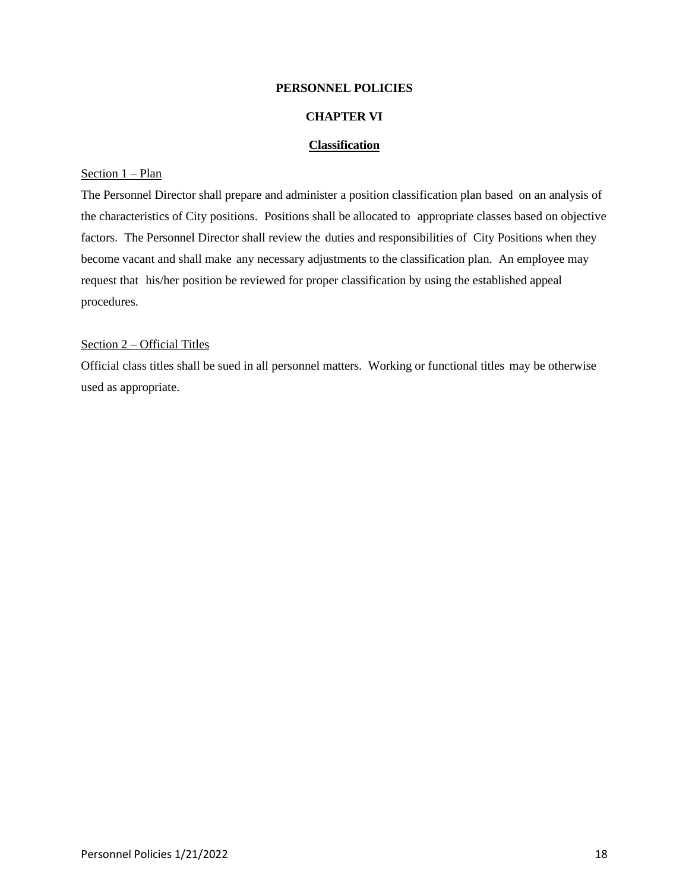**PERSONNEL POLICIES**

**CHAPTER VI**

**Classification**

Section 1 – Plan

The Personnel Director shall prepare and administer a position classification plan based on an analysis of the characteristics of City positions. Positions shall be allocated to appropriate classes based on objective factors. The Personnel Director shall review the duties and responsibilities of City Positions when they become vacant and shall make any necessary adjustments to the classification plan. An employee may request that his/her position be reviewed for proper classification by using the established appeal procedures.

Section 2 – Official Titles

Official class titles shall be sued in all personnel matters. Working or functional titles may be otherwise used as appropriate.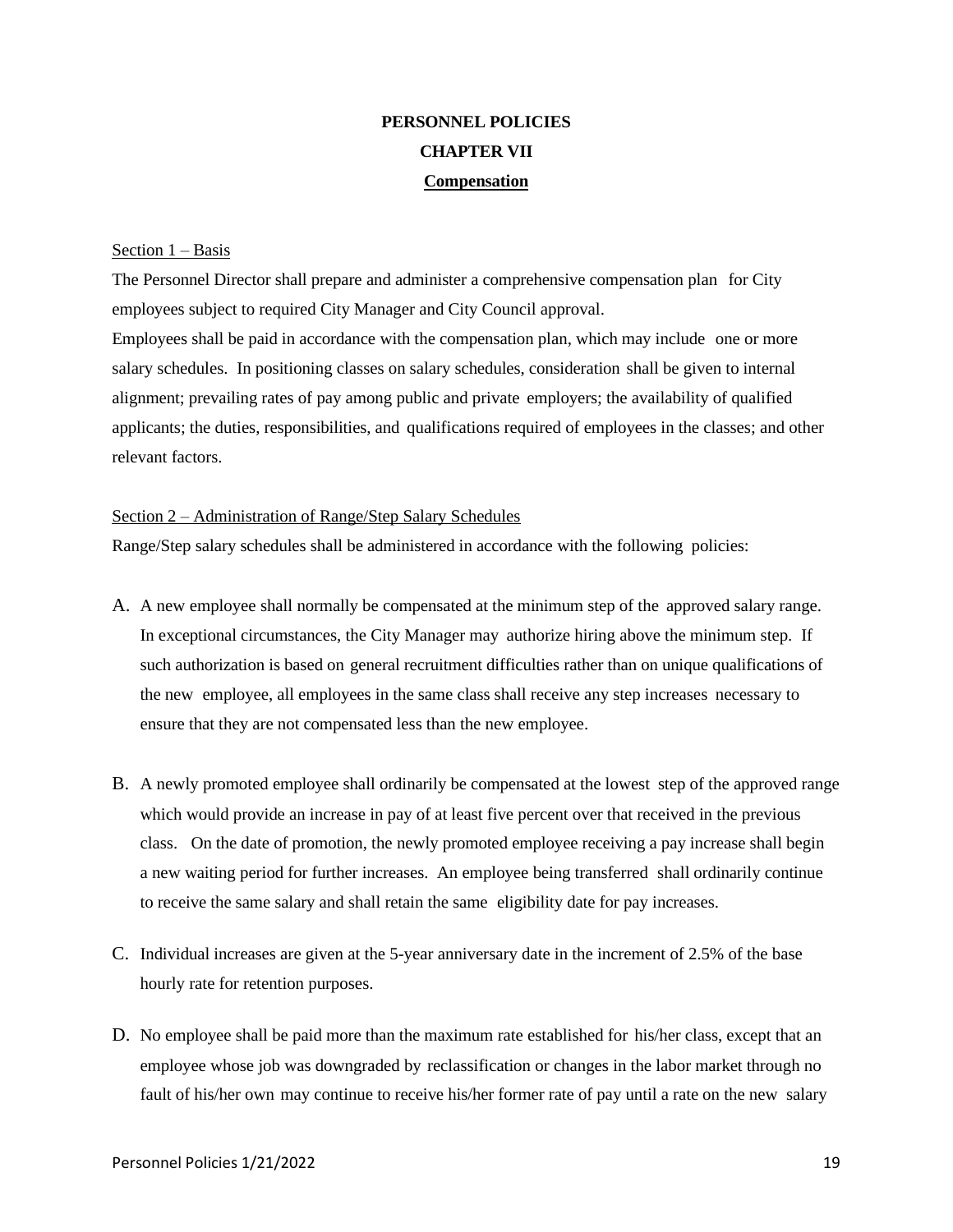# PERSONNEL POLICIES

## CHAPTER VII

## Compensation

Section 1 – Basis

The Personnel Director shall prepare and administer a comprehensive compensation plan for City employees subject to required City Manager and City Council approval.

Employees shall be paid in accordance with the compensation plan, which may include one or more salary schedules. In positioning classes on salary schedules, consideration shall be given to internal alignment; prevailing rates of pay among public and private employers; the availability of qualified applicants; the duties, responsibilities, and qualifications required of employees in the classes; and other relevant factors.

Section 2 – Administration of Range/Step Salary Schedules

Range/Step salary schedules shall be administered in accordance with the following policies:

A. A new employee shall normally be compensated at the minimum step of the approved salary range. In exceptional circumstances, the City Manager may authorize hiring above the minimum step. If such authorization is based on general recruitment difficulties rather than on unique qualifications of the new employee, all employees in the same class shall receive any step increases necessary to ensure that they are not compensated less than the new employee.

B. A newly promoted employee shall ordinarily be compensated at the lowest step of the approved range which would provide an increase in pay of at least five percent over that received in the previous class. On the date of promotion, the newly promoted employee receiving a pay increase shall begin a new waiting period for further increases. An employee being transferred shall ordinarily continue to receive the same salary and shall retain the same eligibility date for pay increases.

C. Individual increases are given at the 5-year anniversary date in the increment of 2.5% of the base hourly rate for retention purposes.

D. No employee shall be paid more than the maximum rate established for his/her class, except that an employee whose job was downgraded by reclassification or changes in the labor market through no fault of his/her own may continue to receive his/her former rate of pay until a rate on the new salary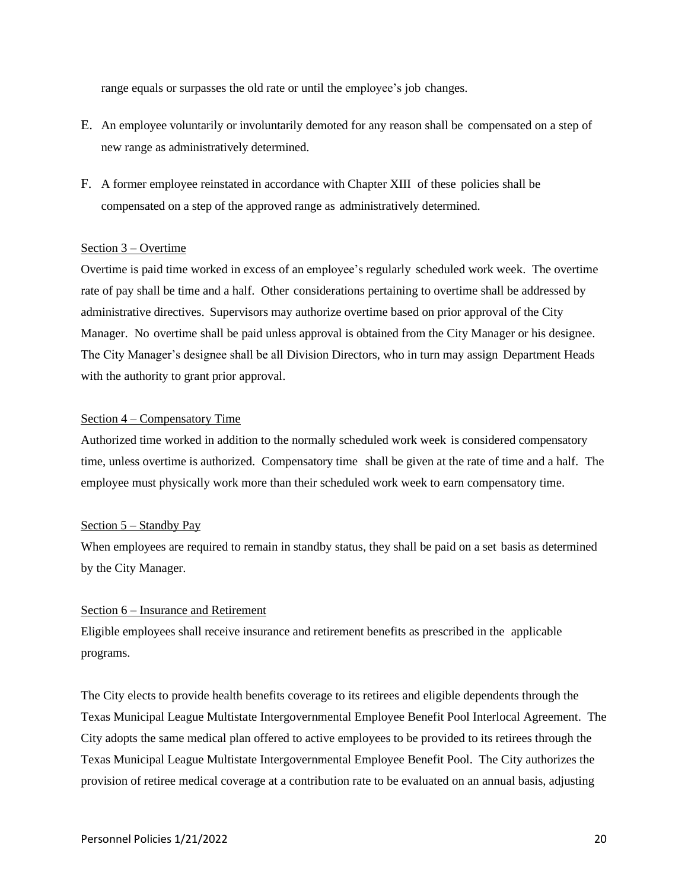range equals or surpasses the old rate or until the employee's job changes.

E. An employee voluntarily or involuntarily demoted for any reason shall be compensated on a step of new range as administratively determined.

F. A former employee reinstated in accordance with Chapter XIII of these policies shall be compensated on a step of the approved range as administratively determined.

Section 3 – Overtime

Overtime is paid time worked in excess of an employee's regularly scheduled work week. The overtime rate of pay shall be time and a half. Other considerations pertaining to overtime shall be addressed by administrative directives. Supervisors may authorize overtime based on prior approval of the City Manager. No overtime shall be paid unless approval is obtained from the City Manager or his designee. The City Manager's designee shall be all Division Directors, who in turn may assign Department Heads with the authority to grant prior approval.

Section 4 – Compensatory Time

Authorized time worked in addition to the normally scheduled work week is considered compensatory time, unless overtime is authorized. Compensatory time shall be given at the rate of time and a half. The employee must physically work more than their scheduled work week to earn compensatory time.

Section 5 – Standby Pay

When employees are required to remain in standby status, they shall be paid on a set basis as determined by the City Manager.

Section 6 – Insurance and Retirement

Eligible employees shall receive insurance and retirement benefits as prescribed in the applicable programs.

The City elects to provide health benefits coverage to its retirees and eligible dependents through the Texas Municipal League Multistate Intergovernmental Employee Benefit Pool Interlocal Agreement. The City adopts the same medical plan offered to active employees to be provided to its retirees through the Texas Municipal League Multistate Intergovernmental Employee Benefit Pool. The City authorizes the provision of retiree medical coverage at a contribution rate to be evaluated on an annual basis, adjusting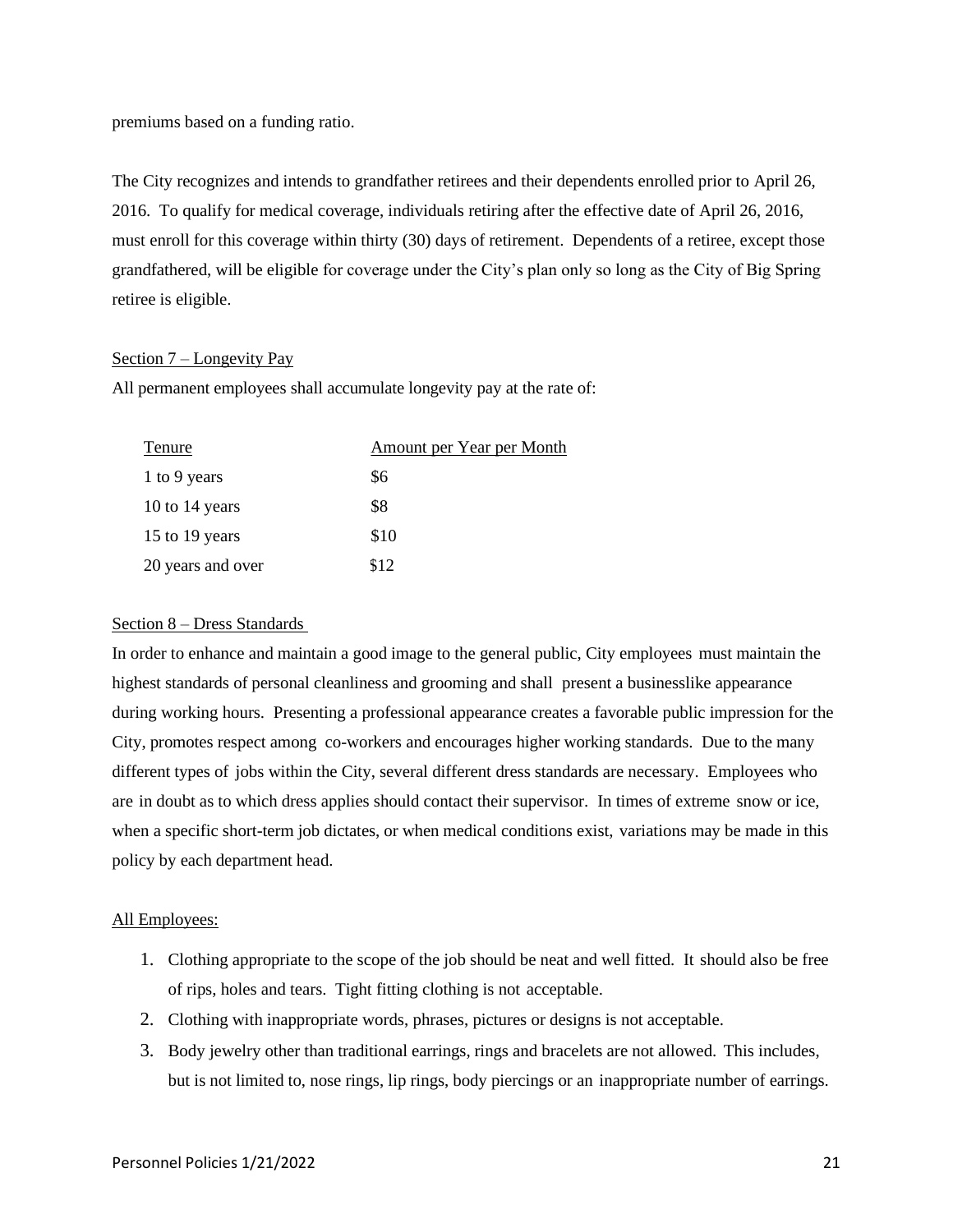premiums based on a funding ratio.

The City recognizes and intends to grandfather retirees and their dependents enrolled prior to April 26, 2016. To qualify for medical coverage, individuals retiring after the effective date of April 26, 2016, must enroll for this coverage within thirty (30) days of retirement. Dependents of a retiree, except those grandfathered, will be eligible for coverage under the City's plan only so long as the City of Big Spring retiree is eligible.

Section 7 – Longevity Pay

All permanent employees shall accumulate longevity pay at the rate of:

| Tenure | Amount per Year per Month |
|---|---|
| 1 to 9 years | $6 |
| 10 to 14 years | $8 |
| 15 to 19 years | $10 |
| 20 years and over | $12 |

Section 8 – Dress Standards

In order to enhance and maintain a good image to the general public, City employees must maintain the highest standards of personal cleanliness and grooming and shall present a businesslike appearance during working hours. Presenting a professional appearance creates a favorable public impression for the City, promotes respect among co-workers and encourages higher working standards. Due to the many different types of jobs within the City, several different dress standards are necessary. Employees who are in doubt as to which dress applies should contact their supervisor. In times of extreme snow or ice, when a specific short-term job dictates, or when medical conditions exist, variations may be made in this policy by each department head.

All Employees:

1. Clothing appropriate to the scope of the job should be neat and well fitted. It should also be free of rips, holes and tears. Tight fitting clothing is not acceptable.
2. Clothing with inappropriate words, phrases, pictures or designs is not acceptable.
3. Body jewelry other than traditional earrings, rings and bracelets are not allowed. This includes, but is not limited to, nose rings, lip rings, body piercings or an inappropriate number of earrings.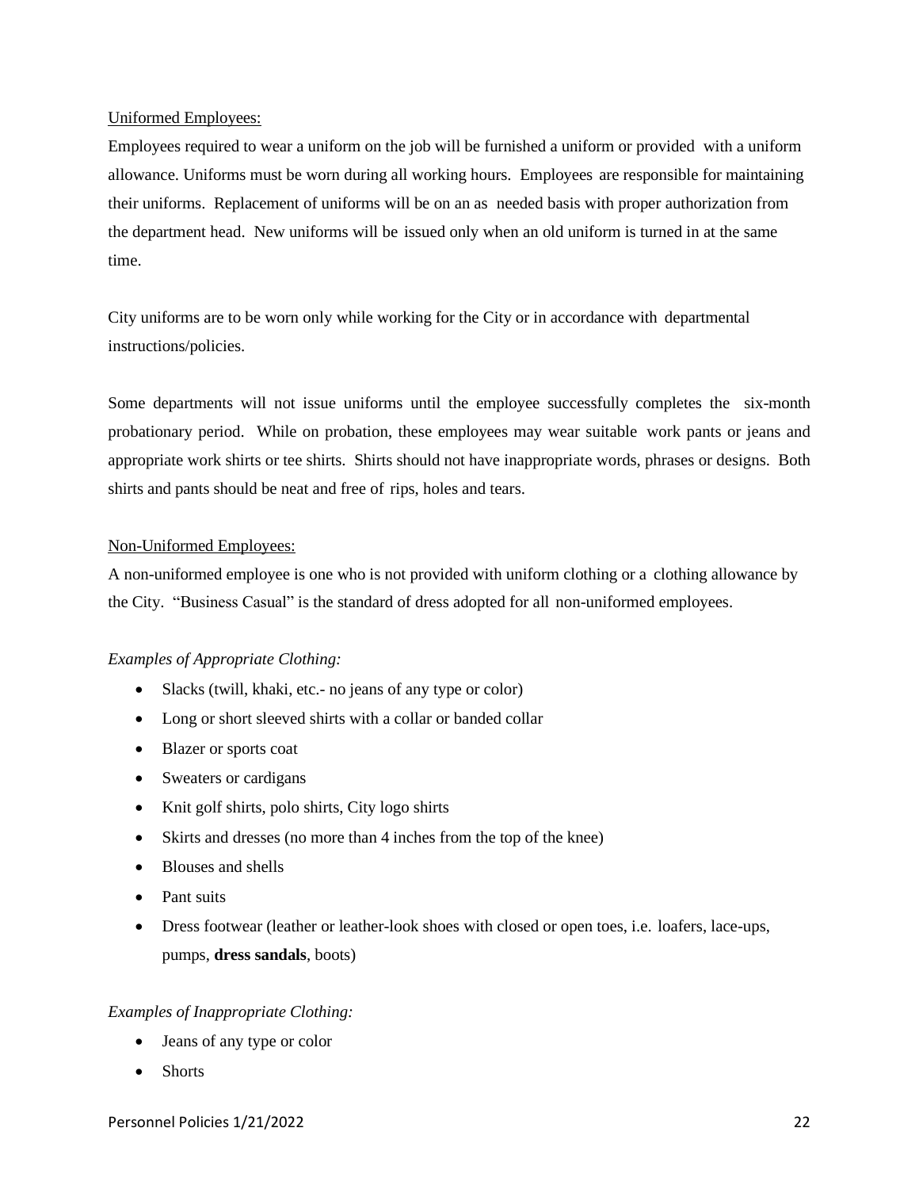<u>Uniformed Employees:</u>

Employees required to wear a uniform on the job will be furnished a uniform or provided with a uniform allowance. Uniforms must be worn during all working hours. Employees are responsible for maintaining their uniforms. Replacement of uniforms will be on an as needed basis with proper authorization from the department head. New uniforms will be issued only when an old uniform is turned in at the same time.

City uniforms are to be worn only while working for the City or in accordance with departmental instructions/policies.

Some departments will not issue uniforms until the employee successfully completes the six-month probationary period. While on probation, these employees may wear suitable work pants or jeans and appropriate work shirts or tee shirts. Shirts should not have inappropriate words, phrases or designs. Both shirts and pants should be neat and free of rips, holes and tears.

<u>Non-Uniformed Employees:</u>

A non-uniformed employee is one who is not provided with uniform clothing or a clothing allowance by the City. "Business Casual" is the standard of dress adopted for all non-uniformed employees.

*Examples of Appropriate Clothing:*

- Slacks (twill, khaki, etc.- no jeans of any type or color)
- Long or short sleeved shirts with a collar or banded collar
- Blazer or sports coat
- Sweaters or cardigans
- Knit golf shirts, polo shirts, City logo shirts
- Skirts and dresses (no more than 4 inches from the top of the knee)
- Blouses and shells
- Pant suits
- Dress footwear (leather or leather-look shoes with closed or open toes, i.e. loafers, lace-ups, pumps, **dress sandals**, boots)

*Examples of Inappropriate Clothing:*

- Jeans of any type or color
- Shorts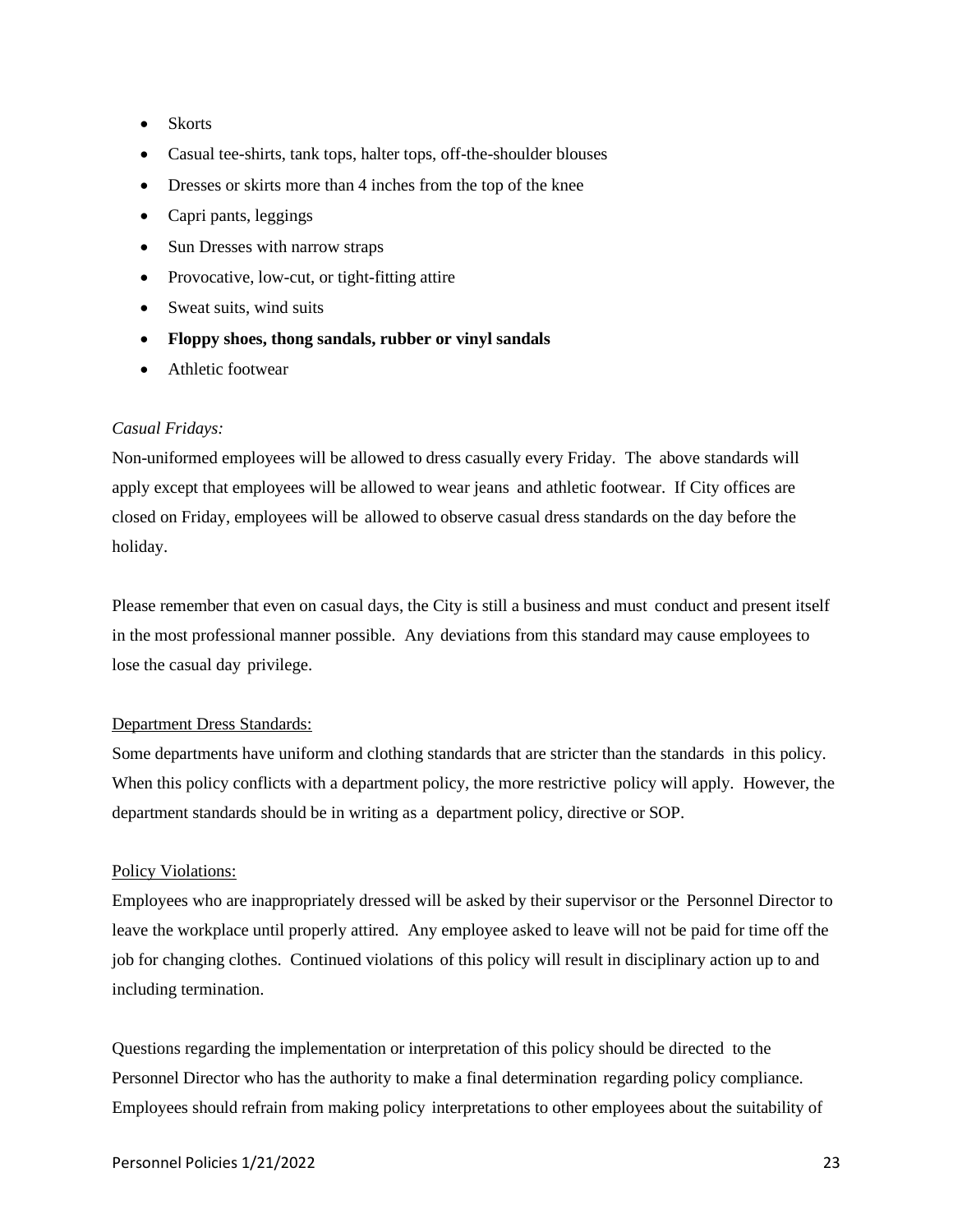- Skorts
- Casual tee-shirts, tank tops, halter tops, off-the-shoulder blouses
- Dresses or skirts more than 4 inches from the top of the knee
- Capri pants, leggings
- Sun Dresses with narrow straps
- Provocative, low-cut, or tight-fitting attire
- Sweat suits, wind suits
- **Floppy shoes, thong sandals, rubber or vinyl sandals**
- Athletic footwear

*Casual Fridays:*

Non-uniformed employees will be allowed to dress casually every Friday. The above standards will apply except that employees will be allowed to wear jeans and athletic footwear. If City offices are closed on Friday, employees will be allowed to observe casual dress standards on the day before the holiday.

Please remember that even on casual days, the City is still a business and must conduct and present itself in the most professional manner possible. Any deviations from this standard may cause employees to lose the casual day privilege.

<u>Department Dress Standards:</u>

Some departments have uniform and clothing standards that are stricter than the standards in this policy. When this policy conflicts with a department policy, the more restrictive policy will apply. However, the department standards should be in writing as a department policy, directive or SOP.

<u>Policy Violations:</u>

Employees who are inappropriately dressed will be asked by their supervisor or the Personnel Director to leave the workplace until properly attired. Any employee asked to leave will not be paid for time off the job for changing clothes. Continued violations of this policy will result in disciplinary action up to and including termination.

Questions regarding the implementation or interpretation of this policy should be directed to the Personnel Director who has the authority to make a final determination regarding policy compliance. Employees should refrain from making policy interpretations to other employees about the suitability of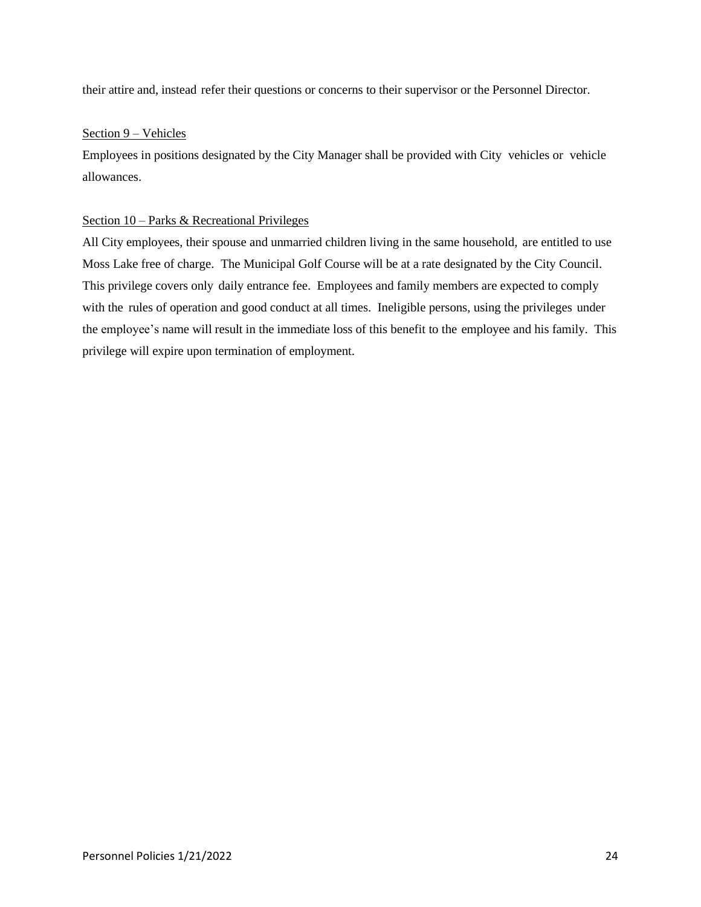their attire and, instead refer their questions or concerns to their supervisor or the Personnel Director.

Section 9 – Vehicles

Employees in positions designated by the City Manager shall be provided with City vehicles or vehicle allowances.

Section 10 – Parks & Recreational Privileges

All City employees, their spouse and unmarried children living in the same household, are entitled to use Moss Lake free of charge. The Municipal Golf Course will be at a rate designated by the City Council. This privilege covers only daily entrance fee. Employees and family members are expected to comply with the rules of operation and good conduct at all times. Ineligible persons, using the privileges under the employee's name will result in the immediate loss of this benefit to the employee and his family. This privilege will expire upon termination of employment.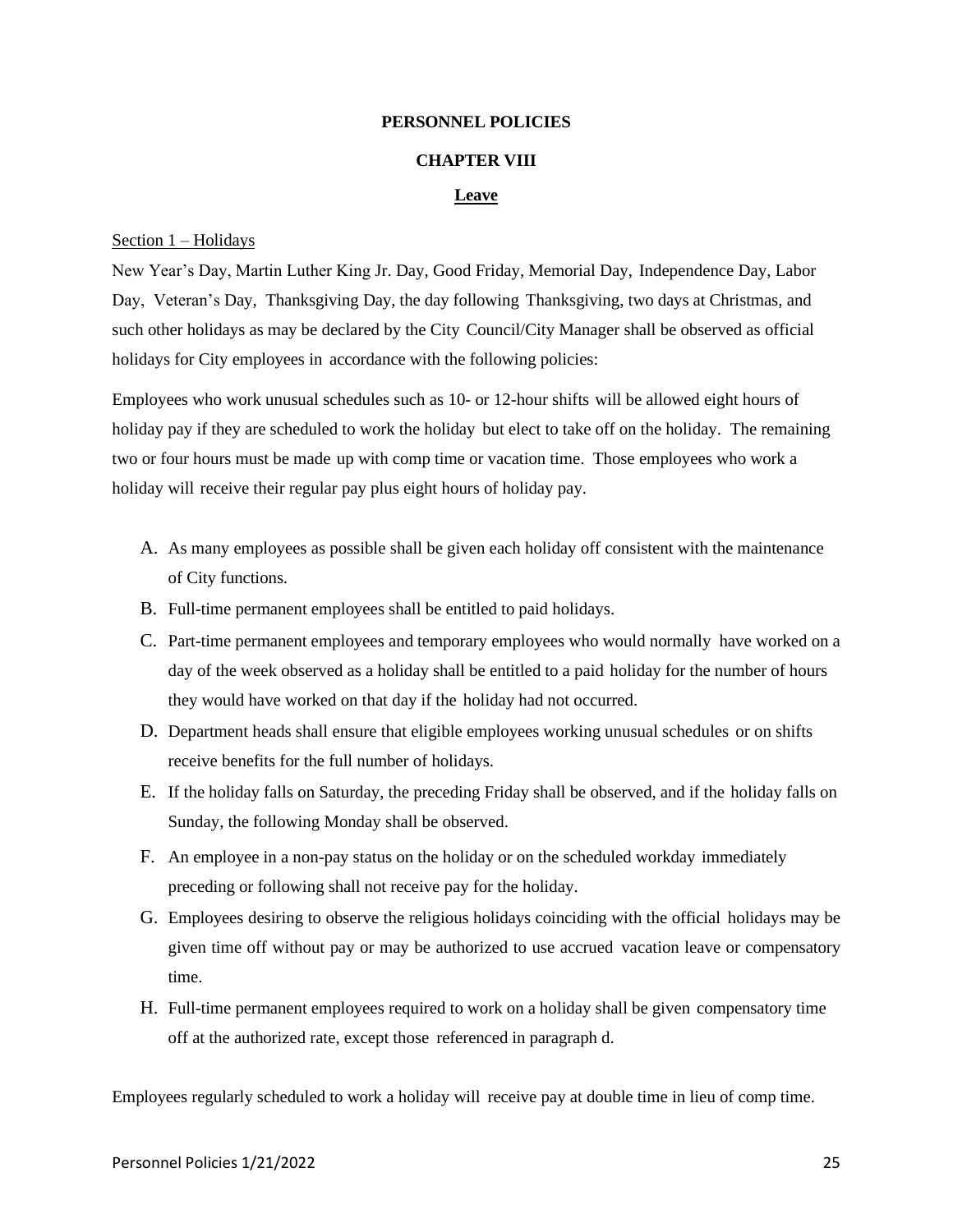# PERSONNEL POLICIES

## CHAPTER VIII

## Leave

Section 1 – Holidays

New Year's Day, Martin Luther King Jr. Day, Good Friday, Memorial Day, Independence Day, Labor Day, Veteran's Day, Thanksgiving Day, the day following Thanksgiving, two days at Christmas, and such other holidays as may be declared by the City Council/City Manager shall be observed as official holidays for City employees in accordance with the following policies:

Employees who work unusual schedules such as 10- or 12-hour shifts will be allowed eight hours of holiday pay if they are scheduled to work the holiday but elect to take off on the holiday. The remaining two or four hours must be made up with comp time or vacation time. Those employees who work a holiday will receive their regular pay plus eight hours of holiday pay.

A. As many employees as possible shall be given each holiday off consistent with the maintenance of City functions.

B. Full-time permanent employees shall be entitled to paid holidays.

C. Part-time permanent employees and temporary employees who would normally have worked on a day of the week observed as a holiday shall be entitled to a paid holiday for the number of hours they would have worked on that day if the holiday had not occurred.

D. Department heads shall ensure that eligible employees working unusual schedules or on shifts receive benefits for the full number of holidays.

E. If the holiday falls on Saturday, the preceding Friday shall be observed, and if the holiday falls on Sunday, the following Monday shall be observed.

F. An employee in a non-pay status on the holiday or on the scheduled workday immediately preceding or following shall not receive pay for the holiday.

G. Employees desiring to observe the religious holidays coinciding with the official holidays may be given time off without pay or may be authorized to use accrued vacation leave or compensatory time.

H. Full-time permanent employees required to work on a holiday shall be given compensatory time off at the authorized rate, except those referenced in paragraph d.

Employees regularly scheduled to work a holiday will receive pay at double time in lieu of comp time.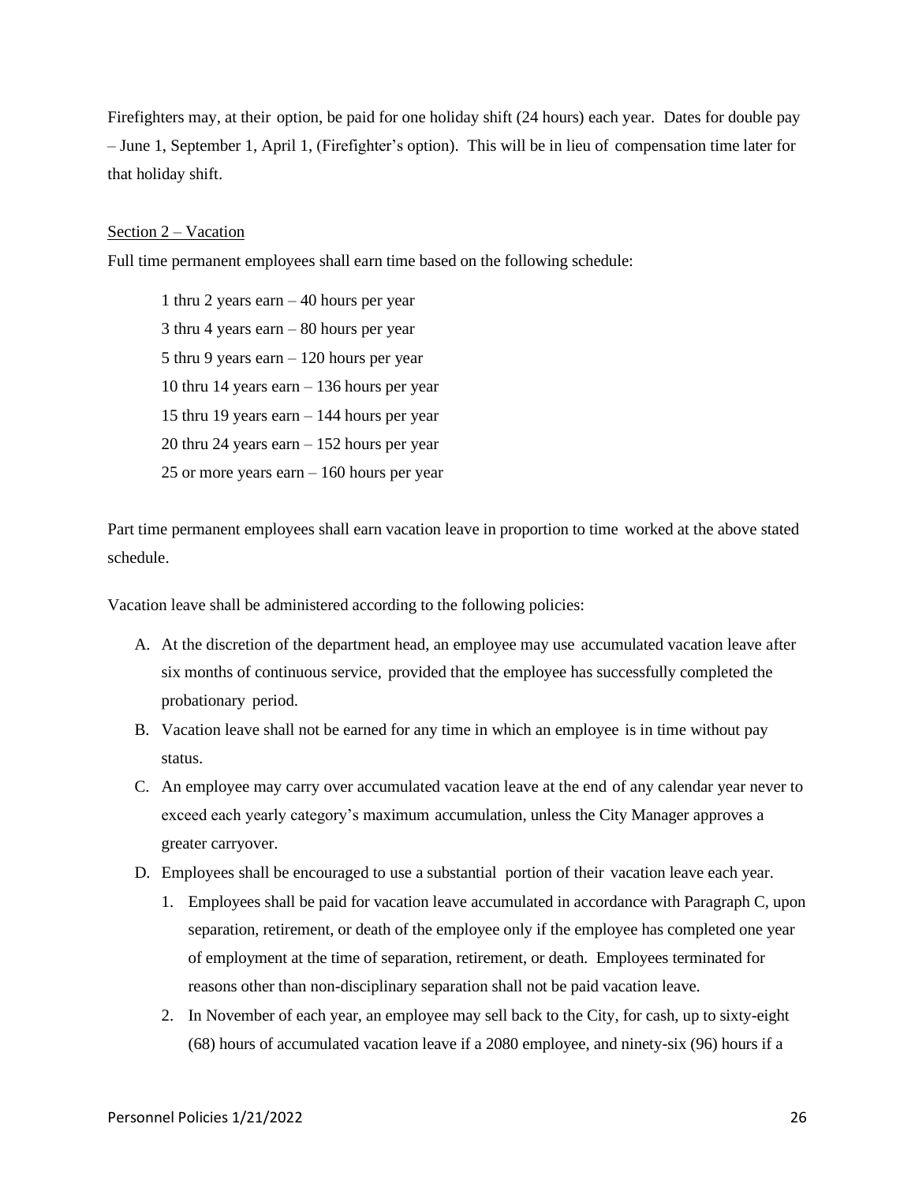Firefighters may, at their option, be paid for one holiday shift (24 hours) each year. Dates for double pay – June 1, September 1, April 1, (Firefighter's option). This will be in lieu of compensation time later for that holiday shift.

Section 2 – Vacation

Full time permanent employees shall earn time based on the following schedule:

1 thru 2 years earn – 40 hours per year
3 thru 4 years earn – 80 hours per year
5 thru 9 years earn – 120 hours per year
10 thru 14 years earn – 136 hours per year
15 thru 19 years earn – 144 hours per year
20 thru 24 years earn – 152 hours per year
25 or more years earn – 160 hours per year

Part time permanent employees shall earn vacation leave in proportion to time worked at the above stated schedule.

Vacation leave shall be administered according to the following policies:

A. At the discretion of the department head, an employee may use accumulated vacation leave after six months of continuous service, provided that the employee has successfully completed the probationary period.
B. Vacation leave shall not be earned for any time in which an employee is in time without pay status.
C. An employee may carry over accumulated vacation leave at the end of any calendar year never to exceed each yearly category's maximum accumulation, unless the City Manager approves a greater carryover.
D. Employees shall be encouraged to use a substantial portion of their vacation leave each year.
    1. Employees shall be paid for vacation leave accumulated in accordance with Paragraph C, upon separation, retirement, or death of the employee only if the employee has completed one year of employment at the time of separation, retirement, or death. Employees terminated for reasons other than non-disciplinary separation shall not be paid vacation leave.
    2. In November of each year, an employee may sell back to the City, for cash, up to sixty-eight (68) hours of accumulated vacation leave if a 2080 employee, and ninety-six (96) hours if a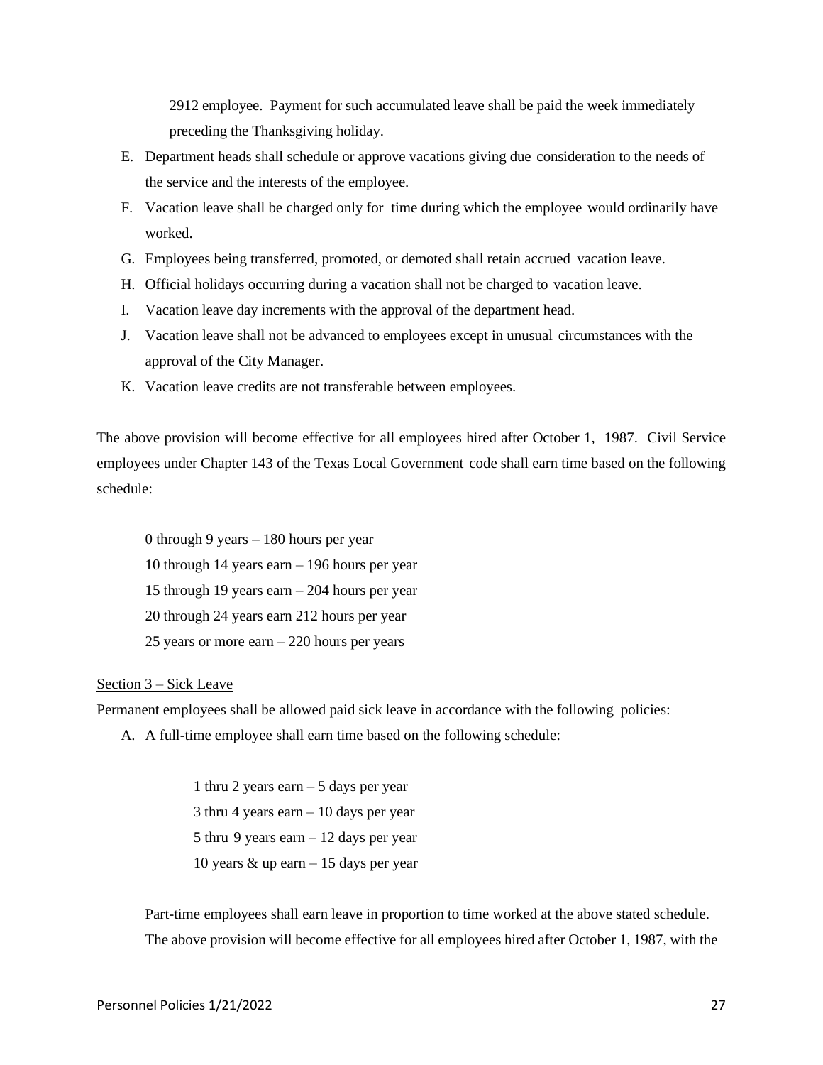2912 employee. Payment for such accumulated leave shall be paid the week immediately preceding the Thanksgiving holiday.

E. Department heads shall schedule or approve vacations giving due consideration to the needs of the service and the interests of the employee.
F. Vacation leave shall be charged only for time during which the employee would ordinarily have worked.
G. Employees being transferred, promoted, or demoted shall retain accrued vacation leave.
H. Official holidays occurring during a vacation shall not be charged to vacation leave.
I. Vacation leave day increments with the approval of the department head.
J. Vacation leave shall not be advanced to employees except in unusual circumstances with the approval of the City Manager.
K. Vacation leave credits are not transferable between employees.

The above provision will become effective for all employees hired after October 1, 1987. Civil Service employees under Chapter 143 of the Texas Local Government code shall earn time based on the following schedule:

0 through 9 years – 180 hours per year
10 through 14 years earn – 196 hours per year
15 through 19 years earn – 204 hours per year
20 through 24 years earn 212 hours per year
25 years or more earn – 220 hours per years

Section 3 – Sick Leave

Permanent employees shall be allowed paid sick leave in accordance with the following policies:

A. A full-time employee shall earn time based on the following schedule:

   1 thru 2 years earn – 5 days per year
   3 thru 4 years earn – 10 days per year
   5 thru 9 years earn – 12 days per year
   10 years & up earn – 15 days per year

   Part-time employees shall earn leave in proportion to time worked at the above stated schedule. The above provision will become effective for all employees hired after October 1, 1987, with the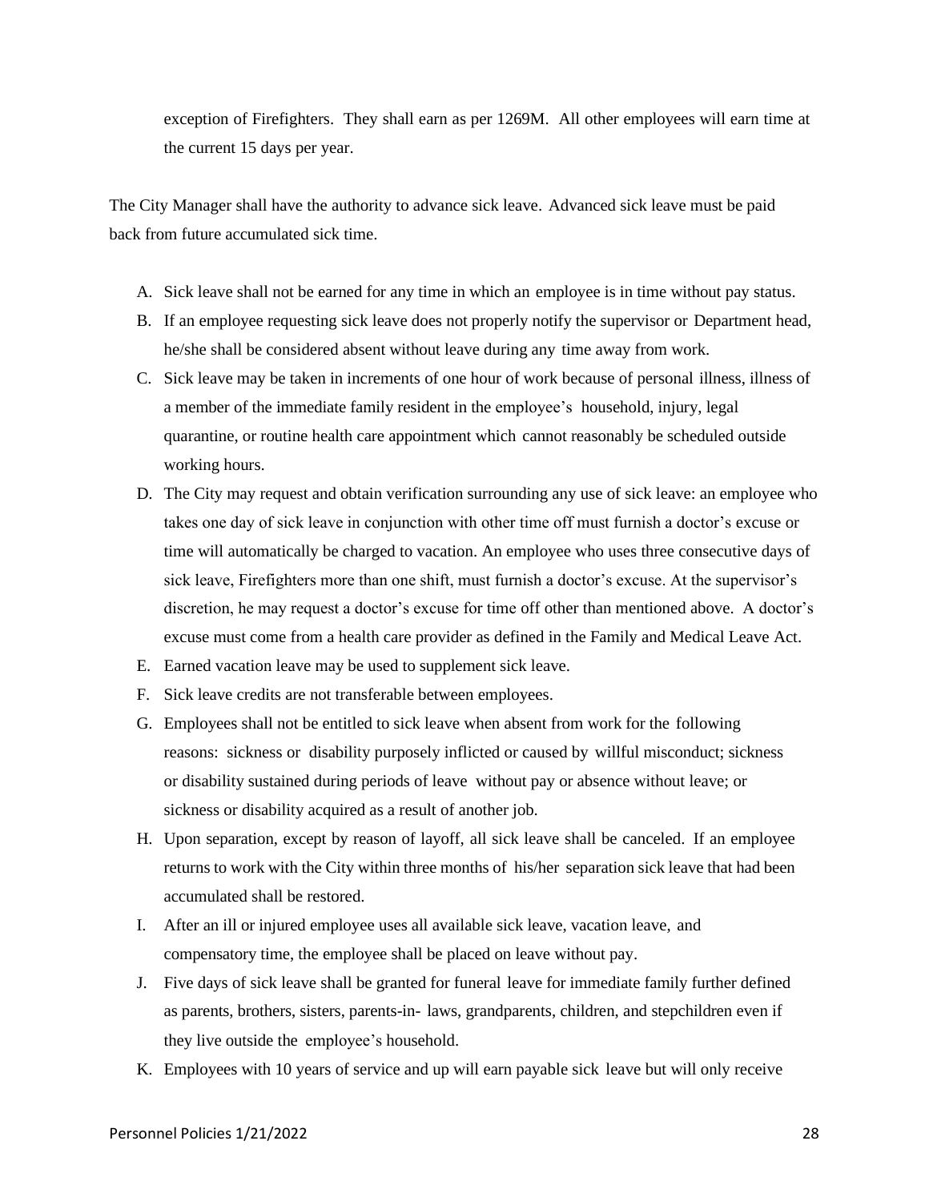exception of Firefighters. They shall earn as per 1269M. All other employees will earn time at the current 15 days per year.

The City Manager shall have the authority to advance sick leave. Advanced sick leave must be paid back from future accumulated sick time.

A. Sick leave shall not be earned for any time in which an employee is in time without pay status.
B. If an employee requesting sick leave does not properly notify the supervisor or Department head, he/she shall be considered absent without leave during any time away from work.
C. Sick leave may be taken in increments of one hour of work because of personal illness, illness of a member of the immediate family resident in the employee's household, injury, legal quarantine, or routine health care appointment which cannot reasonably be scheduled outside working hours.
D. The City may request and obtain verification surrounding any use of sick leave: an employee who takes one day of sick leave in conjunction with other time off must furnish a doctor's excuse or time will automatically be charged to vacation. An employee who uses three consecutive days of sick leave, Firefighters more than one shift, must furnish a doctor's excuse. At the supervisor's discretion, he may request a doctor's excuse for time off other than mentioned above. A doctor's excuse must come from a health care provider as defined in the Family and Medical Leave Act.
E. Earned vacation leave may be used to supplement sick leave.
F. Sick leave credits are not transferable between employees.
G. Employees shall not be entitled to sick leave when absent from work for the following reasons: sickness or disability purposely inflicted or caused by willful misconduct; sickness or disability sustained during periods of leave without pay or absence without leave; or sickness or disability acquired as a result of another job.
H. Upon separation, except by reason of layoff, all sick leave shall be canceled. If an employee returns to work with the City within three months of his/her separation sick leave that had been accumulated shall be restored.
I. After an ill or injured employee uses all available sick leave, vacation leave, and compensatory time, the employee shall be placed on leave without pay.
J. Five days of sick leave shall be granted for funeral leave for immediate family further defined as parents, brothers, sisters, parents-in- laws, grandparents, children, and stepchildren even if they live outside the employee's household.
K. Employees with 10 years of service and up will earn payable sick leave but will only receive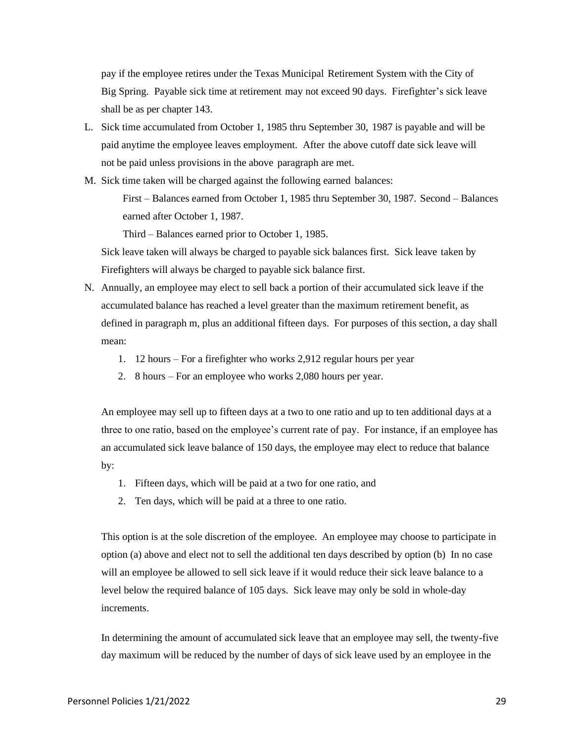pay if the employee retires under the Texas Municipal Retirement System with the City of Big Spring. Payable sick time at retirement may not exceed 90 days. Firefighter's sick leave shall be as per chapter 143.

L. Sick time accumulated from October 1, 1985 thru September 30, 1987 is payable and will be paid anytime the employee leaves employment. After the above cutoff date sick leave will not be paid unless provisions in the above paragraph are met.

M. Sick time taken will be charged against the following earned balances:

   First – Balances earned from October 1, 1985 thru September 30, 1987. Second – Balances earned after October 1, 1987.

   Third – Balances earned prior to October 1, 1985.

   Sick leave taken will always be charged to payable sick balances first. Sick leave taken by Firefighters will always be charged to payable sick balance first.

N. Annually, an employee may elect to sell back a portion of their accumulated sick leave if the accumulated balance has reached a level greater than the maximum retirement benefit, as defined in paragraph m, plus an additional fifteen days. For purposes of this section, a day shall mean:

   1. 12 hours – For a firefighter who works 2,912 regular hours per year
   2. 8 hours – For an employee who works 2,080 hours per year.

   An employee may sell up to fifteen days at a two to one ratio and up to ten additional days at a three to one ratio, based on the employee's current rate of pay. For instance, if an employee has an accumulated sick leave balance of 150 days, the employee may elect to reduce that balance by:

   1. Fifteen days, which will be paid at a two for one ratio, and
   2. Ten days, which will be paid at a three to one ratio.

   This option is at the sole discretion of the employee. An employee may choose to participate in option (a) above and elect not to sell the additional ten days described by option (b) In no case will an employee be allowed to sell sick leave if it would reduce their sick leave balance to a level below the required balance of 105 days. Sick leave may only be sold in whole-day increments.

   In determining the amount of accumulated sick leave that an employee may sell, the twenty-five day maximum will be reduced by the number of days of sick leave used by an employee in the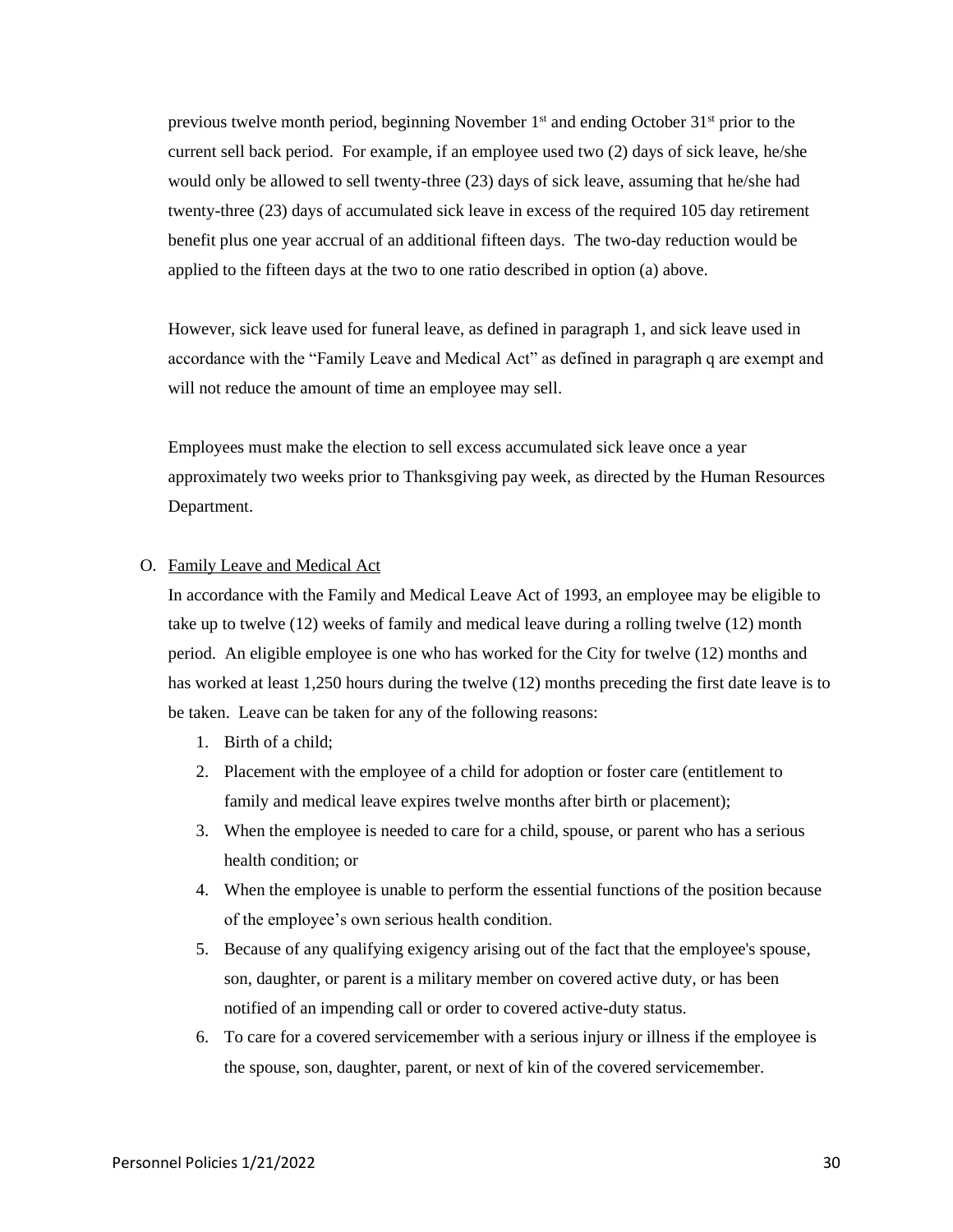previous twelve month period, beginning November 1st and ending October 31st prior to the current sell back period. For example, if an employee used two (2) days of sick leave, he/she would only be allowed to sell twenty-three (23) days of sick leave, assuming that he/she had twenty-three (23) days of accumulated sick leave in excess of the required 105 day retirement benefit plus one year accrual of an additional fifteen days. The two-day reduction would be applied to the fifteen days at the two to one ratio described in option (a) above.

However, sick leave used for funeral leave, as defined in paragraph 1, and sick leave used in accordance with the "Family Leave and Medical Act" as defined in paragraph q are exempt and will not reduce the amount of time an employee may sell.

Employees must make the election to sell excess accumulated sick leave once a year approximately two weeks prior to Thanksgiving pay week, as directed by the Human Resources Department.

O. <u>Family Leave and Medical Act</u>

In accordance with the Family and Medical Leave Act of 1993, an employee may be eligible to take up to twelve (12) weeks of family and medical leave during a rolling twelve (12) month period. An eligible employee is one who has worked for the City for twelve (12) months and has worked at least 1,250 hours during the twelve (12) months preceding the first date leave is to be taken. Leave can be taken for any of the following reasons:

1. Birth of a child;
2. Placement with the employee of a child for adoption or foster care (entitlement to family and medical leave expires twelve months after birth or placement);
3. When the employee is needed to care for a child, spouse, or parent who has a serious health condition; or
4. When the employee is unable to perform the essential functions of the position because of the employee's own serious health condition.
5. Because of any qualifying exigency arising out of the fact that the employee's spouse, son, daughter, or parent is a military member on covered active duty, or has been notified of an impending call or order to covered active-duty status.
6. To care for a covered servicemember with a serious injury or illness if the employee is the spouse, son, daughter, parent, or next of kin of the covered servicemember.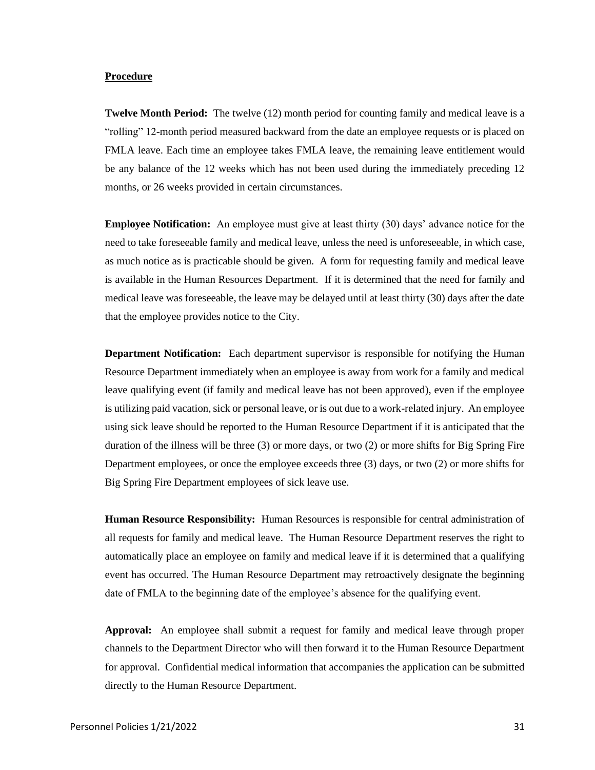**Procedure**

**Twelve Month Period:** The twelve (12) month period for counting family and medical leave is a "rolling" 12-month period measured backward from the date an employee requests or is placed on FMLA leave. Each time an employee takes FMLA leave, the remaining leave entitlement would be any balance of the 12 weeks which has not been used during the immediately preceding 12 months, or 26 weeks provided in certain circumstances.

**Employee Notification:** An employee must give at least thirty (30) days' advance notice for the need to take foreseeable family and medical leave, unless the need is unforeseeable, in which case, as much notice as is practicable should be given. A form for requesting family and medical leave is available in the Human Resources Department. If it is determined that the need for family and medical leave was foreseeable, the leave may be delayed until at least thirty (30) days after the date that the employee provides notice to the City.

**Department Notification:** Each department supervisor is responsible for notifying the Human Resource Department immediately when an employee is away from work for a family and medical leave qualifying event (if family and medical leave has not been approved), even if the employee is utilizing paid vacation, sick or personal leave, or is out due to a work-related injury. An employee using sick leave should be reported to the Human Resource Department if it is anticipated that the duration of the illness will be three (3) or more days, or two (2) or more shifts for Big Spring Fire Department employees, or once the employee exceeds three (3) days, or two (2) or more shifts for Big Spring Fire Department employees of sick leave use.

**Human Resource Responsibility:** Human Resources is responsible for central administration of all requests for family and medical leave. The Human Resource Department reserves the right to automatically place an employee on family and medical leave if it is determined that a qualifying event has occurred. The Human Resource Department may retroactively designate the beginning date of FMLA to the beginning date of the employee's absence for the qualifying event.

**Approval:** An employee shall submit a request for family and medical leave through proper channels to the Department Director who will then forward it to the Human Resource Department for approval. Confidential medical information that accompanies the application can be submitted directly to the Human Resource Department.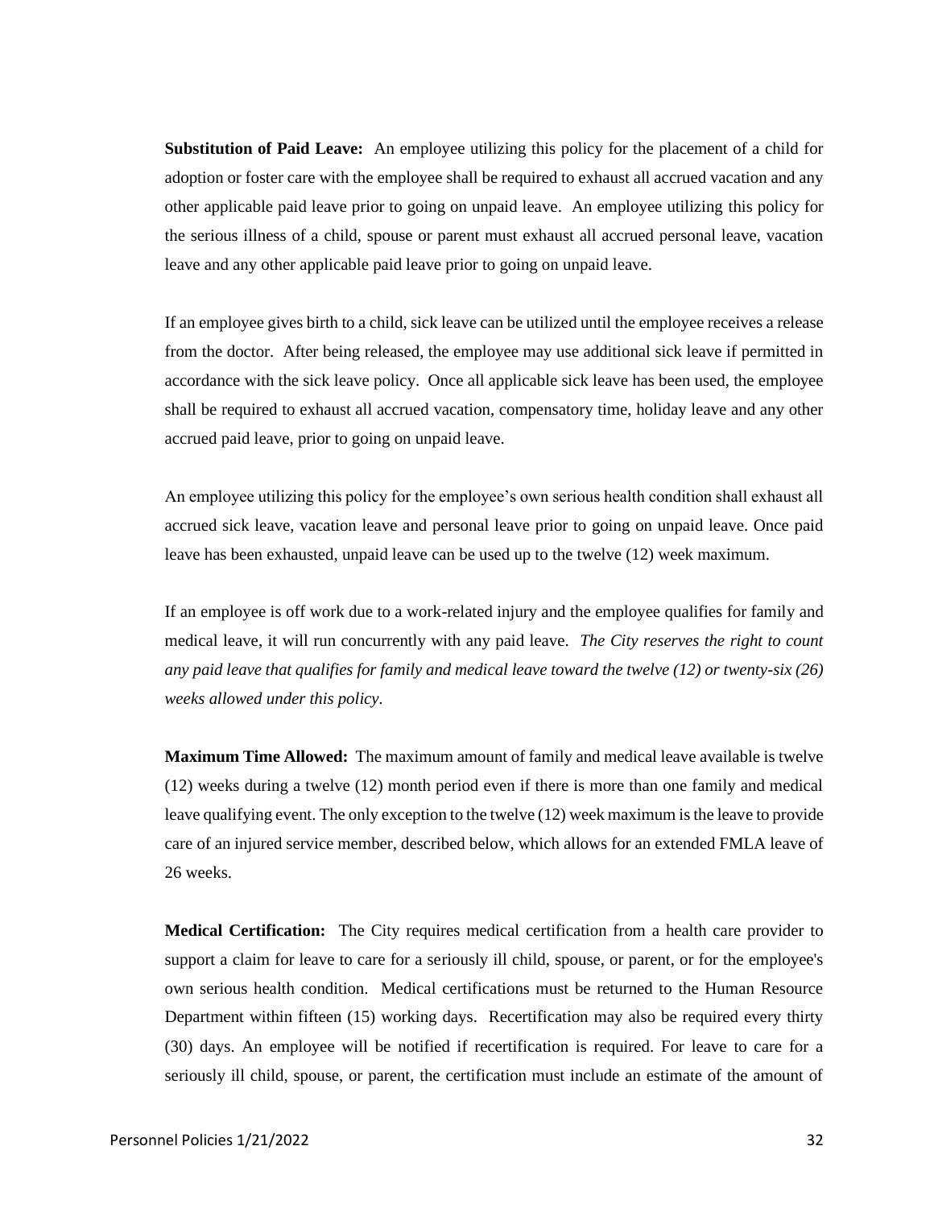**Substitution of Paid Leave:** An employee utilizing this policy for the placement of a child for adoption or foster care with the employee shall be required to exhaust all accrued vacation and any other applicable paid leave prior to going on unpaid leave. An employee utilizing this policy for the serious illness of a child, spouse or parent must exhaust all accrued personal leave, vacation leave and any other applicable paid leave prior to going on unpaid leave.

If an employee gives birth to a child, sick leave can be utilized until the employee receives a release from the doctor. After being released, the employee may use additional sick leave if permitted in accordance with the sick leave policy. Once all applicable sick leave has been used, the employee shall be required to exhaust all accrued vacation, compensatory time, holiday leave and any other accrued paid leave, prior to going on unpaid leave.

An employee utilizing this policy for the employee's own serious health condition shall exhaust all accrued sick leave, vacation leave and personal leave prior to going on unpaid leave. Once paid leave has been exhausted, unpaid leave can be used up to the twelve (12) week maximum.

If an employee is off work due to a work-related injury and the employee qualifies for family and medical leave, it will run concurrently with any paid leave. *The City reserves the right to count any paid leave that qualifies for family and medical leave toward the twelve (12) or twenty-six (26) weeks allowed under this policy.*

**Maximum Time Allowed:** The maximum amount of family and medical leave available is twelve (12) weeks during a twelve (12) month period even if there is more than one family and medical leave qualifying event. The only exception to the twelve (12) week maximum is the leave to provide care of an injured service member, described below, which allows for an extended FMLA leave of 26 weeks.

**Medical Certification:** The City requires medical certification from a health care provider to support a claim for leave to care for a seriously ill child, spouse, or parent, or for the employee's own serious health condition. Medical certifications must be returned to the Human Resource Department within fifteen (15) working days. Recertification may also be required every thirty (30) days. An employee will be notified if recertification is required. For leave to care for a seriously ill child, spouse, or parent, the certification must include an estimate of the amount of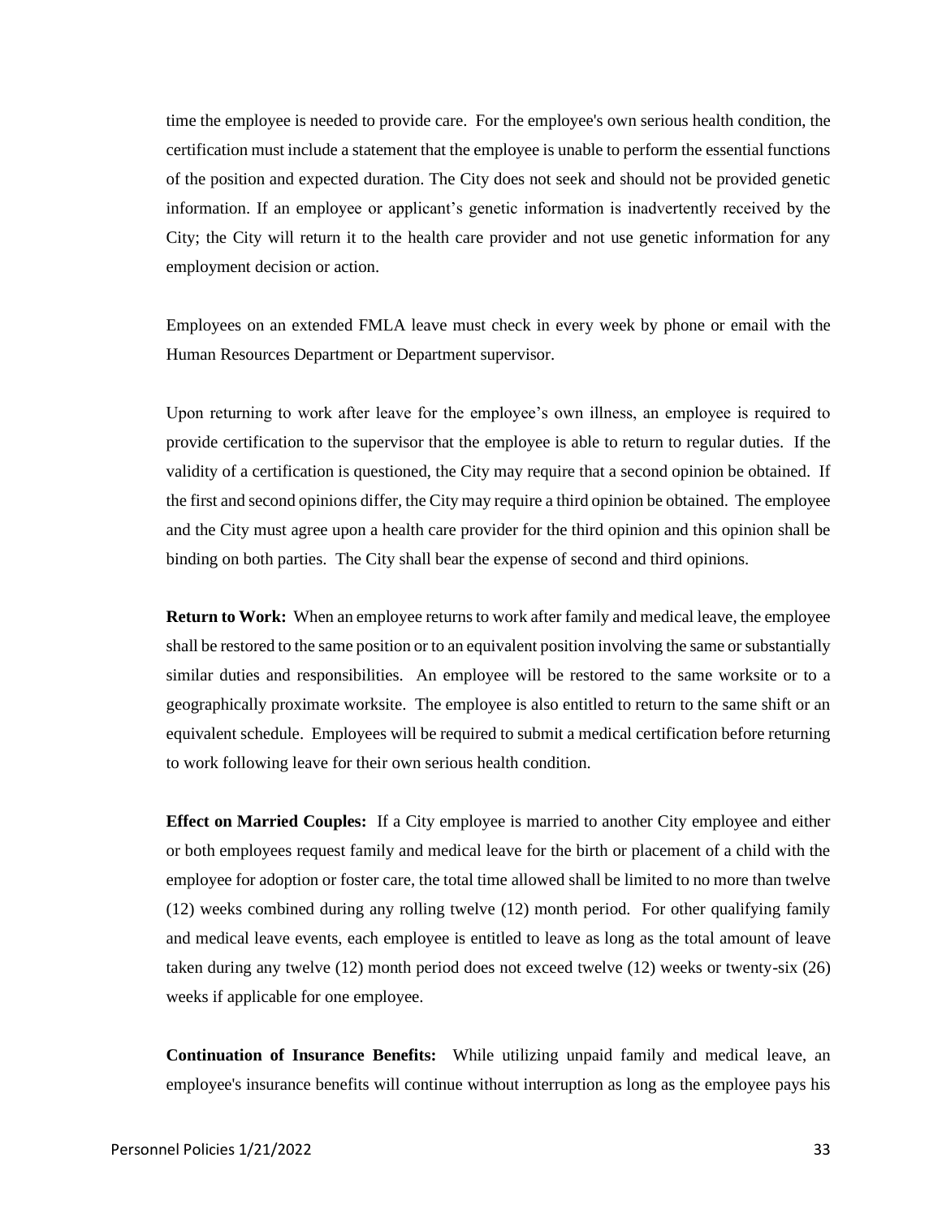time the employee is needed to provide care. For the employee's own serious health condition, the certification must include a statement that the employee is unable to perform the essential functions of the position and expected duration. The City does not seek and should not be provided genetic information. If an employee or applicant's genetic information is inadvertently received by the City; the City will return it to the health care provider and not use genetic information for any employment decision or action.

Employees on an extended FMLA leave must check in every week by phone or email with the Human Resources Department or Department supervisor.

Upon returning to work after leave for the employee's own illness, an employee is required to provide certification to the supervisor that the employee is able to return to regular duties. If the validity of a certification is questioned, the City may require that a second opinion be obtained. If the first and second opinions differ, the City may require a third opinion be obtained. The employee and the City must agree upon a health care provider for the third opinion and this opinion shall be binding on both parties. The City shall bear the expense of second and third opinions.

**Return to Work:** When an employee returns to work after family and medical leave, the employee shall be restored to the same position or to an equivalent position involving the same or substantially similar duties and responsibilities. An employee will be restored to the same worksite or to a geographically proximate worksite. The employee is also entitled to return to the same shift or an equivalent schedule. Employees will be required to submit a medical certification before returning to work following leave for their own serious health condition.

**Effect on Married Couples:** If a City employee is married to another City employee and either or both employees request family and medical leave for the birth or placement of a child with the employee for adoption or foster care, the total time allowed shall be limited to no more than twelve (12) weeks combined during any rolling twelve (12) month period. For other qualifying family and medical leave events, each employee is entitled to leave as long as the total amount of leave taken during any twelve (12) month period does not exceed twelve (12) weeks or twenty-six (26) weeks if applicable for one employee.

**Continuation of Insurance Benefits:** While utilizing unpaid family and medical leave, an employee's insurance benefits will continue without interruption as long as the employee pays his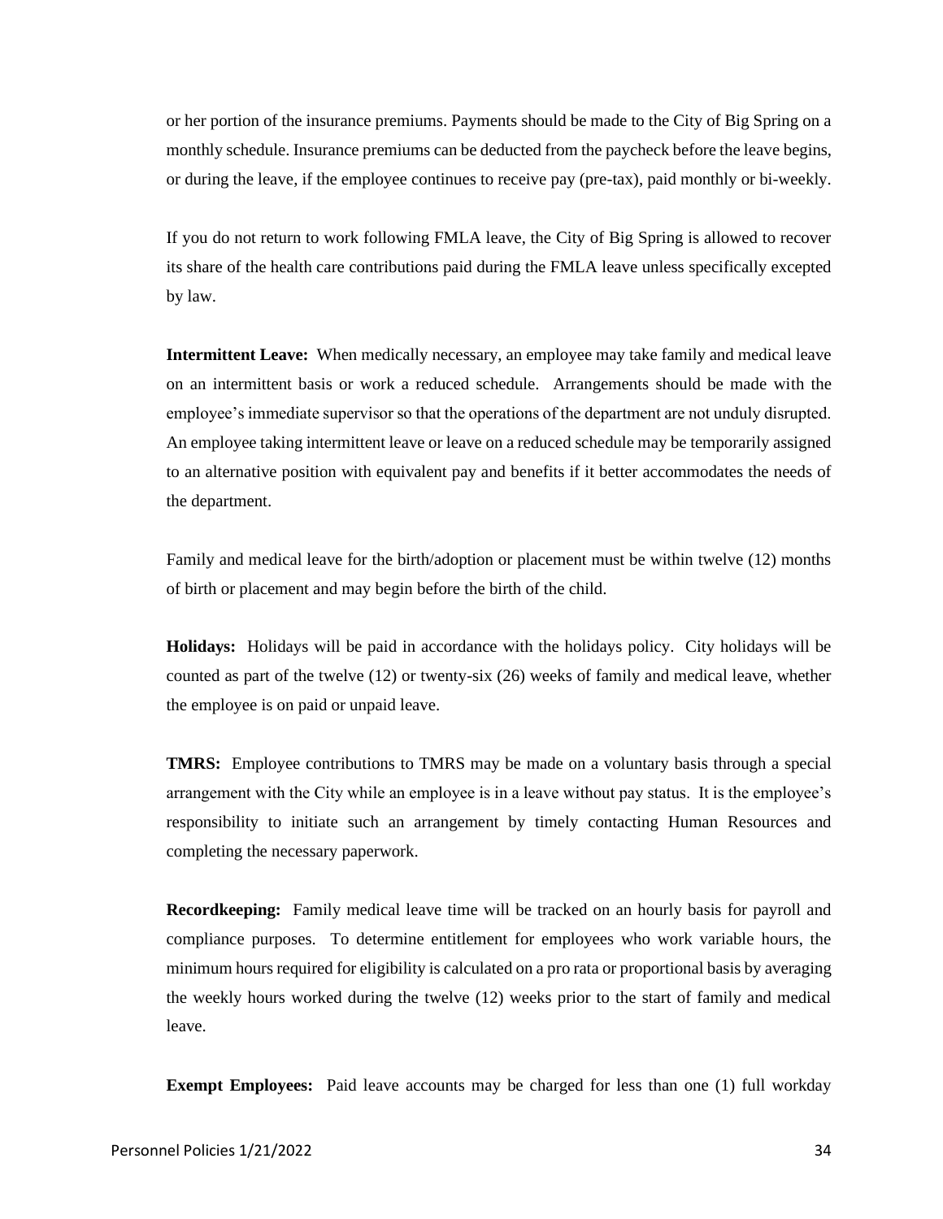or her portion of the insurance premiums. Payments should be made to the City of Big Spring on a monthly schedule. Insurance premiums can be deducted from the paycheck before the leave begins, or during the leave, if the employee continues to receive pay (pre-tax), paid monthly or bi-weekly.

If you do not return to work following FMLA leave, the City of Big Spring is allowed to recover its share of the health care contributions paid during the FMLA leave unless specifically excepted by law.

**Intermittent Leave:** When medically necessary, an employee may take family and medical leave on an intermittent basis or work a reduced schedule. Arrangements should be made with the employee's immediate supervisor so that the operations of the department are not unduly disrupted. An employee taking intermittent leave or leave on a reduced schedule may be temporarily assigned to an alternative position with equivalent pay and benefits if it better accommodates the needs of the department.

Family and medical leave for the birth/adoption or placement must be within twelve (12) months of birth or placement and may begin before the birth of the child.

**Holidays:** Holidays will be paid in accordance with the holidays policy. City holidays will be counted as part of the twelve (12) or twenty-six (26) weeks of family and medical leave, whether the employee is on paid or unpaid leave.

**TMRS:** Employee contributions to TMRS may be made on a voluntary basis through a special arrangement with the City while an employee is in a leave without pay status. It is the employee's responsibility to initiate such an arrangement by timely contacting Human Resources and completing the necessary paperwork.

**Recordkeeping:** Family medical leave time will be tracked on an hourly basis for payroll and compliance purposes. To determine entitlement for employees who work variable hours, the minimum hours required for eligibility is calculated on a pro rata or proportional basis by averaging the weekly hours worked during the twelve (12) weeks prior to the start of family and medical leave.

**Exempt Employees:** Paid leave accounts may be charged for less than one (1) full workday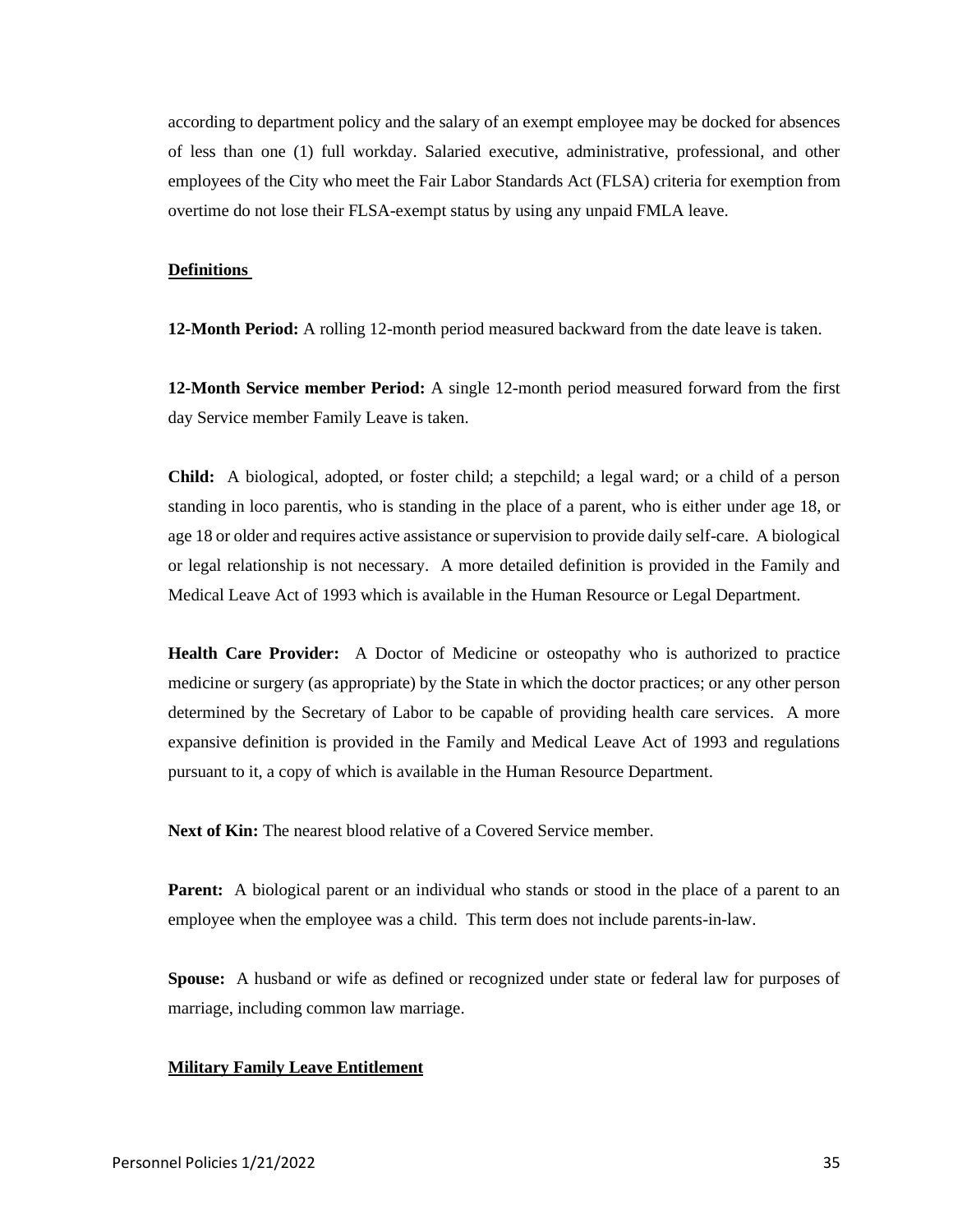according to department policy and the salary of an exempt employee may be docked for absences of less than one (1) full workday. Salaried executive, administrative, professional, and other employees of the City who meet the Fair Labor Standards Act (FLSA) criteria for exemption from overtime do not lose their FLSA-exempt status by using any unpaid FMLA leave.

**Definitions**

**12-Month Period:** A rolling 12-month period measured backward from the date leave is taken.

**12-Month Service member Period:** A single 12-month period measured forward from the first day Service member Family Leave is taken.

**Child:** A biological, adopted, or foster child; a stepchild; a legal ward; or a child of a person standing in loco parentis, who is standing in the place of a parent, who is either under age 18, or age 18 or older and requires active assistance or supervision to provide daily self-care. A biological or legal relationship is not necessary. A more detailed definition is provided in the Family and Medical Leave Act of 1993 which is available in the Human Resource or Legal Department.

**Health Care Provider:** A Doctor of Medicine or osteopathy who is authorized to practice medicine or surgery (as appropriate) by the State in which the doctor practices; or any other person determined by the Secretary of Labor to be capable of providing health care services. A more expansive definition is provided in the Family and Medical Leave Act of 1993 and regulations pursuant to it, a copy of which is available in the Human Resource Department.

**Next of Kin:** The nearest blood relative of a Covered Service member.

**Parent:** A biological parent or an individual who stands or stood in the place of a parent to an employee when the employee was a child. This term does not include parents-in-law.

**Spouse:** A husband or wife as defined or recognized under state or federal law for purposes of marriage, including common law marriage.

**Military Family Leave Entitlement**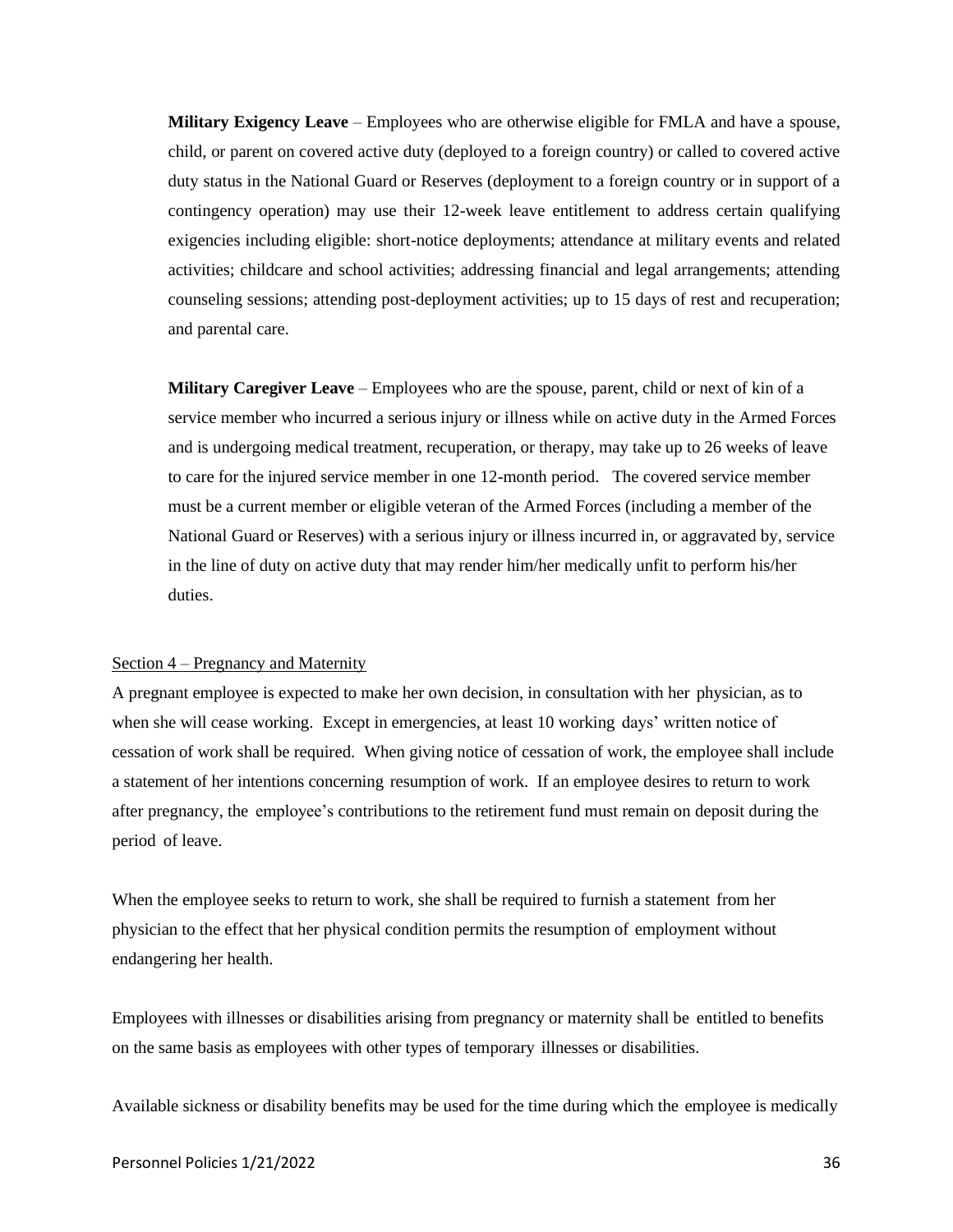**Military Exigency Leave** – Employees who are otherwise eligible for FMLA and have a spouse, child, or parent on covered active duty (deployed to a foreign country) or called to covered active duty status in the National Guard or Reserves (deployment to a foreign country or in support of a contingency operation) may use their 12-week leave entitlement to address certain qualifying exigencies including eligible: short-notice deployments; attendance at military events and related activities; childcare and school activities; addressing financial and legal arrangements; attending counseling sessions; attending post-deployment activities; up to 15 days of rest and recuperation; and parental care.

**Military Caregiver Leave** – Employees who are the spouse, parent, child or next of kin of a service member who incurred a serious injury or illness while on active duty in the Armed Forces and is undergoing medical treatment, recuperation, or therapy, may take up to 26 weeks of leave to care for the injured service member in one 12-month period. The covered service member must be a current member or eligible veteran of the Armed Forces (including a member of the National Guard or Reserves) with a serious injury or illness incurred in, or aggravated by, service in the line of duty on active duty that may render him/her medically unfit to perform his/her duties.

Section 4 – Pregnancy and Maternity

A pregnant employee is expected to make her own decision, in consultation with her physician, as to when she will cease working. Except in emergencies, at least 10 working days' written notice of cessation of work shall be required. When giving notice of cessation of work, the employee shall include a statement of her intentions concerning resumption of work. If an employee desires to return to work after pregnancy, the employee's contributions to the retirement fund must remain on deposit during the period of leave.

When the employee seeks to return to work, she shall be required to furnish a statement from her physician to the effect that her physical condition permits the resumption of employment without endangering her health.

Employees with illnesses or disabilities arising from pregnancy or maternity shall be entitled to benefits on the same basis as employees with other types of temporary illnesses or disabilities.

Available sickness or disability benefits may be used for the time during which the employee is medically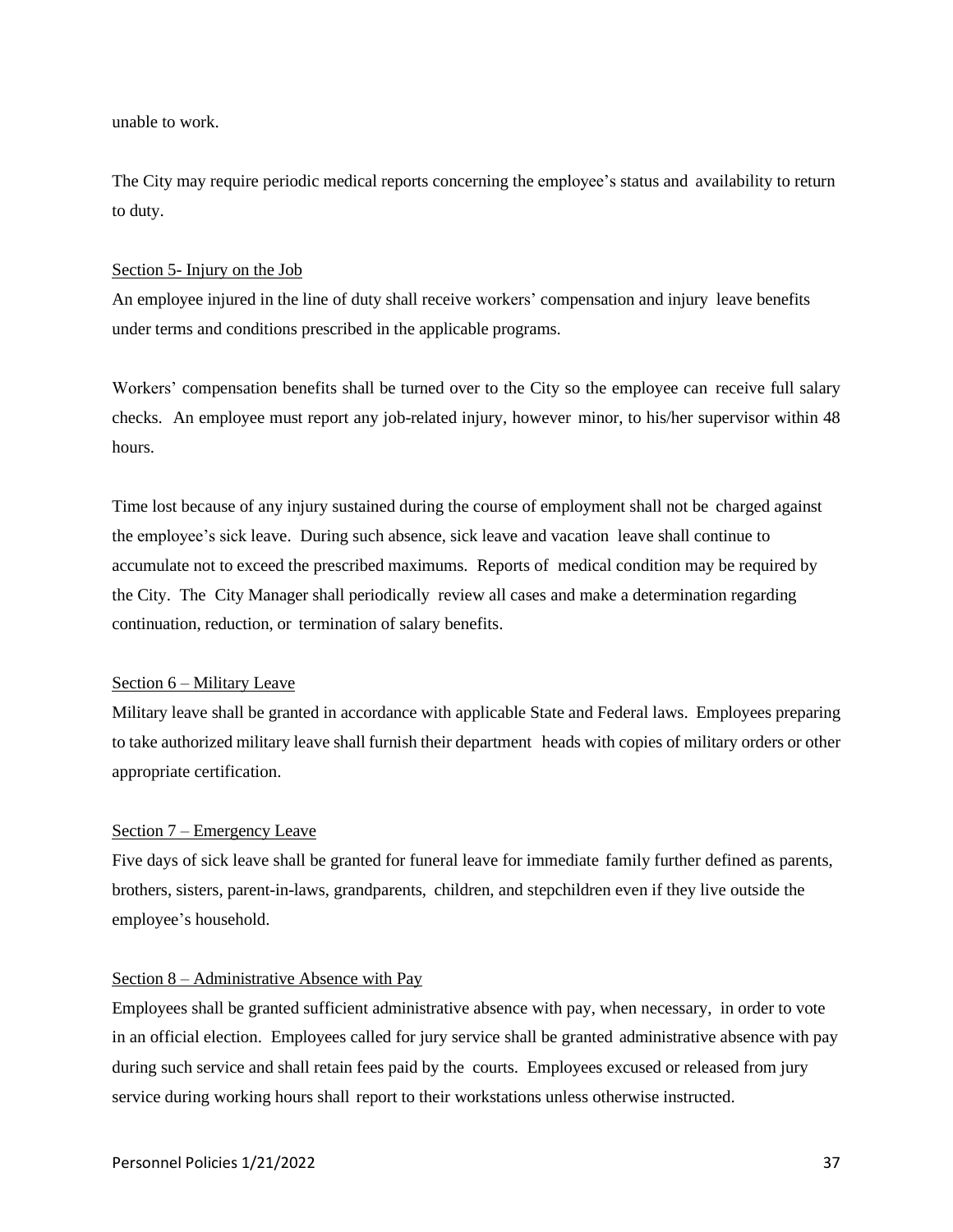unable to work.

The City may require periodic medical reports concerning the employee's status and availability to return to duty.

Section 5- Injury on the Job

An employee injured in the line of duty shall receive workers' compensation and injury leave benefits under terms and conditions prescribed in the applicable programs.

Workers' compensation benefits shall be turned over to the City so the employee can receive full salary checks. An employee must report any job-related injury, however minor, to his/her supervisor within 48 hours.

Time lost because of any injury sustained during the course of employment shall not be charged against the employee's sick leave. During such absence, sick leave and vacation leave shall continue to accumulate not to exceed the prescribed maximums. Reports of medical condition may be required by the City. The City Manager shall periodically review all cases and make a determination regarding continuation, reduction, or termination of salary benefits.

Section 6 – Military Leave

Military leave shall be granted in accordance with applicable State and Federal laws. Employees preparing to take authorized military leave shall furnish their department heads with copies of military orders or other appropriate certification.

Section 7 – Emergency Leave

Five days of sick leave shall be granted for funeral leave for immediate family further defined as parents, brothers, sisters, parent-in-laws, grandparents, children, and stepchildren even if they live outside the employee's household.

Section 8 – Administrative Absence with Pay

Employees shall be granted sufficient administrative absence with pay, when necessary, in order to vote in an official election. Employees called for jury service shall be granted administrative absence with pay during such service and shall retain fees paid by the courts. Employees excused or released from jury service during working hours shall report to their workstations unless otherwise instructed.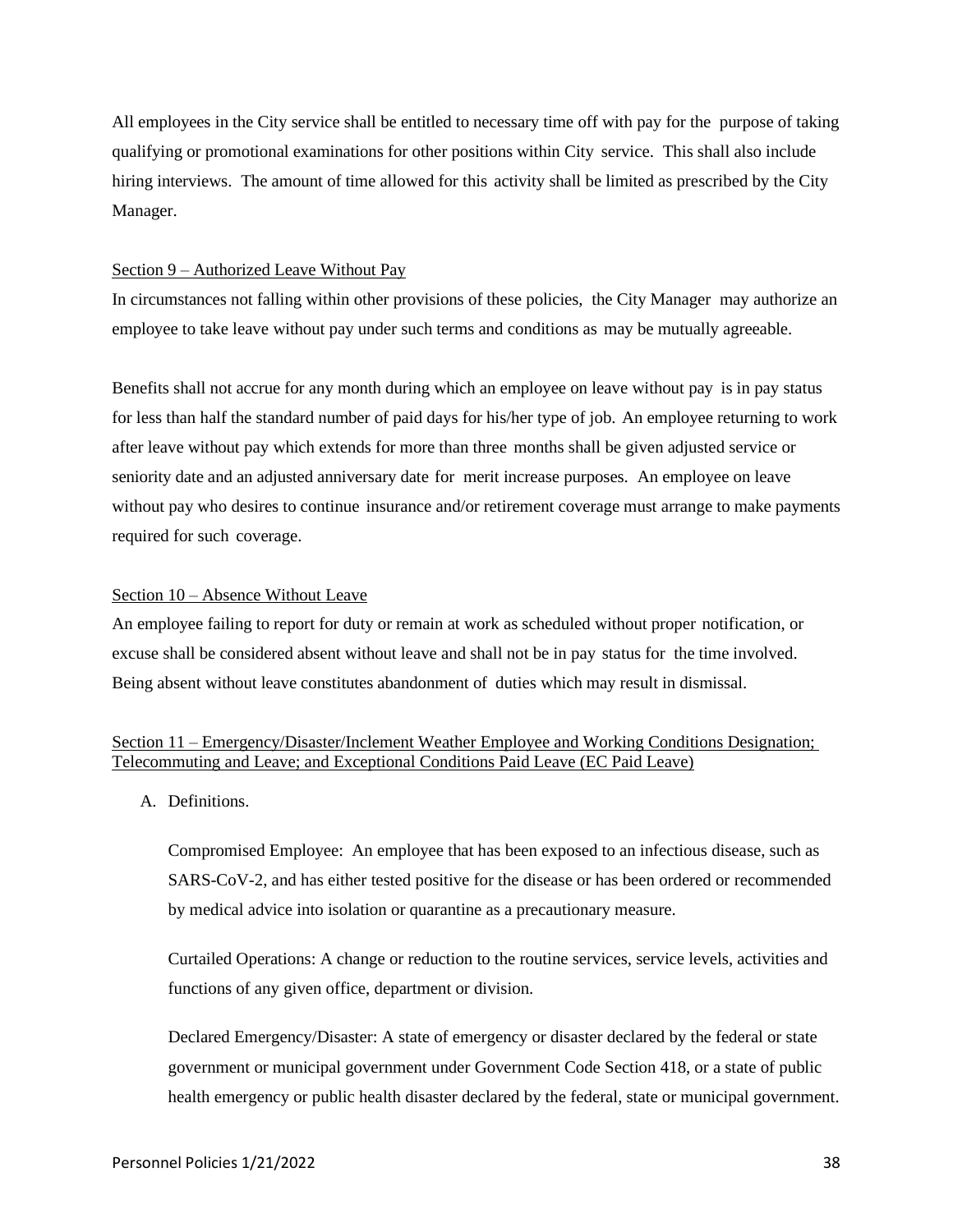All employees in the City service shall be entitled to necessary time off with pay for the purpose of taking qualifying or promotional examinations for other positions within City service. This shall also include hiring interviews. The amount of time allowed for this activity shall be limited as prescribed by the City Manager.

Section 9 – Authorized Leave Without Pay

In circumstances not falling within other provisions of these policies, the City Manager may authorize an employee to take leave without pay under such terms and conditions as may be mutually agreeable.

Benefits shall not accrue for any month during which an employee on leave without pay is in pay status for less than half the standard number of paid days for his/her type of job. An employee returning to work after leave without pay which extends for more than three months shall be given adjusted service or seniority date and an adjusted anniversary date for merit increase purposes. An employee on leave without pay who desires to continue insurance and/or retirement coverage must arrange to make payments required for such coverage.

Section 10 – Absence Without Leave

An employee failing to report for duty or remain at work as scheduled without proper notification, or excuse shall be considered absent without leave and shall not be in pay status for the time involved. Being absent without leave constitutes abandonment of duties which may result in dismissal.

Section 11 – Emergency/Disaster/Inclement Weather Employee and Working Conditions Designation; Telecommuting and Leave; and Exceptional Conditions Paid Leave (EC Paid Leave)

A. Definitions.

Compromised Employee: An employee that has been exposed to an infectious disease, such as SARS-CoV-2, and has either tested positive for the disease or has been ordered or recommended by medical advice into isolation or quarantine as a precautionary measure.

Curtailed Operations: A change or reduction to the routine services, service levels, activities and functions of any given office, department or division.

Declared Emergency/Disaster: A state of emergency or disaster declared by the federal or state government or municipal government under Government Code Section 418, or a state of public health emergency or public health disaster declared by the federal, state or municipal government.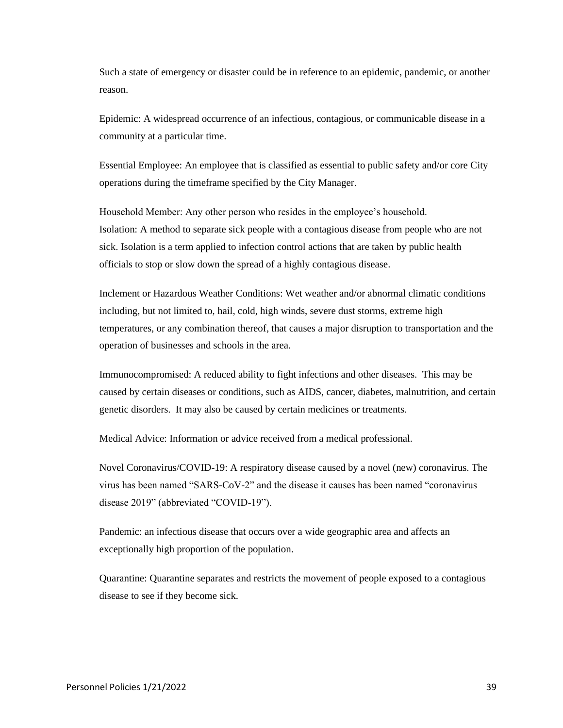Such a state of emergency or disaster could be in reference to an epidemic, pandemic, or another reason.

Epidemic: A widespread occurrence of an infectious, contagious, or communicable disease in a community at a particular time.

Essential Employee: An employee that is classified as essential to public safety and/or core City operations during the timeframe specified by the City Manager.

Household Member: Any other person who resides in the employee's household.
Isolation: A method to separate sick people with a contagious disease from people who are not sick. Isolation is a term applied to infection control actions that are taken by public health officials to stop or slow down the spread of a highly contagious disease.

Inclement or Hazardous Weather Conditions: Wet weather and/or abnormal climatic conditions including, but not limited to, hail, cold, high winds, severe dust storms, extreme high temperatures, or any combination thereof, that causes a major disruption to transportation and the operation of businesses and schools in the area.

Immunocompromised: A reduced ability to fight infections and other diseases. This may be caused by certain diseases or conditions, such as AIDS, cancer, diabetes, malnutrition, and certain genetic disorders. It may also be caused by certain medicines or treatments.

Medical Advice: Information or advice received from a medical professional.

Novel Coronavirus/COVID-19: A respiratory disease caused by a novel (new) coronavirus. The virus has been named "SARS-CoV-2" and the disease it causes has been named "coronavirus disease 2019" (abbreviated "COVID-19").

Pandemic: an infectious disease that occurs over a wide geographic area and affects an exceptionally high proportion of the population.

Quarantine: Quarantine separates and restricts the movement of people exposed to a contagious disease to see if they become sick.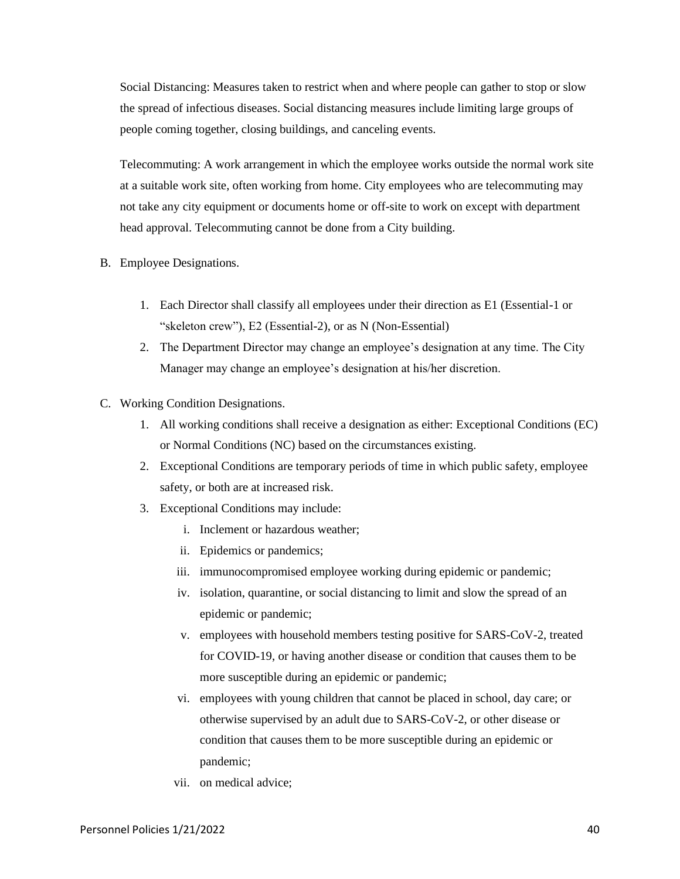Social Distancing: Measures taken to restrict when and where people can gather to stop or slow the spread of infectious diseases. Social distancing measures include limiting large groups of people coming together, closing buildings, and canceling events.

Telecommuting: A work arrangement in which the employee works outside the normal work site at a suitable work site, often working from home. City employees who are telecommuting may not take any city equipment or documents home or off-site to work on except with department head approval. Telecommuting cannot be done from a City building.

B. Employee Designations.

1. Each Director shall classify all employees under their direction as E1 (Essential-1 or "skeleton crew"), E2 (Essential-2), or as N (Non-Essential)
2. The Department Director may change an employee's designation at any time. The City Manager may change an employee's designation at his/her discretion.

C. Working Condition Designations.

1. All working conditions shall receive a designation as either: Exceptional Conditions (EC) or Normal Conditions (NC) based on the circumstances existing.
2. Exceptional Conditions are temporary periods of time in which public safety, employee safety, or both are at increased risk.
3. Exceptional Conditions may include:
   i. Inclement or hazardous weather;
   ii. Epidemics or pandemics;
   iii. immunocompromised employee working during epidemic or pandemic;
   iv. isolation, quarantine, or social distancing to limit and slow the spread of an epidemic or pandemic;
   v. employees with household members testing positive for SARS-CoV-2, treated for COVID-19, or having another disease or condition that causes them to be more susceptible during an epidemic or pandemic;
   vi. employees with young children that cannot be placed in school, day care; or otherwise supervised by an adult due to SARS-CoV-2, or other disease or condition that causes them to be more susceptible during an epidemic or pandemic;
   vii. on medical advice;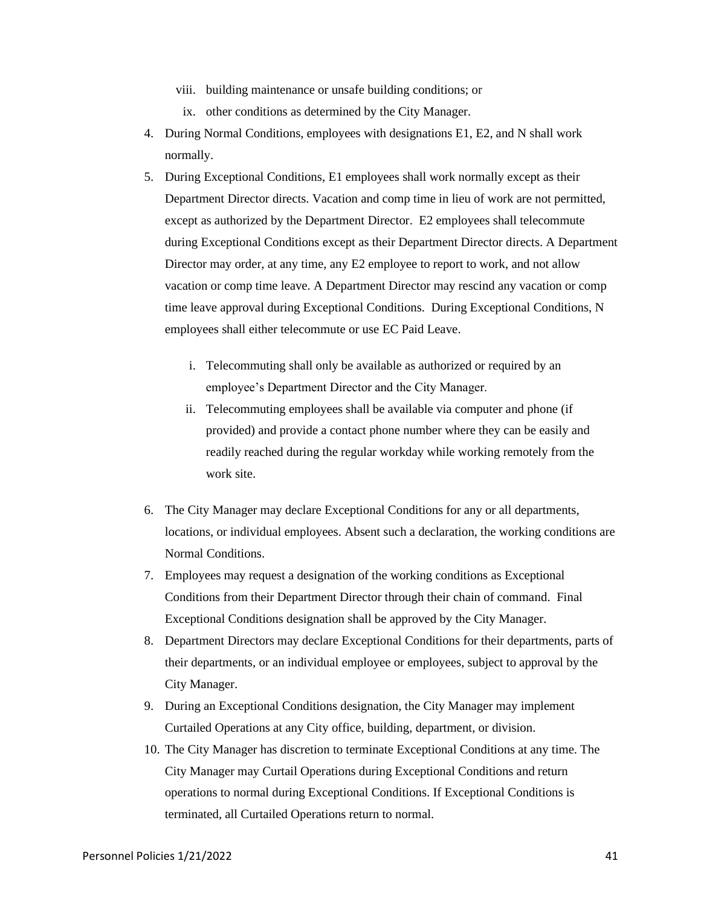viii. building maintenance or unsafe building conditions; or
ix. other conditions as determined by the City Manager.

4. During Normal Conditions, employees with designations E1, E2, and N shall work normally.
5. During Exceptional Conditions, E1 employees shall work normally except as their Department Director directs. Vacation and comp time in lieu of work are not permitted, except as authorized by the Department Director. E2 employees shall telecommute during Exceptional Conditions except as their Department Director directs. A Department Director may order, at any time, any E2 employee to report to work, and not allow vacation or comp time leave. A Department Director may rescind any vacation or comp time leave approval during Exceptional Conditions. During Exceptional Conditions, N employees shall either telecommute or use EC Paid Leave.

    i. Telecommuting shall only be available as authorized or required by an employee's Department Director and the City Manager.
    ii. Telecommuting employees shall be available via computer and phone (if provided) and provide a contact phone number where they can be easily and readily reached during the regular workday while working remotely from the work site.

6. The City Manager may declare Exceptional Conditions for any or all departments, locations, or individual employees. Absent such a declaration, the working conditions are Normal Conditions.
7. Employees may request a designation of the working conditions as Exceptional Conditions from their Department Director through their chain of command. Final Exceptional Conditions designation shall be approved by the City Manager.
8. Department Directors may declare Exceptional Conditions for their departments, parts of their departments, or an individual employee or employees, subject to approval by the City Manager.
9. During an Exceptional Conditions designation, the City Manager may implement Curtailed Operations at any City office, building, department, or division.
10. The City Manager has discretion to terminate Exceptional Conditions at any time. The City Manager may Curtail Operations during Exceptional Conditions and return operations to normal during Exceptional Conditions. If Exceptional Conditions is terminated, all Curtailed Operations return to normal.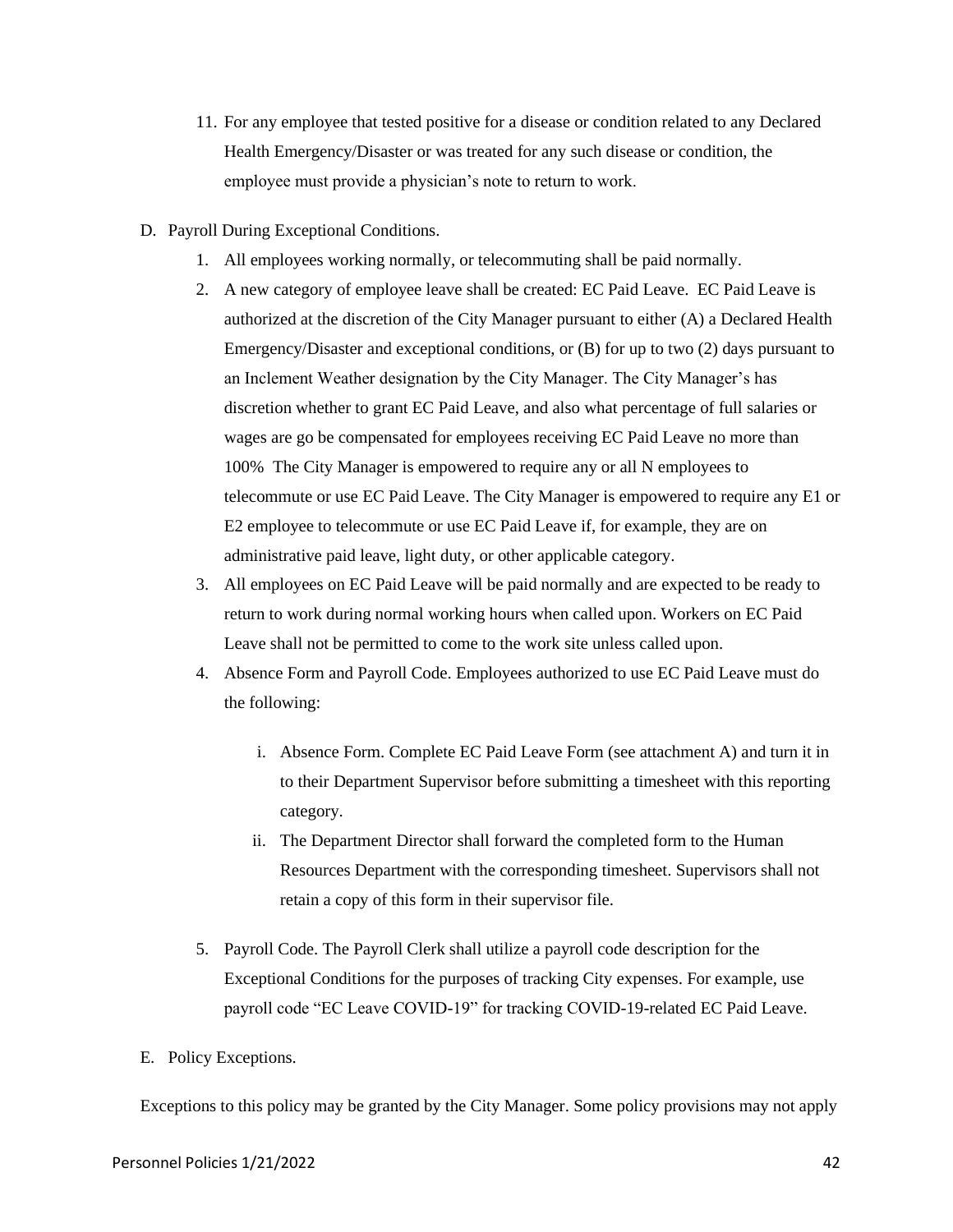11. For any employee that tested positive for a disease or condition related to any Declared Health Emergency/Disaster or was treated for any such disease or condition, the employee must provide a physician's note to return to work.

D. Payroll During Exceptional Conditions.

1. All employees working normally, or telecommuting shall be paid normally.
2. A new category of employee leave shall be created: EC Paid Leave. EC Paid Leave is authorized at the discretion of the City Manager pursuant to either (A) a Declared Health Emergency/Disaster and exceptional conditions, or (B) for up to two (2) days pursuant to an Inclement Weather designation by the City Manager. The City Manager's has discretion whether to grant EC Paid Leave, and also what percentage of full salaries or wages are go be compensated for employees receiving EC Paid Leave no more than 100% The City Manager is empowered to require any or all N employees to telecommute or use EC Paid Leave. The City Manager is empowered to require any E1 or E2 employee to telecommute or use EC Paid Leave if, for example, they are on administrative paid leave, light duty, or other applicable category.
3. All employees on EC Paid Leave will be paid normally and are expected to be ready to return to work during normal working hours when called upon. Workers on EC Paid Leave shall not be permitted to come to the work site unless called upon.
4. Absence Form and Payroll Code. Employees authorized to use EC Paid Leave must do the following:

   i. Absence Form. Complete EC Paid Leave Form (see attachment A) and turn it in to their Department Supervisor before submitting a timesheet with this reporting category.

   ii. The Department Director shall forward the completed form to the Human Resources Department with the corresponding timesheet. Supervisors shall not retain a copy of this form in their supervisor file.

5. Payroll Code. The Payroll Clerk shall utilize a payroll code description for the Exceptional Conditions for the purposes of tracking City expenses. For example, use payroll code "EC Leave COVID-19" for tracking COVID-19-related EC Paid Leave.

E. Policy Exceptions.

Exceptions to this policy may be granted by the City Manager. Some policy provisions may not apply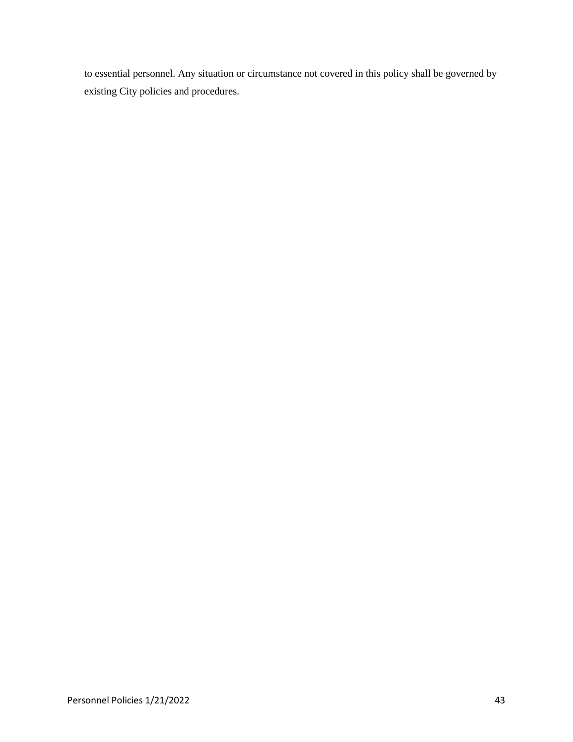to essential personnel. Any situation or circumstance not covered in this policy shall be governed by existing City policies and procedures.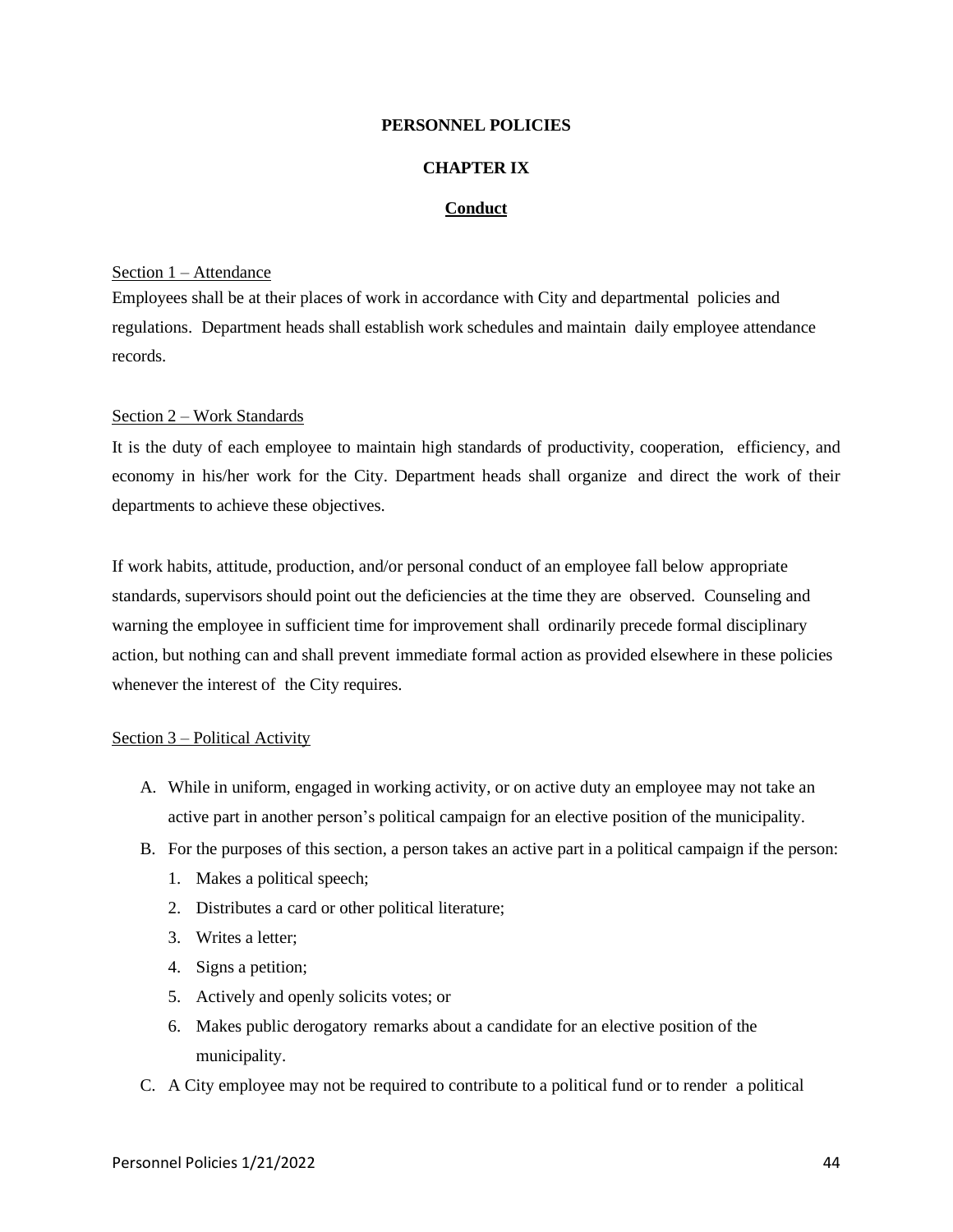# PERSONNEL POLICIES

## CHAPTER IX

## Conduct

Section 1 – Attendance

Employees shall be at their places of work in accordance with City and departmental policies and regulations. Department heads shall establish work schedules and maintain daily employee attendance records.

Section 2 – Work Standards

It is the duty of each employee to maintain high standards of productivity, cooperation, efficiency, and economy in his/her work for the City. Department heads shall organize and direct the work of their departments to achieve these objectives.

If work habits, attitude, production, and/or personal conduct of an employee fall below appropriate standards, supervisors should point out the deficiencies at the time they are observed. Counseling and warning the employee in sufficient time for improvement shall ordinarily precede formal disciplinary action, but nothing can and shall prevent immediate formal action as provided elsewhere in these policies whenever the interest of the City requires.

Section 3 – Political Activity

A. While in uniform, engaged in working activity, or on active duty an employee may not take an active part in another person's political campaign for an elective position of the municipality.
B. For the purposes of this section, a person takes an active part in a political campaign if the person:
   1. Makes a political speech;
   2. Distributes a card or other political literature;
   3. Writes a letter;
   4. Signs a petition;
   5. Actively and openly solicits votes; or
   6. Makes public derogatory remarks about a candidate for an elective position of the municipality.
C. A City employee may not be required to contribute to a political fund or to render a political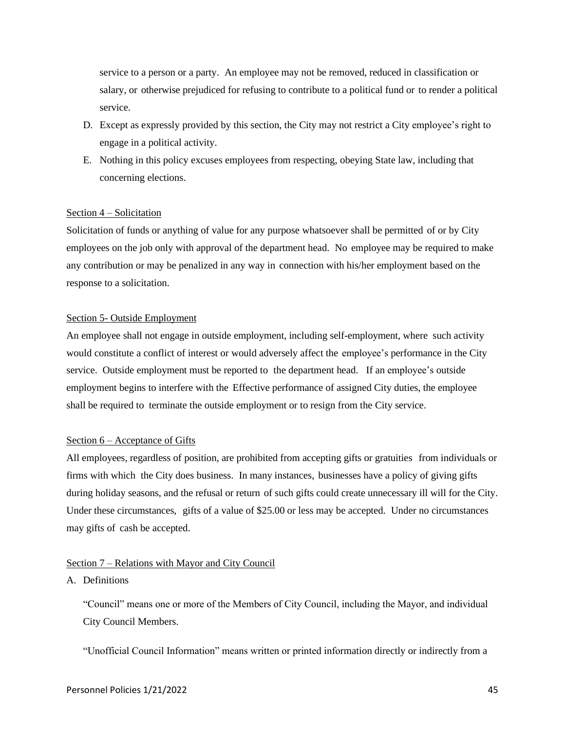service to a person or a party. An employee may not be removed, reduced in classification or salary, or otherwise prejudiced for refusing to contribute to a political fund or to render a political service.

D. Except as expressly provided by this section, the City may not restrict a City employee's right to engage in a political activity.
E. Nothing in this policy excuses employees from respecting, obeying State law, including that concerning elections.

Section 4 – Solicitation

Solicitation of funds or anything of value for any purpose whatsoever shall be permitted of or by City employees on the job only with approval of the department head. No employee may be required to make any contribution or may be penalized in any way in connection with his/her employment based on the response to a solicitation.

Section 5- Outside Employment

An employee shall not engage in outside employment, including self-employment, where such activity would constitute a conflict of interest or would adversely affect the employee's performance in the City service. Outside employment must be reported to the department head. If an employee's outside employment begins to interfere with the Effective performance of assigned City duties, the employee shall be required to terminate the outside employment or to resign from the City service.

Section 6 – Acceptance of Gifts

All employees, regardless of position, are prohibited from accepting gifts or gratuities from individuals or firms with which the City does business. In many instances, businesses have a policy of giving gifts during holiday seasons, and the refusal or return of such gifts could create unnecessary ill will for the City. Under these circumstances, gifts of a value of $25.00 or less may be accepted. Under no circumstances may gifts of cash be accepted.

Section 7 – Relations with Mayor and City Council

A. Definitions

"Council" means one or more of the Members of City Council, including the Mayor, and individual City Council Members.

"Unofficial Council Information" means written or printed information directly or indirectly from a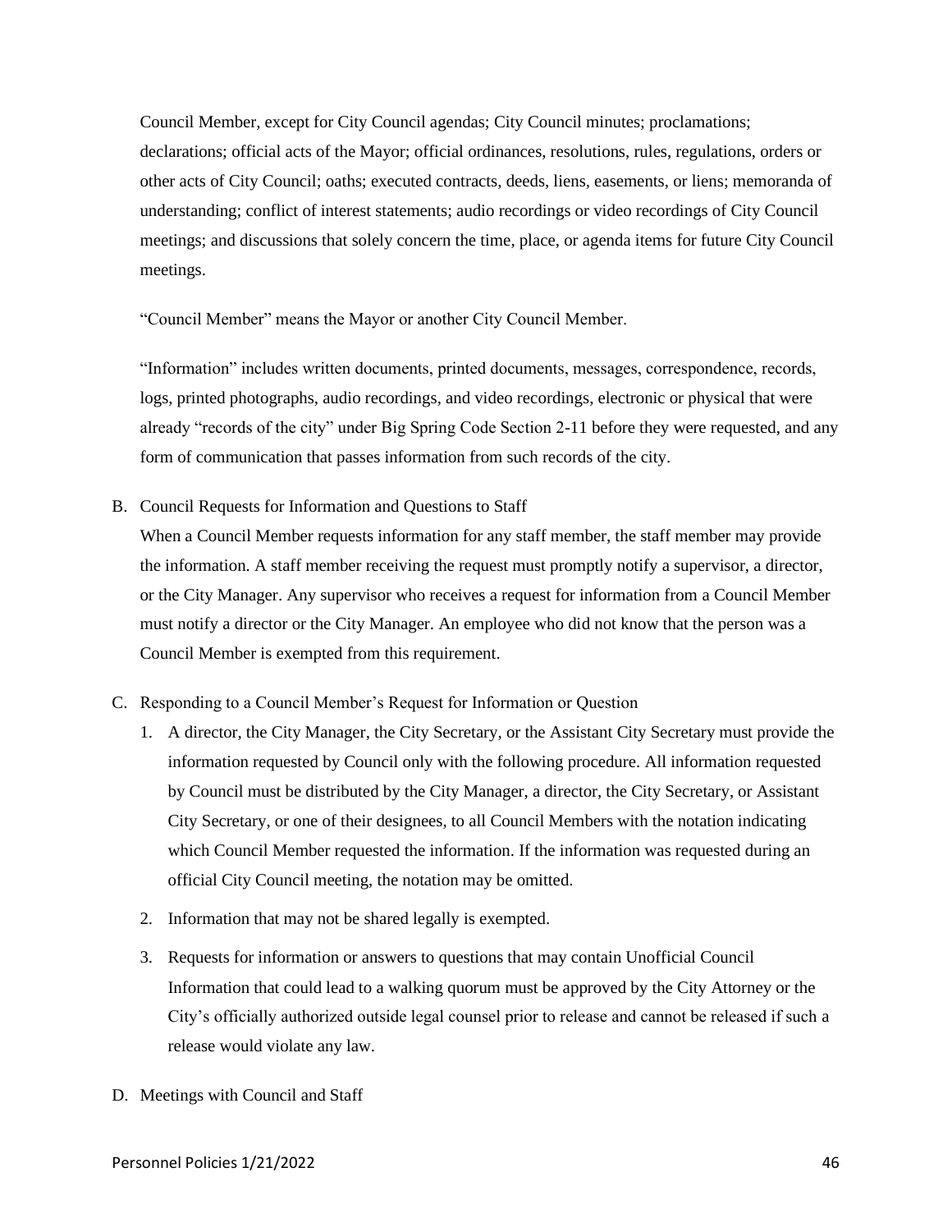Council Member, except for City Council agendas; City Council minutes; proclamations; declarations; official acts of the Mayor; official ordinances, resolutions, rules, regulations, orders or other acts of City Council; oaths; executed contracts, deeds, liens, easements, or liens; memoranda of understanding; conflict of interest statements; audio recordings or video recordings of City Council meetings; and discussions that solely concern the time, place, or agenda items for future City Council meetings.

"Council Member" means the Mayor or another City Council Member.

"Information" includes written documents, printed documents, messages, correspondence, records, logs, printed photographs, audio recordings, and video recordings, electronic or physical that were already "records of the city" under Big Spring Code Section 2-11 before they were requested, and any form of communication that passes information from such records of the city.

B. Council Requests for Information and Questions to Staff

When a Council Member requests information for any staff member, the staff member may provide the information. A staff member receiving the request must promptly notify a supervisor, a director, or the City Manager. Any supervisor who receives a request for information from a Council Member must notify a director or the City Manager. An employee who did not know that the person was a Council Member is exempted from this requirement.

C. Responding to a Council Member's Request for Information or Question

1. A director, the City Manager, the City Secretary, or the Assistant City Secretary must provide the information requested by Council only with the following procedure. All information requested by Council must be distributed by the City Manager, a director, the City Secretary, or Assistant City Secretary, or one of their designees, to all Council Members with the notation indicating which Council Member requested the information. If the information was requested during an official City Council meeting, the notation may be omitted.
2. Information that may not be shared legally is exempted.
3. Requests for information or answers to questions that may contain Unofficial Council Information that could lead to a walking quorum must be approved by the City Attorney or the City's officially authorized outside legal counsel prior to release and cannot be released if such a release would violate any law.

D. Meetings with Council and Staff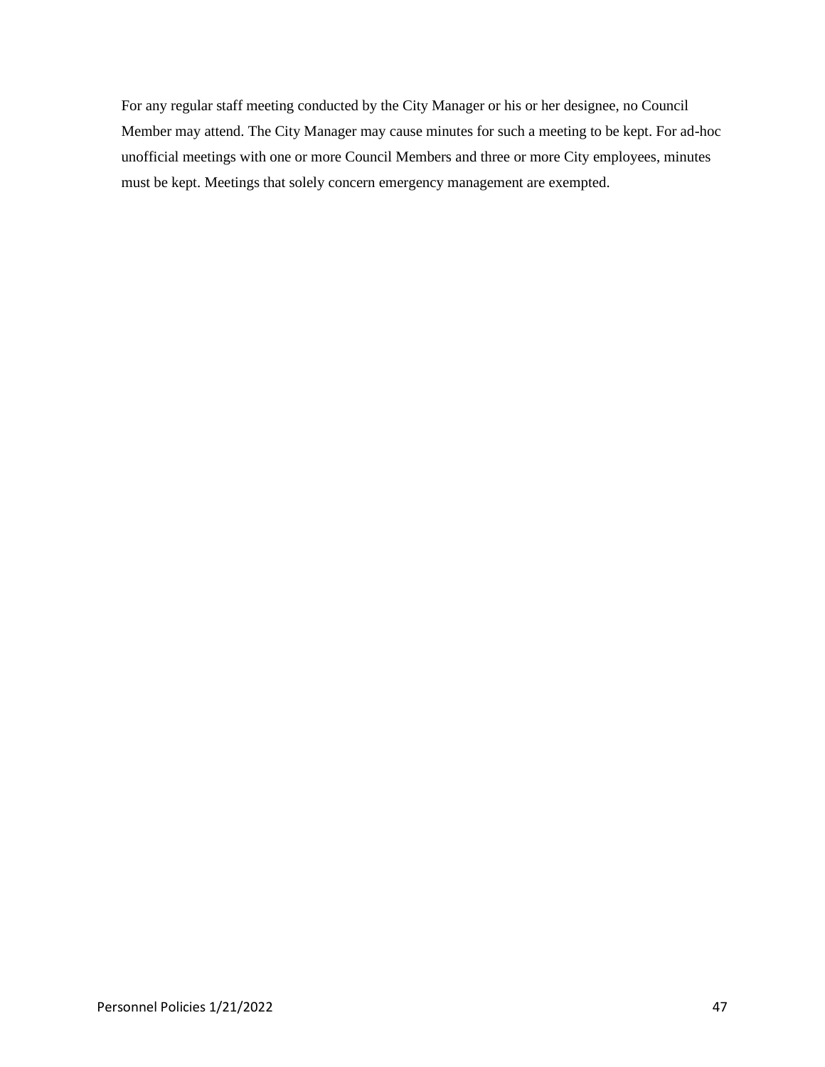For any regular staff meeting conducted by the City Manager or his or her designee, no Council Member may attend. The City Manager may cause minutes for such a meeting to be kept. For ad-hoc unofficial meetings with one or more Council Members and three or more City employees, minutes must be kept. Meetings that solely concern emergency management are exempted.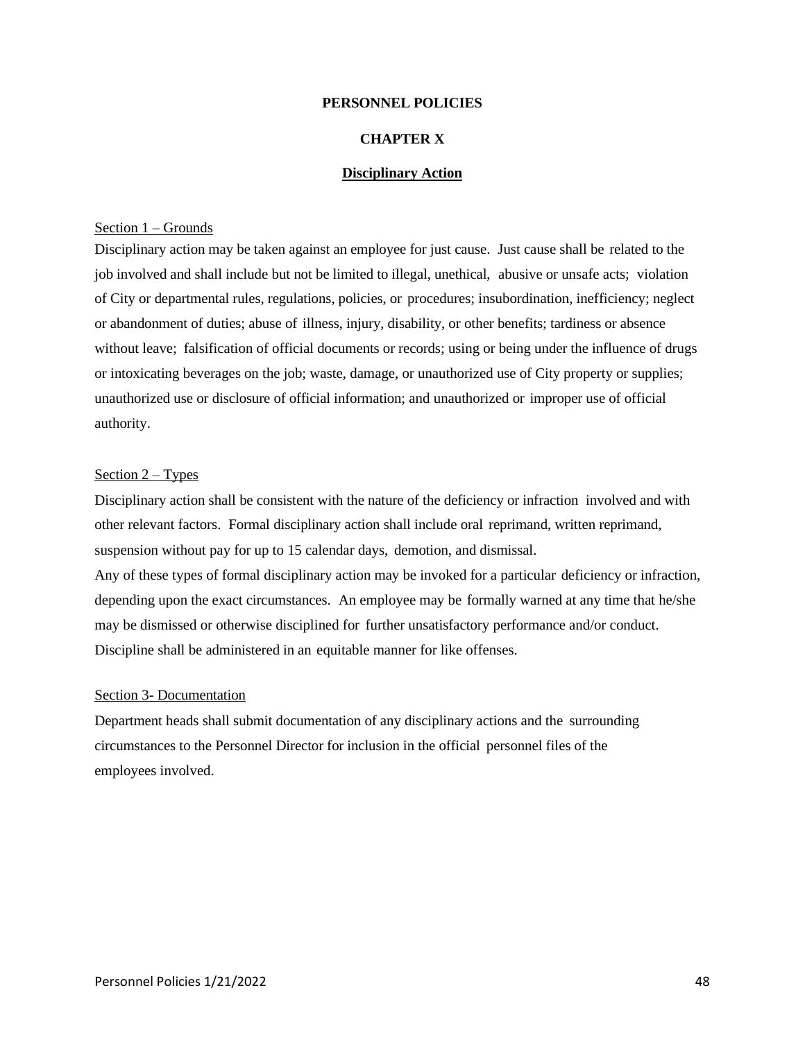# PERSONNEL POLICIES

## CHAPTER X

### Disciplinary Action

Section 1 – Grounds

Disciplinary action may be taken against an employee for just cause. Just cause shall be related to the job involved and shall include but not be limited to illegal, unethical, abusive or unsafe acts; violation of City or departmental rules, regulations, policies, or procedures; insubordination, inefficiency; neglect or abandonment of duties; abuse of illness, injury, disability, or other benefits; tardiness or absence without leave; falsification of official documents or records; using or being under the influence of drugs or intoxicating beverages on the job; waste, damage, or unauthorized use of City property or supplies; unauthorized use or disclosure of official information; and unauthorized or improper use of official authority.

Section 2 – Types

Disciplinary action shall be consistent with the nature of the deficiency or infraction involved and with other relevant factors. Formal disciplinary action shall include oral reprimand, written reprimand, suspension without pay for up to 15 calendar days, demotion, and dismissal.

Any of these types of formal disciplinary action may be invoked for a particular deficiency or infraction, depending upon the exact circumstances. An employee may be formally warned at any time that he/she may be dismissed or otherwise disciplined for further unsatisfactory performance and/or conduct. Discipline shall be administered in an equitable manner for like offenses.

Section 3- Documentation

Department heads shall submit documentation of any disciplinary actions and the surrounding circumstances to the Personnel Director for inclusion in the official personnel files of the employees involved.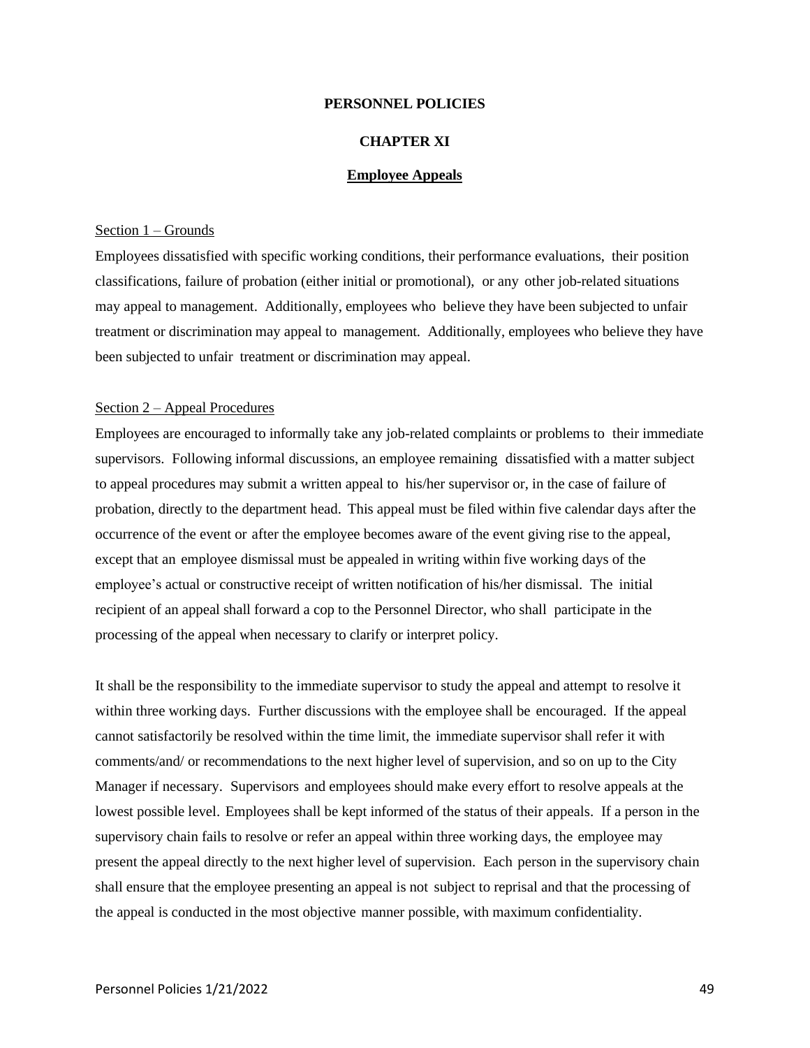# PERSONNEL POLICIES

## CHAPTER XI

### Employee Appeals

Section 1 – Grounds

Employees dissatisfied with specific working conditions, their performance evaluations, their position classifications, failure of probation (either initial or promotional), or any other job-related situations may appeal to management. Additionally, employees who believe they have been subjected to unfair treatment or discrimination may appeal to management. Additionally, employees who believe they have been subjected to unfair treatment or discrimination may appeal.

Section 2 – Appeal Procedures

Employees are encouraged to informally take any job-related complaints or problems to their immediate supervisors. Following informal discussions, an employee remaining dissatisfied with a matter subject to appeal procedures may submit a written appeal to his/her supervisor or, in the case of failure of probation, directly to the department head. This appeal must be filed within five calendar days after the occurrence of the event or after the employee becomes aware of the event giving rise to the appeal, except that an employee dismissal must be appealed in writing within five working days of the employee's actual or constructive receipt of written notification of his/her dismissal. The initial recipient of an appeal shall forward a cop to the Personnel Director, who shall participate in the processing of the appeal when necessary to clarify or interpret policy.

It shall be the responsibility to the immediate supervisor to study the appeal and attempt to resolve it within three working days. Further discussions with the employee shall be encouraged. If the appeal cannot satisfactorily be resolved within the time limit, the immediate supervisor shall refer it with comments/and/ or recommendations to the next higher level of supervision, and so on up to the City Manager if necessary. Supervisors and employees should make every effort to resolve appeals at the lowest possible level. Employees shall be kept informed of the status of their appeals. If a person in the supervisory chain fails to resolve or refer an appeal within three working days, the employee may present the appeal directly to the next higher level of supervision. Each person in the supervisory chain shall ensure that the employee presenting an appeal is not subject to reprisal and that the processing of the appeal is conducted in the most objective manner possible, with maximum confidentiality.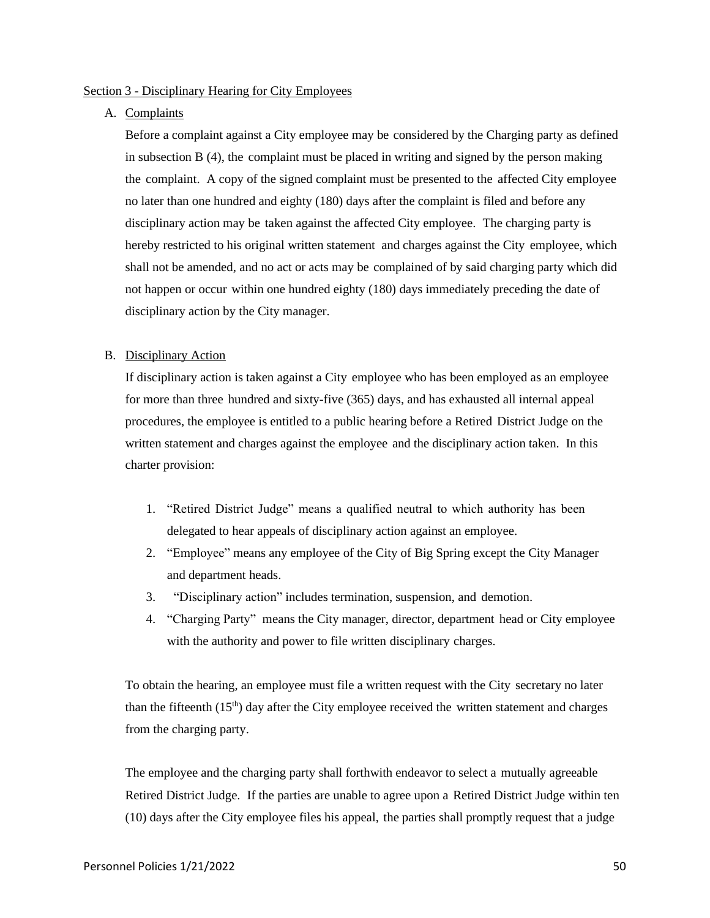Section 3 - Disciplinary Hearing for City Employees

A. Complaints

Before a complaint against a City employee may be considered by the Charging party as defined in subsection B (4), the complaint must be placed in writing and signed by the person making the complaint. A copy of the signed complaint must be presented to the affected City employee no later than one hundred and eighty (180) days after the complaint is filed and before any disciplinary action may be taken against the affected City employee. The charging party is hereby restricted to his original written statement and charges against the City employee, which shall not be amended, and no act or acts may be complained of by said charging party which did not happen or occur within one hundred eighty (180) days immediately preceding the date of disciplinary action by the City manager.

B. Disciplinary Action

If disciplinary action is taken against a City employee who has been employed as an employee for more than three hundred and sixty-five (365) days, and has exhausted all internal appeal procedures, the employee is entitled to a public hearing before a Retired District Judge on the written statement and charges against the employee and the disciplinary action taken. In this charter provision:

1. "Retired District Judge" means a qualified neutral to which authority has been delegated to hear appeals of disciplinary action against an employee.
2. "Employee" means any employee of the City of Big Spring except the City Manager and department heads.
3. "Disciplinary action" includes termination, suspension, and demotion.
4. "Charging Party" means the City manager, director, department head or City employee with the authority and power to file *w*ritten disciplinary charges.

To obtain the hearing, an employee must file a written request with the City secretary no later than the fifteenth (15th) day after the City employee received the written statement and charges from the charging party.

The employee and the charging party shall forthwith endeavor to select a mutually agreeable Retired District Judge. If the parties are unable to agree upon a Retired District Judge within ten (10) days after the City employee files his appeal, the parties shall promptly request that a judge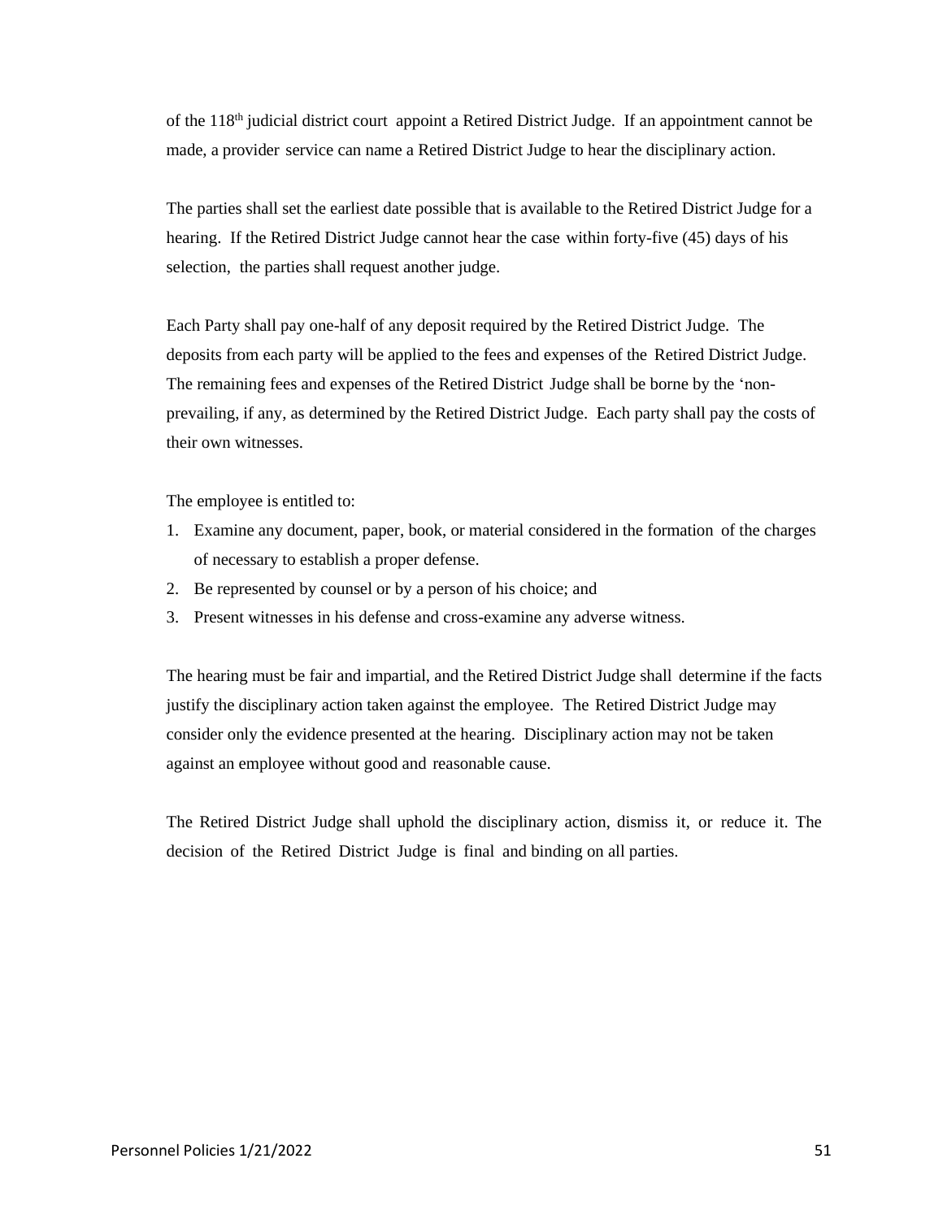of the 118th judicial district court appoint a Retired District Judge. If an appointment cannot be made, a provider service can name a Retired District Judge to hear the disciplinary action.

The parties shall set the earliest date possible that is available to the Retired District Judge for a hearing. If the Retired District Judge cannot hear the case within forty-five (45) days of his selection, the parties shall request another judge.

Each Party shall pay one-half of any deposit required by the Retired District Judge. The deposits from each party will be applied to the fees and expenses of the Retired District Judge. The remaining fees and expenses of the Retired District Judge shall be borne by the 'non-prevailing, if any, as determined by the Retired District Judge. Each party shall pay the costs of their own witnesses.

The employee is entitled to:

1. Examine any document, paper, book, or material considered in the formation of the charges of necessary to establish a proper defense.
2. Be represented by counsel or by a person of his choice; and
3. Present witnesses in his defense and cross-examine any adverse witness.

The hearing must be fair and impartial, and the Retired District Judge shall determine if the facts justify the disciplinary action taken against the employee. The Retired District Judge may consider only the evidence presented at the hearing. Disciplinary action may not be taken against an employee without good and reasonable cause.

The Retired District Judge shall uphold the disciplinary action, dismiss it, or reduce it. The decision of the Retired District Judge is final and binding on all parties.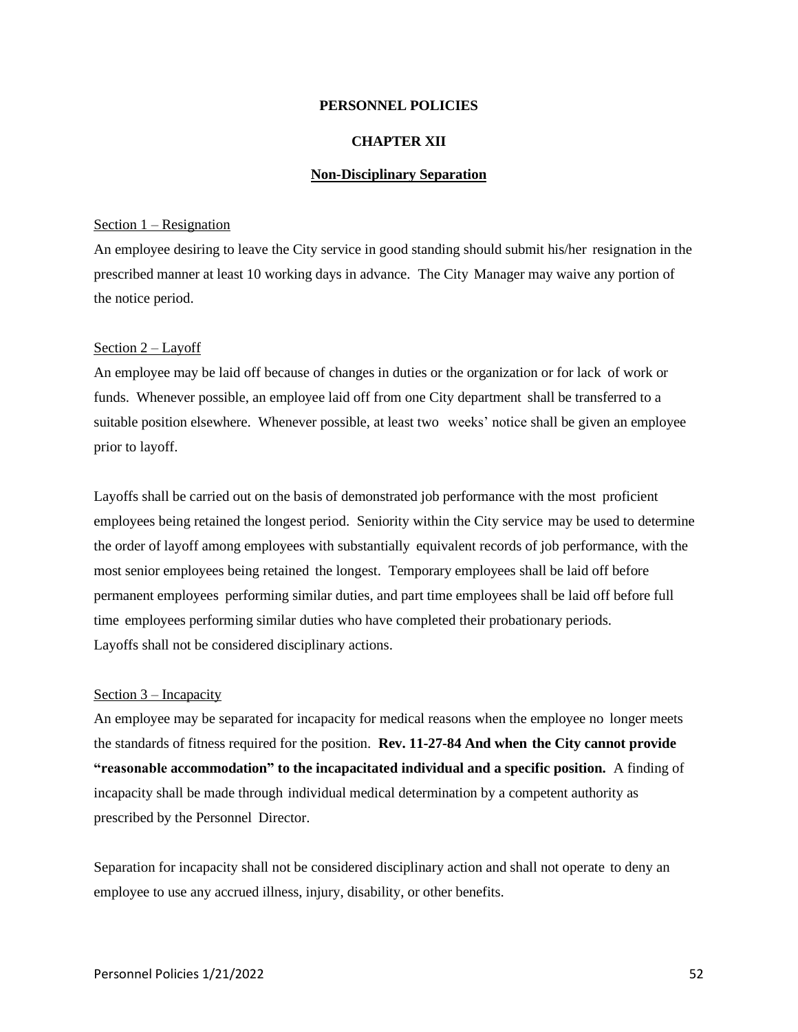**PERSONNEL POLICIES**

**CHAPTER XII**

**Non-Disciplinary Separation**

Section 1 – Resignation

An employee desiring to leave the City service in good standing should submit his/her resignation in the prescribed manner at least 10 working days in advance. The City Manager may waive any portion of the notice period.

Section 2 – Layoff

An employee may be laid off because of changes in duties or the organization or for lack of work or funds. Whenever possible, an employee laid off from one City department shall be transferred to a suitable position elsewhere. Whenever possible, at least two weeks' notice shall be given an employee prior to layoff.

Layoffs shall be carried out on the basis of demonstrated job performance with the most proficient employees being retained the longest period. Seniority within the City service may be used to determine the order of layoff among employees with substantially equivalent records of job performance, with the most senior employees being retained the longest. Temporary employees shall be laid off before permanent employees performing similar duties, and part time employees shall be laid off before full time employees performing similar duties who have completed their probationary periods. Layoffs shall not be considered disciplinary actions.

Section 3 – Incapacity

An employee may be separated for incapacity for medical reasons when the employee no longer meets the standards of fitness required for the position. **Rev. 11-27-84 And when the City cannot provide "reasonable accommodation" to the incapacitated individual and a specific position.** A finding of incapacity shall be made through individual medical determination by a competent authority as prescribed by the Personnel Director.

Separation for incapacity shall not be considered disciplinary action and shall not operate to deny an employee to use any accrued illness, injury, disability, or other benefits.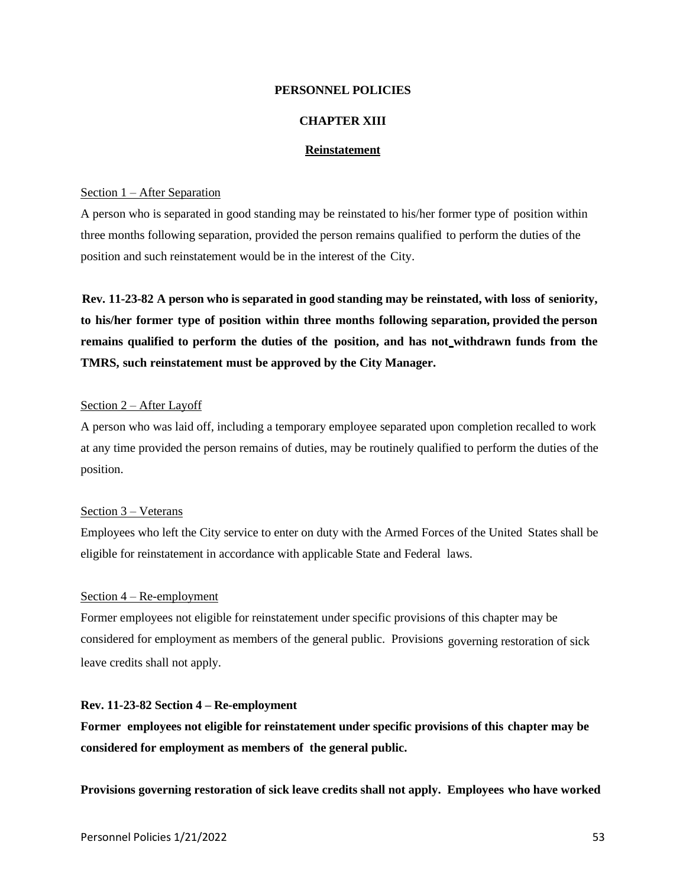**PERSONNEL POLICIES**

**CHAPTER XIII**

**Reinstatement**

Section 1 – After Separation

A person who is separated in good standing may be reinstated to his/her former type of position within three months following separation, provided the person remains qualified to perform the duties of the position and such reinstatement would be in the interest of the City.

**Rev. 11-23-82 A person who is separated in good standing may be reinstated, with loss of seniority, to his/her former type of position within three months following separation, provided the person remains qualified to perform the duties of the position, and has not withdrawn funds from the TMRS, such reinstatement must be approved by the City Manager.**

Section 2 – After Layoff

A person who was laid off, including a temporary employee separated upon completion recalled to work at any time provided the person remains of duties, may be routinely qualified to perform the duties of the position.

Section 3 – Veterans

Employees who left the City service to enter on duty with the Armed Forces of the United States shall be eligible for reinstatement in accordance with applicable State and Federal laws.

Section 4 – Re-employment

Former employees not eligible for reinstatement under specific provisions of this chapter may be considered for employment as members of the general public. Provisions governing restoration of sick leave credits shall not apply.

**Rev. 11-23-82 Section 4 – Re-employment**

**Former employees not eligible for reinstatement under specific provisions of this chapter may be considered for employment as members of the general public.**

**Provisions governing restoration of sick leave credits shall not apply. Employees who have worked**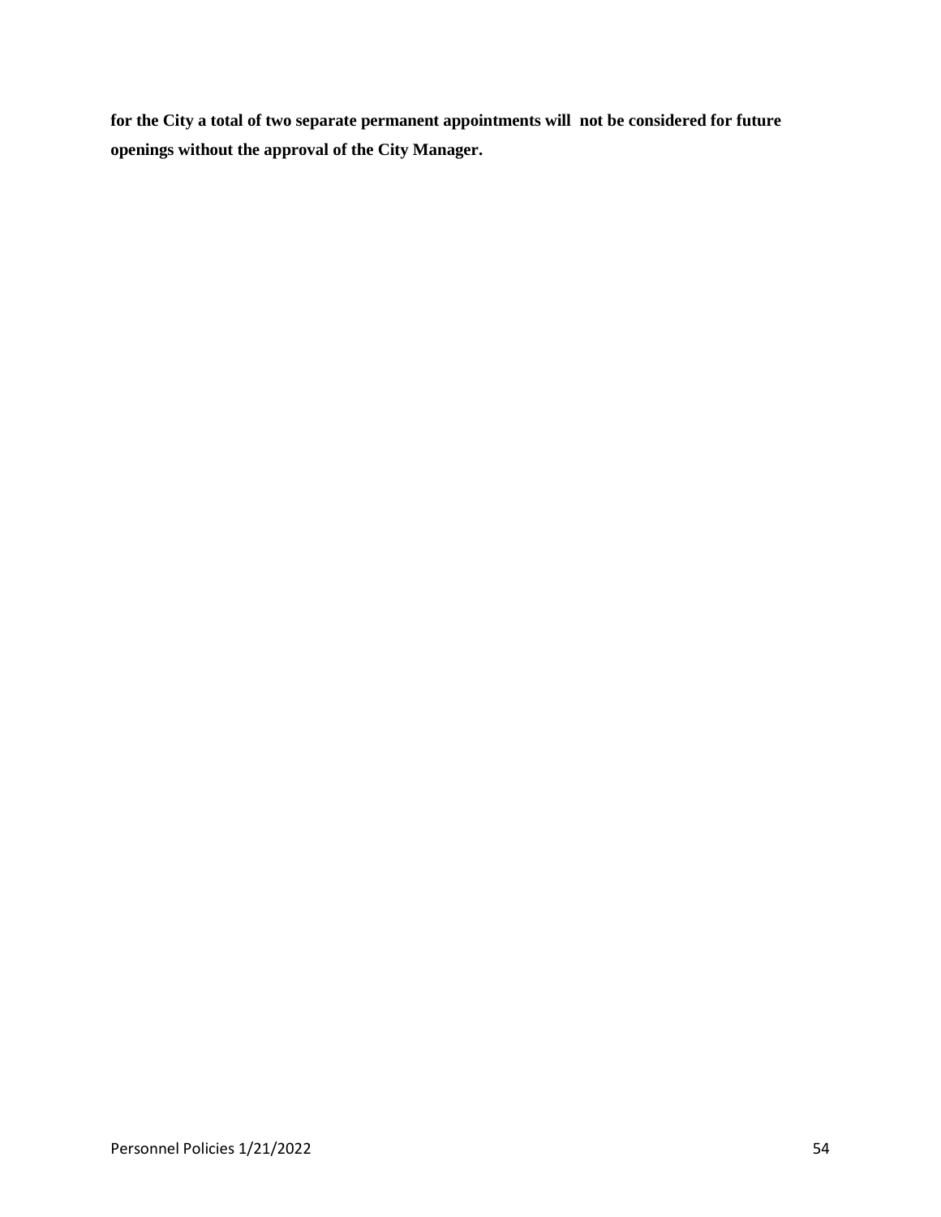**for the City a total of two separate permanent appointments will not be considered for future openings without the approval of the City Manager.**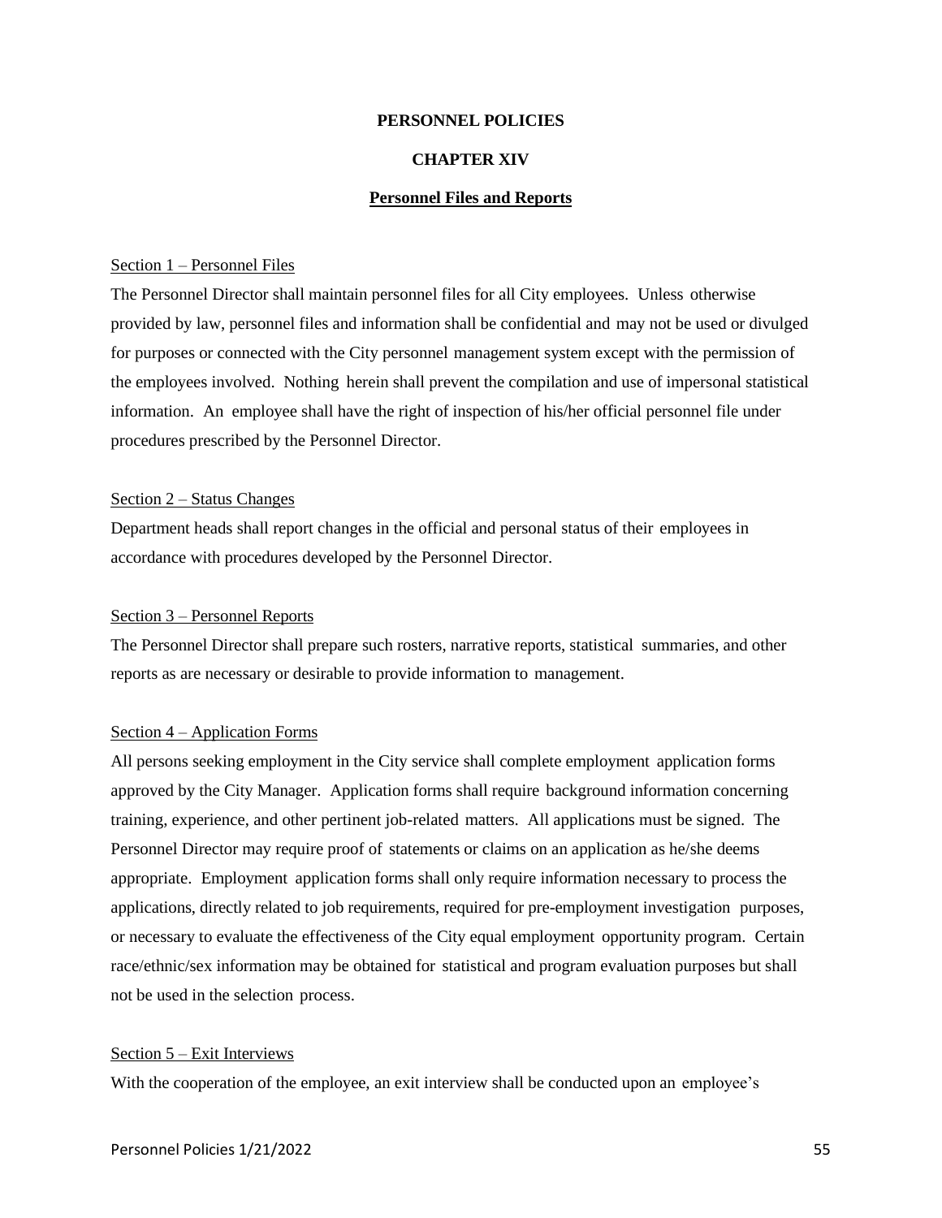**PERSONNEL POLICIES**

**CHAPTER XIV**

**Personnel Files and Reports**

Section 1 – Personnel Files

The Personnel Director shall maintain personnel files for all City employees. Unless otherwise provided by law, personnel files and information shall be confidential and may not be used or divulged for purposes or connected with the City personnel management system except with the permission of the employees involved. Nothing herein shall prevent the compilation and use of impersonal statistical information. An employee shall have the right of inspection of his/her official personnel file under procedures prescribed by the Personnel Director.

Section 2 – Status Changes

Department heads shall report changes in the official and personal status of their employees in accordance with procedures developed by the Personnel Director.

Section 3 – Personnel Reports

The Personnel Director shall prepare such rosters, narrative reports, statistical summaries, and other reports as are necessary or desirable to provide information to management.

Section 4 – Application Forms

All persons seeking employment in the City service shall complete employment application forms approved by the City Manager. Application forms shall require background information concerning training, experience, and other pertinent job-related matters. All applications must be signed. The Personnel Director may require proof of statements or claims on an application as he/she deems appropriate. Employment application forms shall only require information necessary to process the applications, directly related to job requirements, required for pre-employment investigation purposes, or necessary to evaluate the effectiveness of the City equal employment opportunity program. Certain race/ethnic/sex information may be obtained for statistical and program evaluation purposes but shall not be used in the selection process.

Section 5 – Exit Interviews

With the cooperation of the employee, an exit interview shall be conducted upon an employee's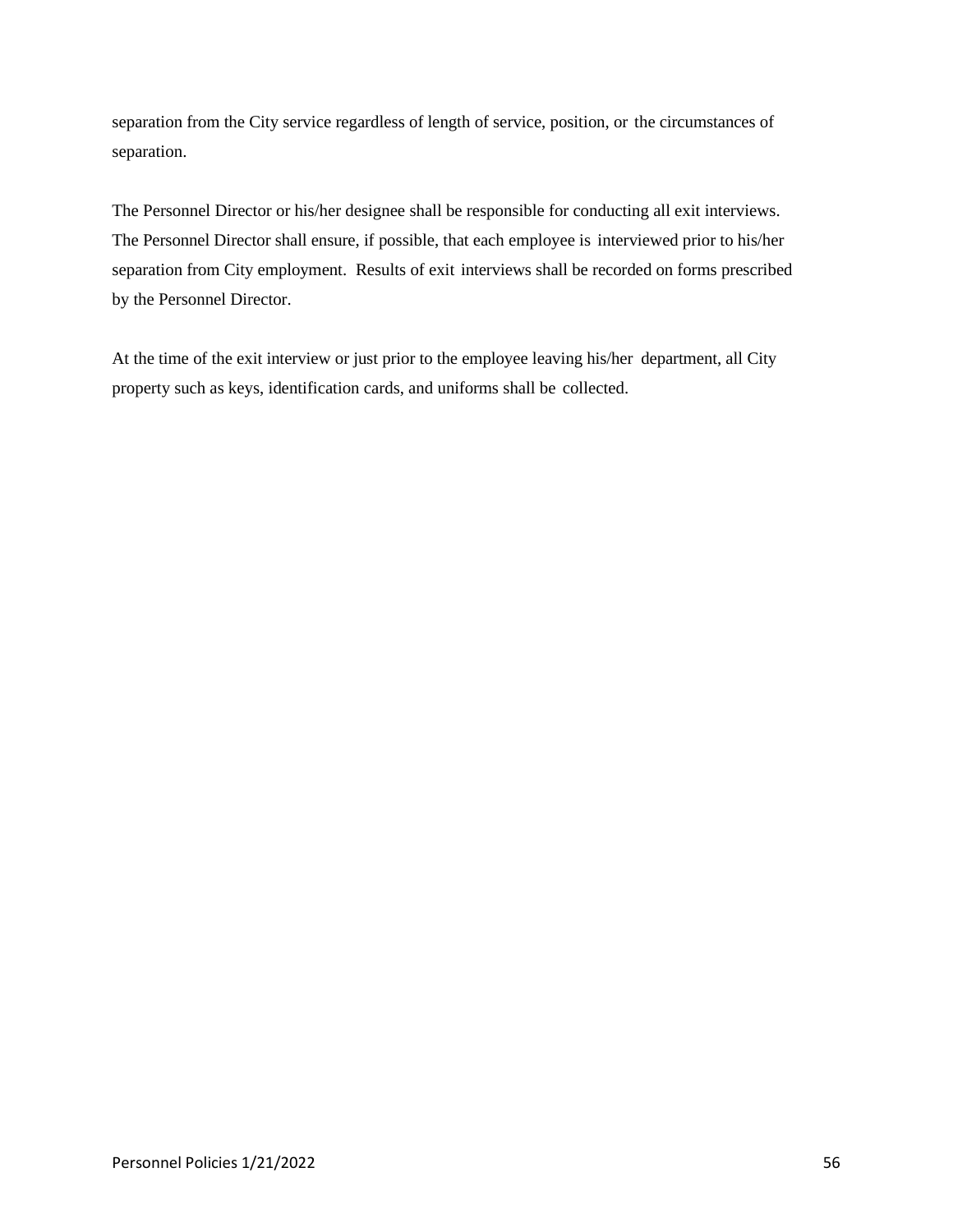separation from the City service regardless of length of service, position, or the circumstances of separation.

The Personnel Director or his/her designee shall be responsible for conducting all exit interviews. The Personnel Director shall ensure, if possible, that each employee is interviewed prior to his/her separation from City employment. Results of exit interviews shall be recorded on forms prescribed by the Personnel Director.

At the time of the exit interview or just prior to the employee leaving his/her department, all City property such as keys, identification cards, and uniforms shall be collected.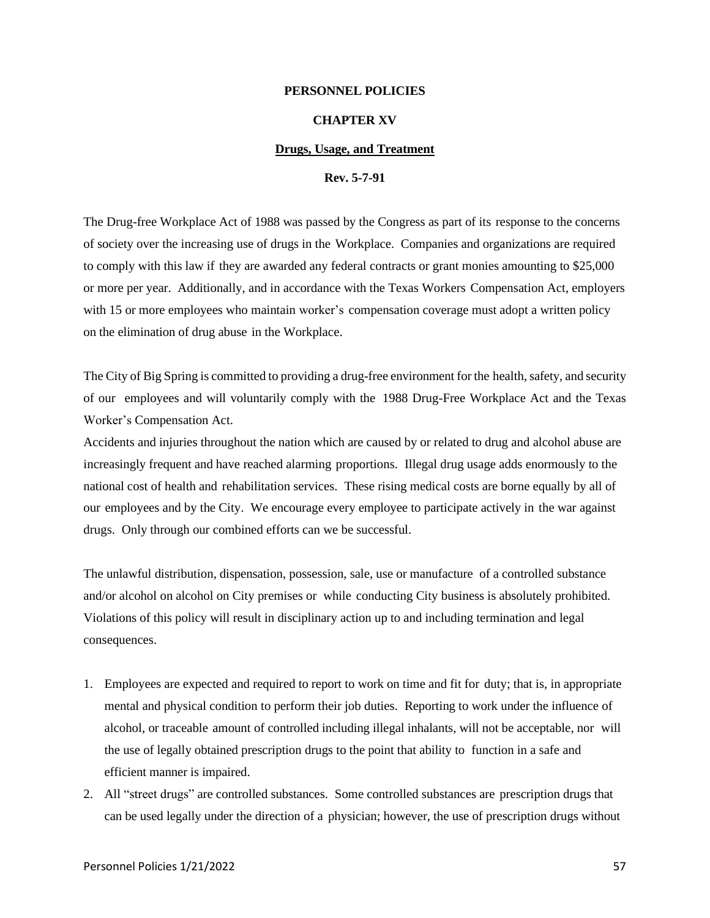**PERSONNEL POLICIES**

**CHAPTER XV**

**Drugs, Usage, and Treatment**

**Rev. 5-7-91**

The Drug-free Workplace Act of 1988 was passed by the Congress as part of its response to the concerns of society over the increasing use of drugs in the Workplace. Companies and organizations are required to comply with this law if they are awarded any federal contracts or grant monies amounting to $25,000 or more per year. Additionally, and in accordance with the Texas Workers Compensation Act, employers with 15 or more employees who maintain worker's compensation coverage must adopt a written policy on the elimination of drug abuse in the Workplace.

The City of Big Spring is committed to providing a drug-free environment for the health, safety, and security of our employees and will voluntarily comply with the 1988 Drug-Free Workplace Act and the Texas Worker's Compensation Act.

Accidents and injuries throughout the nation which are caused by or related to drug and alcohol abuse are increasingly frequent and have reached alarming proportions. Illegal drug usage adds enormously to the national cost of health and rehabilitation services. These rising medical costs are borne equally by all of our employees and by the City. We encourage every employee to participate actively in the war against drugs. Only through our combined efforts can we be successful.

The unlawful distribution, dispensation, possession, sale, use or manufacture of a controlled substance and/or alcohol on alcohol on City premises or while conducting City business is absolutely prohibited. Violations of this policy will result in disciplinary action up to and including termination and legal consequences.

1. Employees are expected and required to report to work on time and fit for duty; that is, in appropriate mental and physical condition to perform their job duties. Reporting to work under the influence of alcohol, or traceable amount of controlled including illegal inhalants, will not be acceptable, nor will the use of legally obtained prescription drugs to the point that ability to function in a safe and efficient manner is impaired.
2. All "street drugs" are controlled substances. Some controlled substances are prescription drugs that can be used legally under the direction of a physician; however, the use of prescription drugs without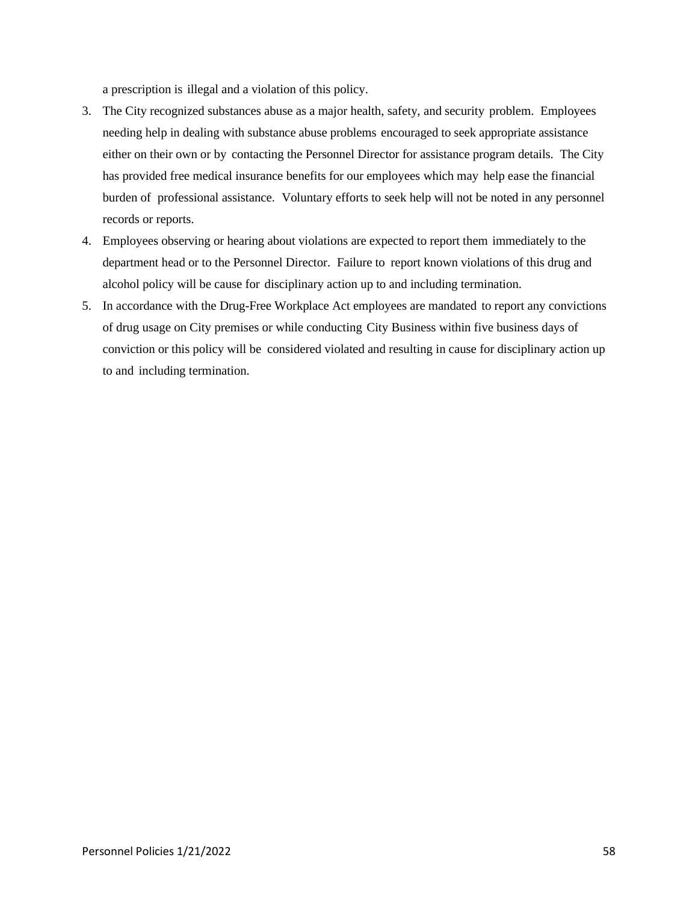a prescription is illegal and a violation of this policy.

3. The City recognized substances abuse as a major health, safety, and security problem. Employees needing help in dealing with substance abuse problems encouraged to seek appropriate assistance either on their own or by contacting the Personnel Director for assistance program details. The City has provided free medical insurance benefits for our employees which may help ease the financial burden of professional assistance. Voluntary efforts to seek help will not be noted in any personnel records or reports.
4. Employees observing or hearing about violations are expected to report them immediately to the department head or to the Personnel Director. Failure to report known violations of this drug and alcohol policy will be cause for disciplinary action up to and including termination.
5. In accordance with the Drug-Free Workplace Act employees are mandated to report any convictions of drug usage on City premises or while conducting City Business within five business days of conviction or this policy will be considered violated and resulting in cause for disciplinary action up to and including termination.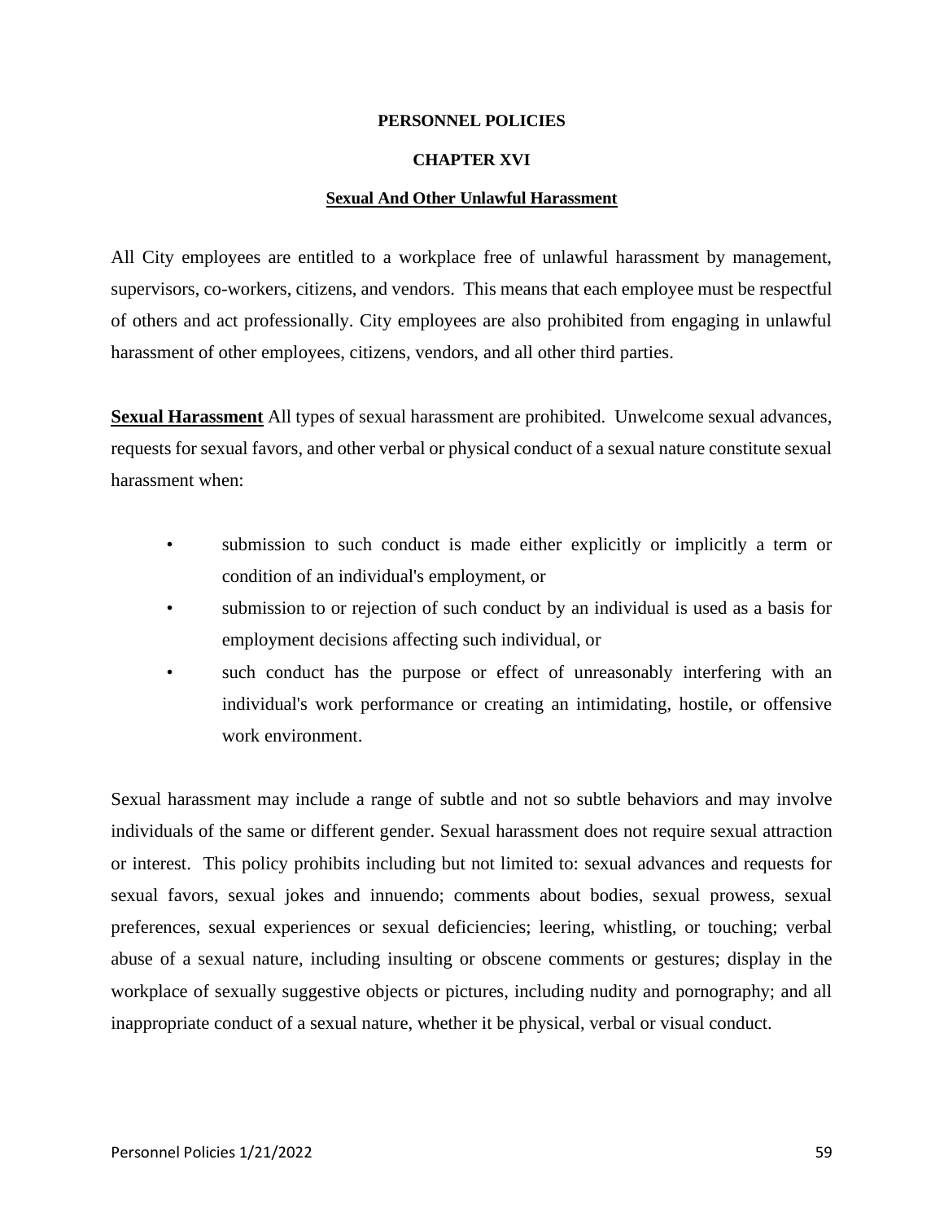# PERSONNEL POLICIES

## CHAPTER XVI

### Sexual And Other Unlawful Harassment

All City employees are entitled to a workplace free of unlawful harassment by management, supervisors, co-workers, citizens, and vendors. This means that each employee must be respectful of others and act professionally. City employees are also prohibited from engaging in unlawful harassment of other employees, citizens, vendors, and all other third parties.

**Sexual Harassment** All types of sexual harassment are prohibited. Unwelcome sexual advances, requests for sexual favors, and other verbal or physical conduct of a sexual nature constitute sexual harassment when:

- submission to such conduct is made either explicitly or implicitly a term or condition of an individual's employment, or
- submission to or rejection of such conduct by an individual is used as a basis for employment decisions affecting such individual, or
- such conduct has the purpose or effect of unreasonably interfering with an individual's work performance or creating an intimidating, hostile, or offensive work environment.

Sexual harassment may include a range of subtle and not so subtle behaviors and may involve individuals of the same or different gender. Sexual harassment does not require sexual attraction or interest. This policy prohibits including but not limited to: sexual advances and requests for sexual favors, sexual jokes and innuendo; comments about bodies, sexual prowess, sexual preferences, sexual experiences or sexual deficiencies; leering, whistling, or touching; verbal abuse of a sexual nature, including insulting or obscene comments or gestures; display in the workplace of sexually suggestive objects or pictures, including nudity and pornography; and all inappropriate conduct of a sexual nature, whether it be physical, verbal or visual conduct.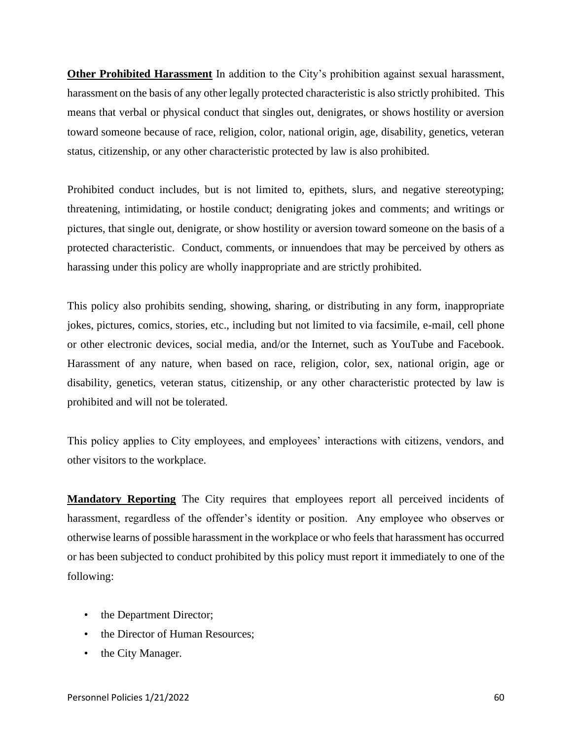**Other Prohibited Harassment** In addition to the City's prohibition against sexual harassment, harassment on the basis of any other legally protected characteristic is also strictly prohibited. This means that verbal or physical conduct that singles out, denigrates, or shows hostility or aversion toward someone because of race, religion, color, national origin, age, disability, genetics, veteran status, citizenship, or any other characteristic protected by law is also prohibited.

Prohibited conduct includes, but is not limited to, epithets, slurs, and negative stereotyping; threatening, intimidating, or hostile conduct; denigrating jokes and comments; and writings or pictures, that single out, denigrate, or show hostility or aversion toward someone on the basis of a protected characteristic. Conduct, comments, or innuendoes that may be perceived by others as harassing under this policy are wholly inappropriate and are strictly prohibited.

This policy also prohibits sending, showing, sharing, or distributing in any form, inappropriate jokes, pictures, comics, stories, etc., including but not limited to via facsimile, e-mail, cell phone or other electronic devices, social media, and/or the Internet, such as YouTube and Facebook. Harassment of any nature, when based on race, religion, color, sex, national origin, age or disability, genetics, veteran status, citizenship, or any other characteristic protected by law is prohibited and will not be tolerated.

This policy applies to City employees, and employees' interactions with citizens, vendors, and other visitors to the workplace.

**Mandatory Reporting** The City requires that employees report all perceived incidents of harassment, regardless of the offender's identity or position. Any employee who observes or otherwise learns of possible harassment in the workplace or who feels that harassment has occurred or has been subjected to conduct prohibited by this policy must report it immediately to one of the following:

- the Department Director;
- the Director of Human Resources;
- the City Manager.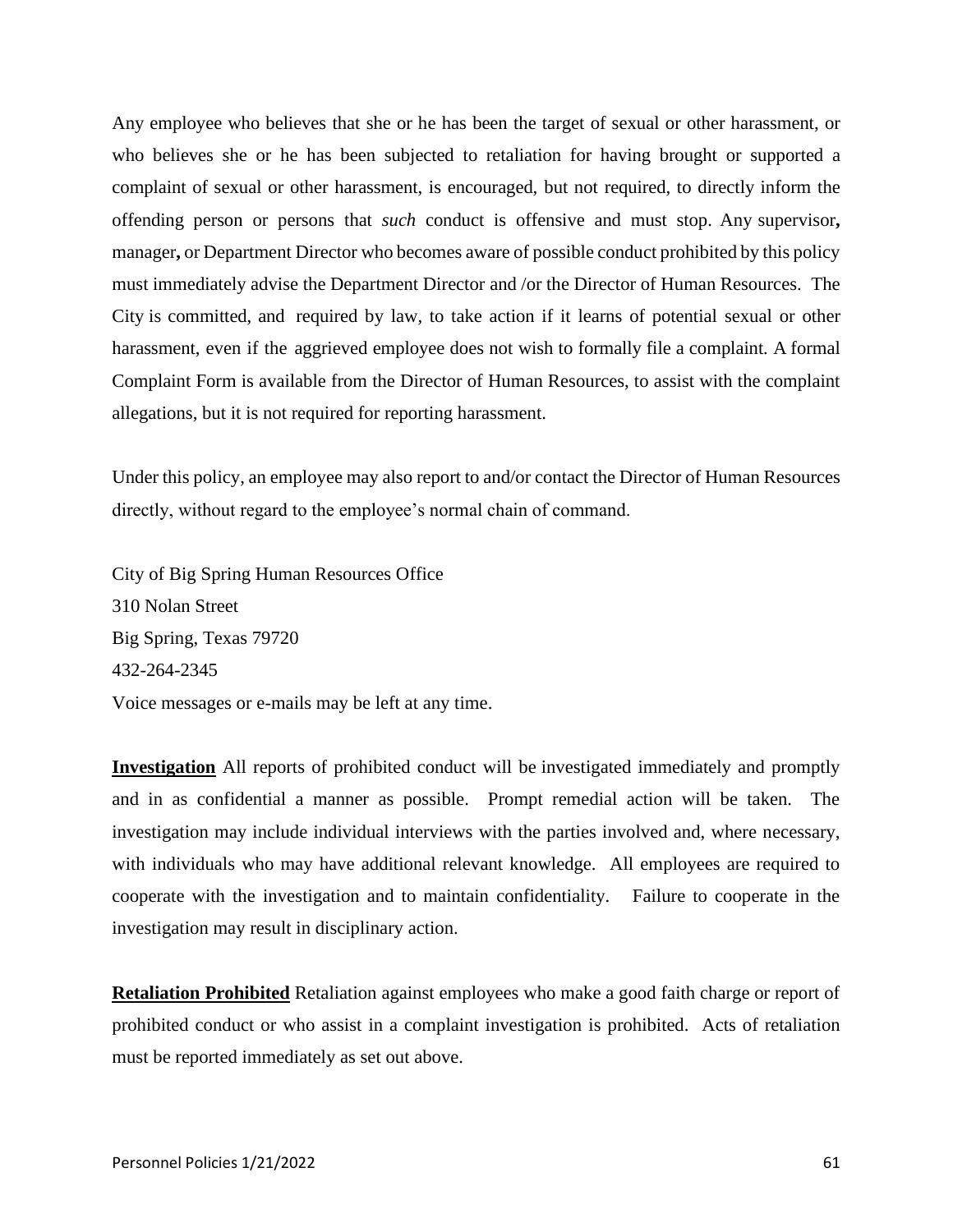Any employee who believes that she or he has been the target of sexual or other harassment, or who believes she or he has been subjected to retaliation for having brought or supported a complaint of sexual or other harassment, is encouraged, but not required, to directly inform the offending person or persons that *such* conduct is offensive and must stop. Any supervisor**,** manager**,** or Department Director who becomes aware of possible conduct prohibited by this policy must immediately advise the Department Director and /or the Director of Human Resources. The City is committed, and required by law, to take action if it learns of potential sexual or other harassment, even if the aggrieved employee does not wish to formally file a complaint. A formal Complaint Form is available from the Director of Human Resources, to assist with the complaint allegations, but it is not required for reporting harassment.

Under this policy, an employee may also report to and/or contact the Director of Human Resources directly, without regard to the employee's normal chain of command.

City of Big Spring Human Resources Office
310 Nolan Street
Big Spring, Texas 79720
432-264-2345
Voice messages or e-mails may be left at any time.

**Investigation** All reports of prohibited conduct will be investigated immediately and promptly and in as confidential a manner as possible. Prompt remedial action will be taken. The investigation may include individual interviews with the parties involved and, where necessary, with individuals who may have additional relevant knowledge. All employees are required to cooperate with the investigation and to maintain confidentiality. Failure to cooperate in the investigation may result in disciplinary action.

**Retaliation Prohibited** Retaliation against employees who make a good faith charge or report of prohibited conduct or who assist in a complaint investigation is prohibited. Acts of retaliation must be reported immediately as set out above.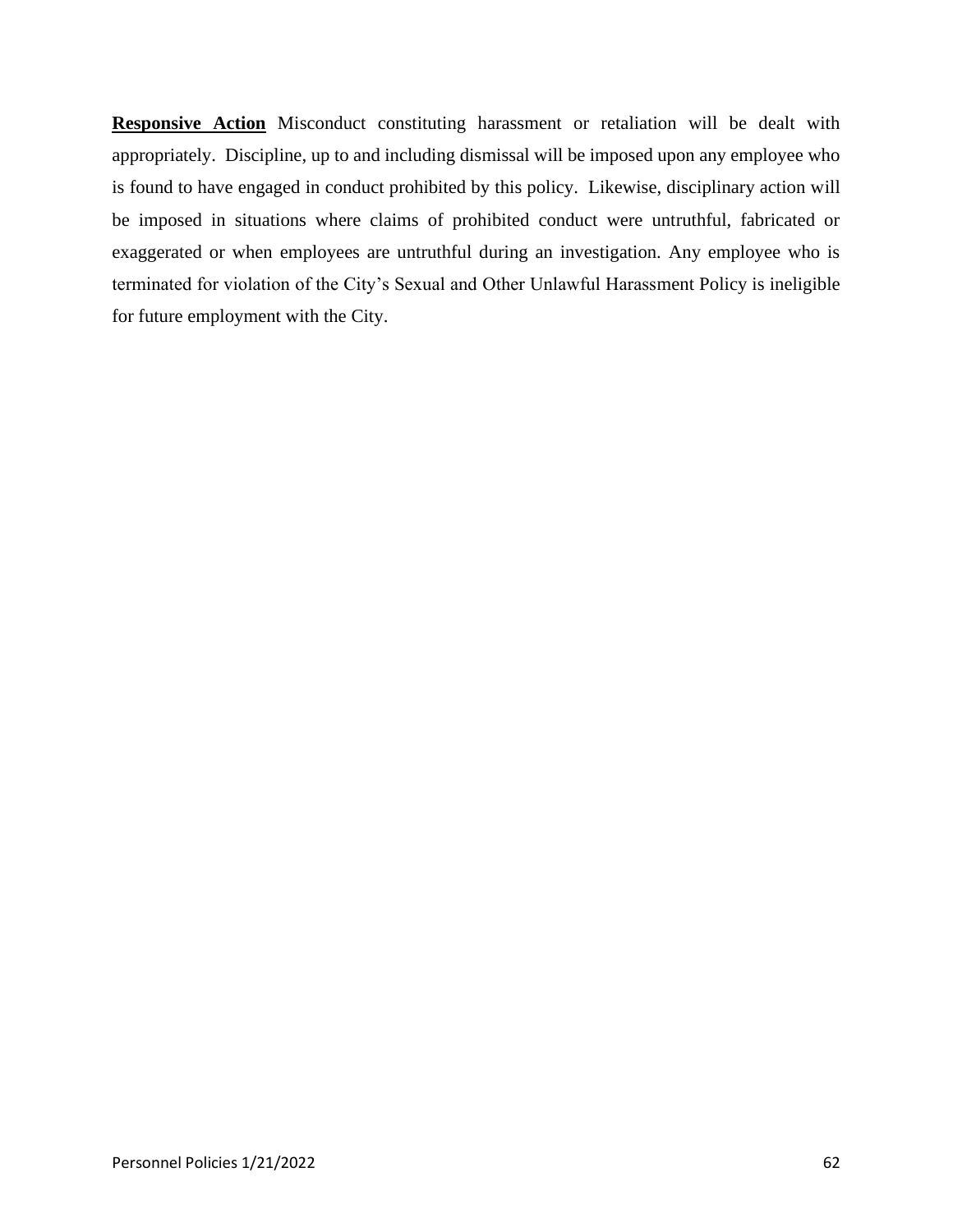**Responsive Action** Misconduct constituting harassment or retaliation will be dealt with appropriately. Discipline, up to and including dismissal will be imposed upon any employee who is found to have engaged in conduct prohibited by this policy. Likewise, disciplinary action will be imposed in situations where claims of prohibited conduct were untruthful, fabricated or exaggerated or when employees are untruthful during an investigation. Any employee who is terminated for violation of the City's Sexual and Other Unlawful Harassment Policy is ineligible for future employment with the City.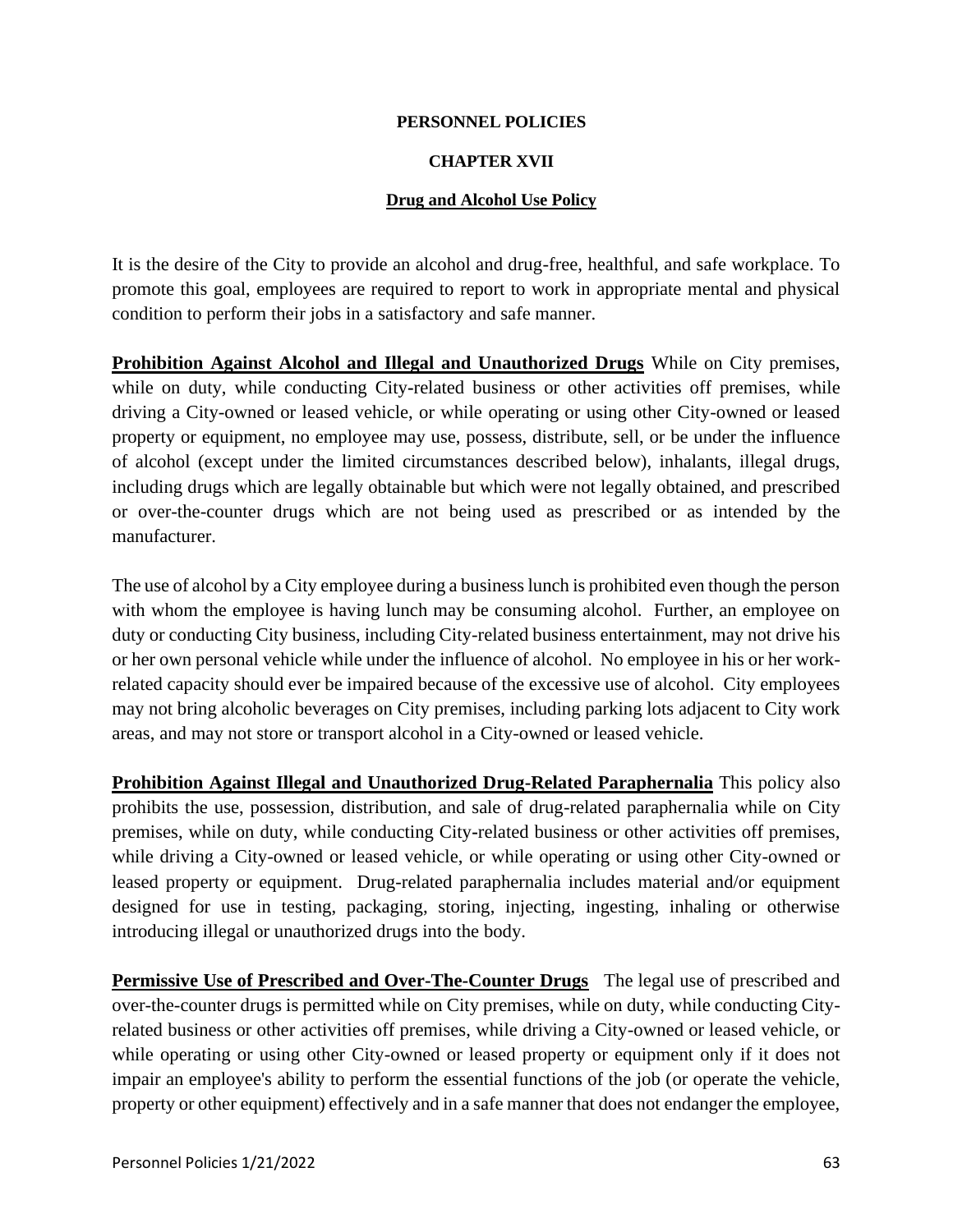**PERSONNEL POLICIES**

**CHAPTER XVII**

**Drug and Alcohol Use Policy**

It is the desire of the City to provide an alcohol and drug-free, healthful, and safe workplace. To promote this goal, employees are required to report to work in appropriate mental and physical condition to perform their jobs in a satisfactory and safe manner.

**Prohibition Against Alcohol and Illegal and Unauthorized Drugs** While on City premises, while on duty, while conducting City-related business or other activities off premises, while driving a City-owned or leased vehicle, or while operating or using other City-owned or leased property or equipment, no employee may use, possess, distribute, sell, or be under the influence of alcohol (except under the limited circumstances described below), inhalants, illegal drugs, including drugs which are legally obtainable but which were not legally obtained, and prescribed or over-the-counter drugs which are not being used as prescribed or as intended by the manufacturer.

The use of alcohol by a City employee during a business lunch is prohibited even though the person with whom the employee is having lunch may be consuming alcohol. Further, an employee on duty or conducting City business, including City-related business entertainment, may not drive his or her own personal vehicle while under the influence of alcohol. No employee in his or her work-related capacity should ever be impaired because of the excessive use of alcohol. City employees may not bring alcoholic beverages on City premises, including parking lots adjacent to City work areas, and may not store or transport alcohol in a City-owned or leased vehicle.

**Prohibition Against Illegal and Unauthorized Drug-Related Paraphernalia** This policy also prohibits the use, possession, distribution, and sale of drug-related paraphernalia while on City premises, while on duty, while conducting City-related business or other activities off premises, while driving a City-owned or leased vehicle, or while operating or using other City-owned or leased property or equipment. Drug-related paraphernalia includes material and/or equipment designed for use in testing, packaging, storing, injecting, ingesting, inhaling or otherwise introducing illegal or unauthorized drugs into the body.

**Permissive Use of Prescribed and Over-The-Counter Drugs** The legal use of prescribed and over-the-counter drugs is permitted while on City premises, while on duty, while conducting City-related business or other activities off premises, while driving a City-owned or leased vehicle, or while operating or using other City-owned or leased property or equipment only if it does not impair an employee's ability to perform the essential functions of the job (or operate the vehicle, property or other equipment) effectively and in a safe manner that does not endanger the employee,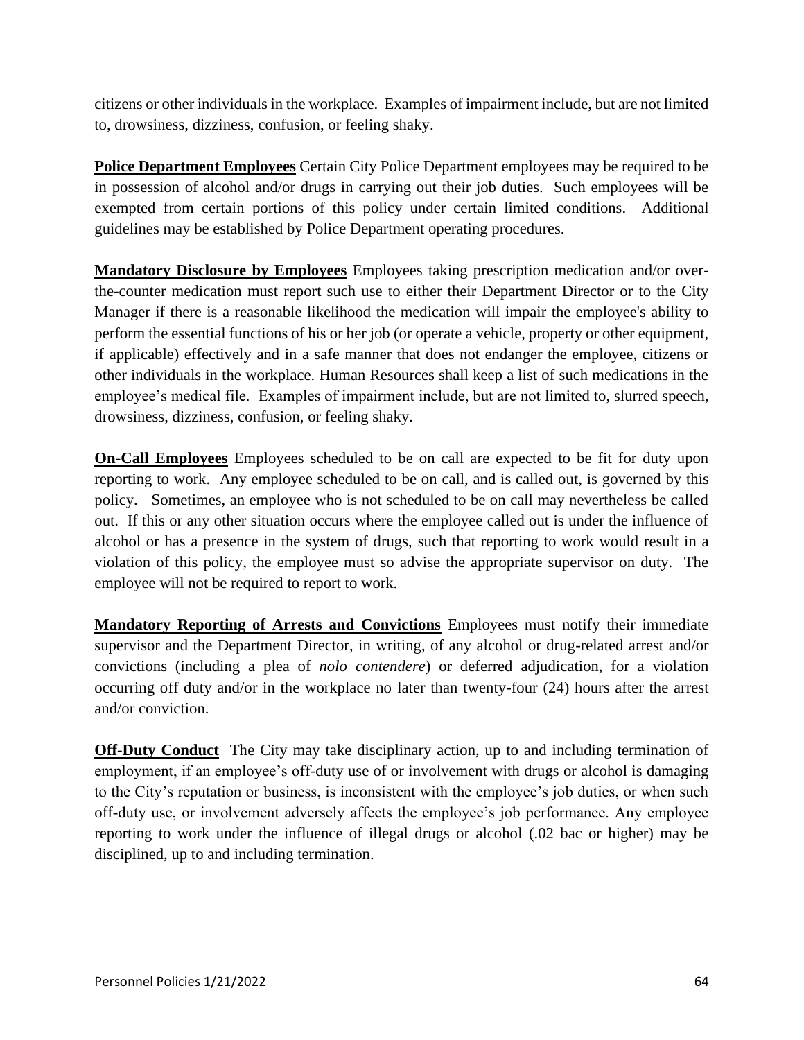citizens or other individuals in the workplace. Examples of impairment include, but are not limited to, drowsiness, dizziness, confusion, or feeling shaky.

**Police Department Employees** Certain City Police Department employees may be required to be in possession of alcohol and/or drugs in carrying out their job duties. Such employees will be exempted from certain portions of this policy under certain limited conditions. Additional guidelines may be established by Police Department operating procedures.

**Mandatory Disclosure by Employees** Employees taking prescription medication and/or over-the-counter medication must report such use to either their Department Director or to the City Manager if there is a reasonable likelihood the medication will impair the employee's ability to perform the essential functions of his or her job (or operate a vehicle, property or other equipment, if applicable) effectively and in a safe manner that does not endanger the employee, citizens or other individuals in the workplace. Human Resources shall keep a list of such medications in the employee's medical file. Examples of impairment include, but are not limited to, slurred speech, drowsiness, dizziness, confusion, or feeling shaky.

**On-Call Employees** Employees scheduled to be on call are expected to be fit for duty upon reporting to work. Any employee scheduled to be on call, and is called out, is governed by this policy. Sometimes, an employee who is not scheduled to be on call may nevertheless be called out. If this or any other situation occurs where the employee called out is under the influence of alcohol or has a presence in the system of drugs, such that reporting to work would result in a violation of this policy, the employee must so advise the appropriate supervisor on duty. The employee will not be required to report to work.

**Mandatory Reporting of Arrests and Convictions** Employees must notify their immediate supervisor and the Department Director, in writing, of any alcohol or drug-related arrest and/or convictions (including a plea of *nolo contendere*) or deferred adjudication, for a violation occurring off duty and/or in the workplace no later than twenty-four (24) hours after the arrest and/or conviction.

**Off-Duty Conduct** The City may take disciplinary action, up to and including termination of employment, if an employee's off-duty use of or involvement with drugs or alcohol is damaging to the City's reputation or business, is inconsistent with the employee's job duties, or when such off-duty use, or involvement adversely affects the employee's job performance. Any employee reporting to work under the influence of illegal drugs or alcohol (.02 bac or higher) may be disciplined, up to and including termination.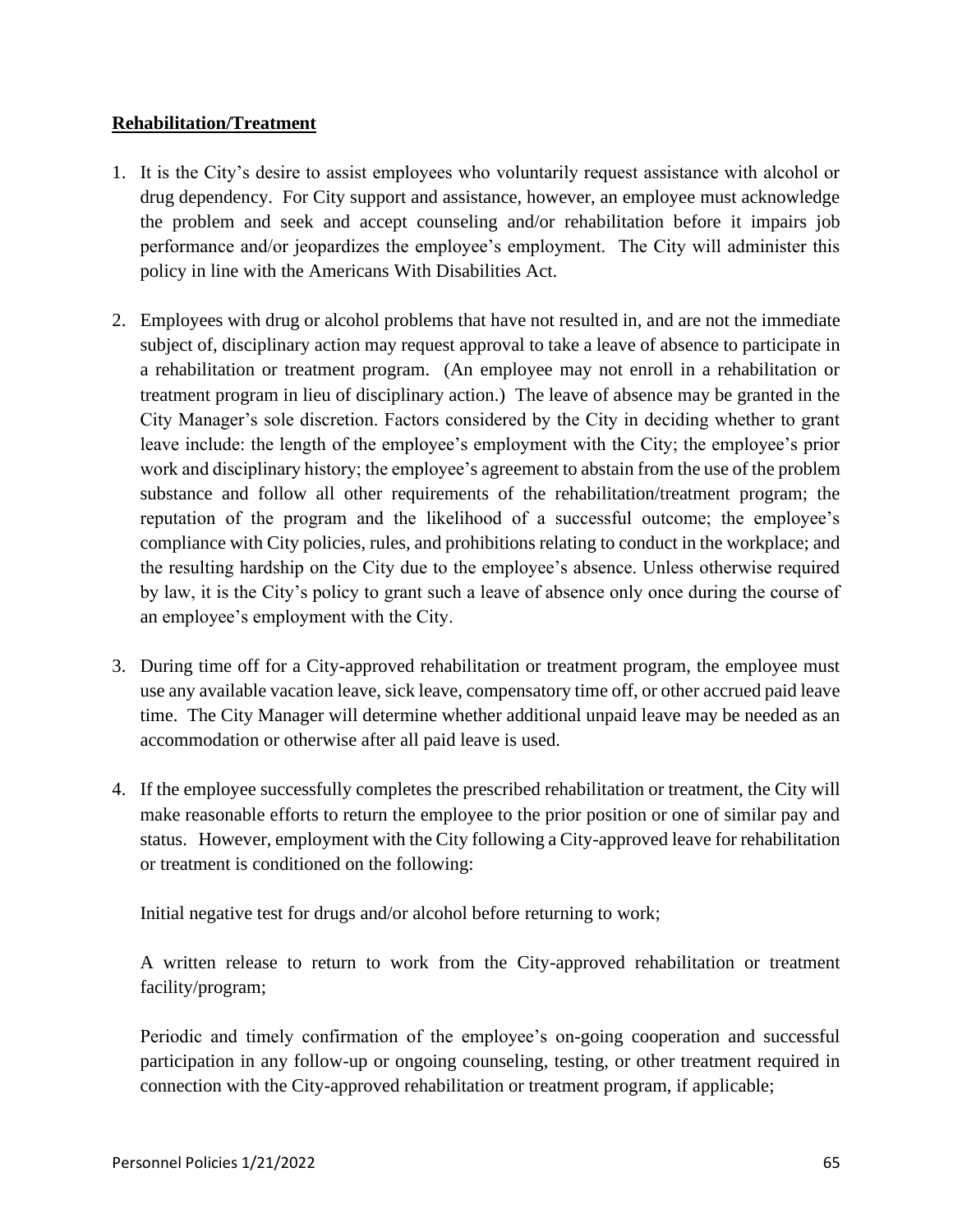**Rehabilitation/Treatment**

1. It is the City's desire to assist employees who voluntarily request assistance with alcohol or drug dependency. For City support and assistance, however, an employee must acknowledge the problem and seek and accept counseling and/or rehabilitation before it impairs job performance and/or jeopardizes the employee's employment. The City will administer this policy in line with the Americans With Disabilities Act.

2. Employees with drug or alcohol problems that have not resulted in, and are not the immediate subject of, disciplinary action may request approval to take a leave of absence to participate in a rehabilitation or treatment program. (An employee may not enroll in a rehabilitation or treatment program in lieu of disciplinary action.) The leave of absence may be granted in the City Manager's sole discretion. Factors considered by the City in deciding whether to grant leave include: the length of the employee's employment with the City; the employee's prior work and disciplinary history; the employee's agreement to abstain from the use of the problem substance and follow all other requirements of the rehabilitation/treatment program; the reputation of the program and the likelihood of a successful outcome; the employee's compliance with City policies, rules, and prohibitions relating to conduct in the workplace; and the resulting hardship on the City due to the employee's absence. Unless otherwise required by law, it is the City's policy to grant such a leave of absence only once during the course of an employee's employment with the City.

3. During time off for a City-approved rehabilitation or treatment program, the employee must use any available vacation leave, sick leave, compensatory time off, or other accrued paid leave time. The City Manager will determine whether additional unpaid leave may be needed as an accommodation or otherwise after all paid leave is used.

4. If the employee successfully completes the prescribed rehabilitation or treatment, the City will make reasonable efforts to return the employee to the prior position or one of similar pay and status. However, employment with the City following a City-approved leave for rehabilitation or treatment is conditioned on the following:

   Initial negative test for drugs and/or alcohol before returning to work;

   A written release to return to work from the City-approved rehabilitation or treatment facility/program;

   Periodic and timely confirmation of the employee's on-going cooperation and successful participation in any follow-up or ongoing counseling, testing, or other treatment required in connection with the City-approved rehabilitation or treatment program, if applicable;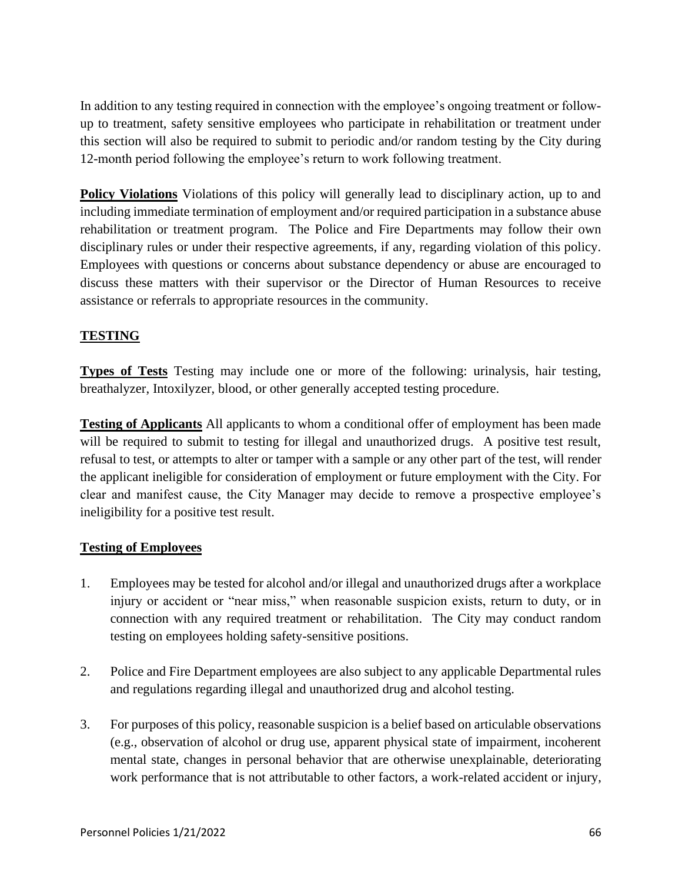In addition to any testing required in connection with the employee's ongoing treatment or follow-up to treatment, safety sensitive employees who participate in rehabilitation or treatment under this section will also be required to submit to periodic and/or random testing by the City during 12-month period following the employee's return to work following treatment.

**Policy Violations** Violations of this policy will generally lead to disciplinary action, up to and including immediate termination of employment and/or required participation in a substance abuse rehabilitation or treatment program. The Police and Fire Departments may follow their own disciplinary rules or under their respective agreements, if any, regarding violation of this policy. Employees with questions or concerns about substance dependency or abuse are encouraged to discuss these matters with their supervisor or the Director of Human Resources to receive assistance or referrals to appropriate resources in the community.

## TESTING

**Types of Tests** Testing may include one or more of the following: urinalysis, hair testing, breathalyzer, Intoxilyzer, blood, or other generally accepted testing procedure.

**Testing of Applicants** All applicants to whom a conditional offer of employment has been made will be required to submit to testing for illegal and unauthorized drugs. A positive test result, refusal to test, or attempts to alter or tamper with a sample or any other part of the test, will render the applicant ineligible for consideration of employment or future employment with the City. For clear and manifest cause, the City Manager may decide to remove a prospective employee's ineligibility for a positive test result.

**Testing of Employees**

1. Employees may be tested for alcohol and/or illegal and unauthorized drugs after a workplace injury or accident or "near miss," when reasonable suspicion exists, return to duty, or in connection with any required treatment or rehabilitation. The City may conduct random testing on employees holding safety-sensitive positions.

2. Police and Fire Department employees are also subject to any applicable Departmental rules and regulations regarding illegal and unauthorized drug and alcohol testing.

3. For purposes of this policy, reasonable suspicion is a belief based on articulable observations (e.g., observation of alcohol or drug use, apparent physical state of impairment, incoherent mental state, changes in personal behavior that are otherwise unexplainable, deteriorating work performance that is not attributable to other factors, a work-related accident or injury,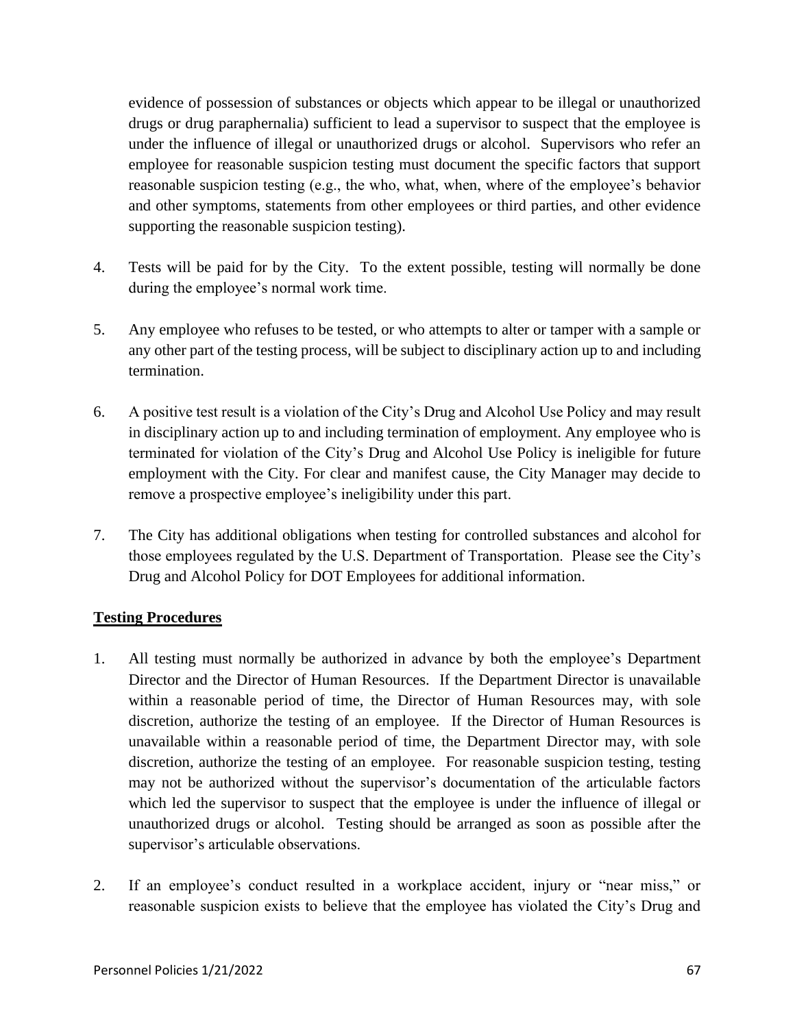evidence of possession of substances or objects which appear to be illegal or unauthorized drugs or drug paraphernalia) sufficient to lead a supervisor to suspect that the employee is under the influence of illegal or unauthorized drugs or alcohol. Supervisors who refer an employee for reasonable suspicion testing must document the specific factors that support reasonable suspicion testing (e.g., the who, what, when, where of the employee's behavior and other symptoms, statements from other employees or third parties, and other evidence supporting the reasonable suspicion testing).

4. Tests will be paid for by the City. To the extent possible, testing will normally be done during the employee's normal work time.

5. Any employee who refuses to be tested, or who attempts to alter or tamper with a sample or any other part of the testing process, will be subject to disciplinary action up to and including termination.

6. A positive test result is a violation of the City's Drug and Alcohol Use Policy and may result in disciplinary action up to and including termination of employment. Any employee who is terminated for violation of the City's Drug and Alcohol Use Policy is ineligible for future employment with the City. For clear and manifest cause, the City Manager may decide to remove a prospective employee's ineligibility under this part.

7. The City has additional obligations when testing for controlled substances and alcohol for those employees regulated by the U.S. Department of Transportation. Please see the City's Drug and Alcohol Policy for DOT Employees for additional information.

**Testing Procedures**

1. All testing must normally be authorized in advance by both the employee's Department Director and the Director of Human Resources. If the Department Director is unavailable within a reasonable period of time, the Director of Human Resources may, with sole discretion, authorize the testing of an employee. If the Director of Human Resources is unavailable within a reasonable period of time, the Department Director may, with sole discretion, authorize the testing of an employee. For reasonable suspicion testing, testing may not be authorized without the supervisor's documentation of the articulable factors which led the supervisor to suspect that the employee is under the influence of illegal or unauthorized drugs or alcohol. Testing should be arranged as soon as possible after the supervisor's articulable observations.

2. If an employee's conduct resulted in a workplace accident, injury or "near miss," or reasonable suspicion exists to believe that the employee has violated the City's Drug and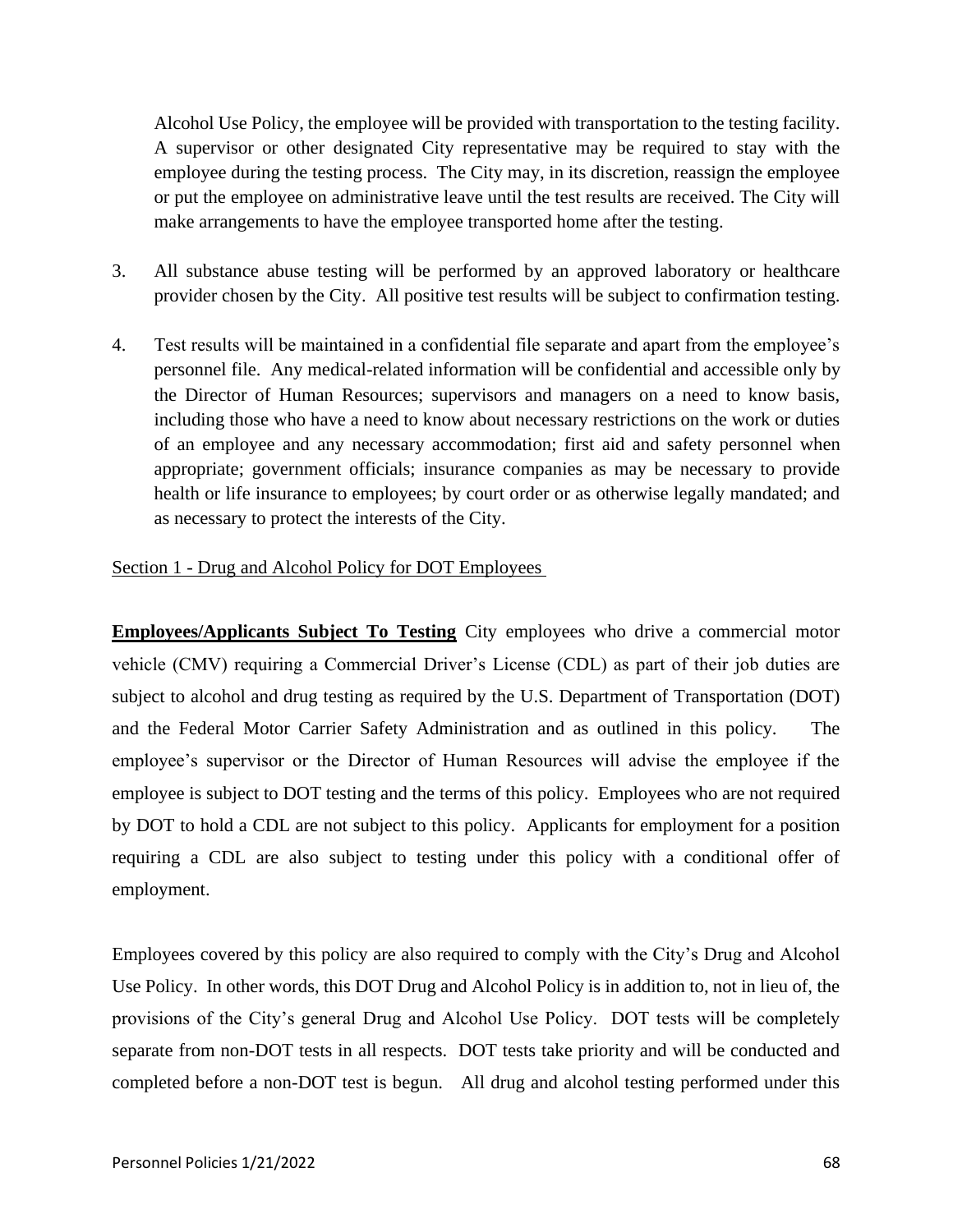Alcohol Use Policy, the employee will be provided with transportation to the testing facility. A supervisor or other designated City representative may be required to stay with the employee during the testing process. The City may, in its discretion, reassign the employee or put the employee on administrative leave until the test results are received. The City will make arrangements to have the employee transported home after the testing.

3. All substance abuse testing will be performed by an approved laboratory or healthcare provider chosen by the City. All positive test results will be subject to confirmation testing.

4. Test results will be maintained in a confidential file separate and apart from the employee's personnel file. Any medical-related information will be confidential and accessible only by the Director of Human Resources; supervisors and managers on a need to know basis, including those who have a need to know about necessary restrictions on the work or duties of an employee and any necessary accommodation; first aid and safety personnel when appropriate; government officials; insurance companies as may be necessary to provide health or life insurance to employees; by court order or as otherwise legally mandated; and as necessary to protect the interests of the City.

Section 1 - Drug and Alcohol Policy for DOT Employees

**Employees/Applicants Subject To Testing** City employees who drive a commercial motor vehicle (CMV) requiring a Commercial Driver's License (CDL) as part of their job duties are subject to alcohol and drug testing as required by the U.S. Department of Transportation (DOT) and the Federal Motor Carrier Safety Administration and as outlined in this policy. The employee's supervisor or the Director of Human Resources will advise the employee if the employee is subject to DOT testing and the terms of this policy. Employees who are not required by DOT to hold a CDL are not subject to this policy. Applicants for employment for a position requiring a CDL are also subject to testing under this policy with a conditional offer of employment.

Employees covered by this policy are also required to comply with the City's Drug and Alcohol Use Policy. In other words, this DOT Drug and Alcohol Policy is in addition to, not in lieu of, the provisions of the City's general Drug and Alcohol Use Policy. DOT tests will be completely separate from non-DOT tests in all respects. DOT tests take priority and will be conducted and completed before a non-DOT test is begun. All drug and alcohol testing performed under this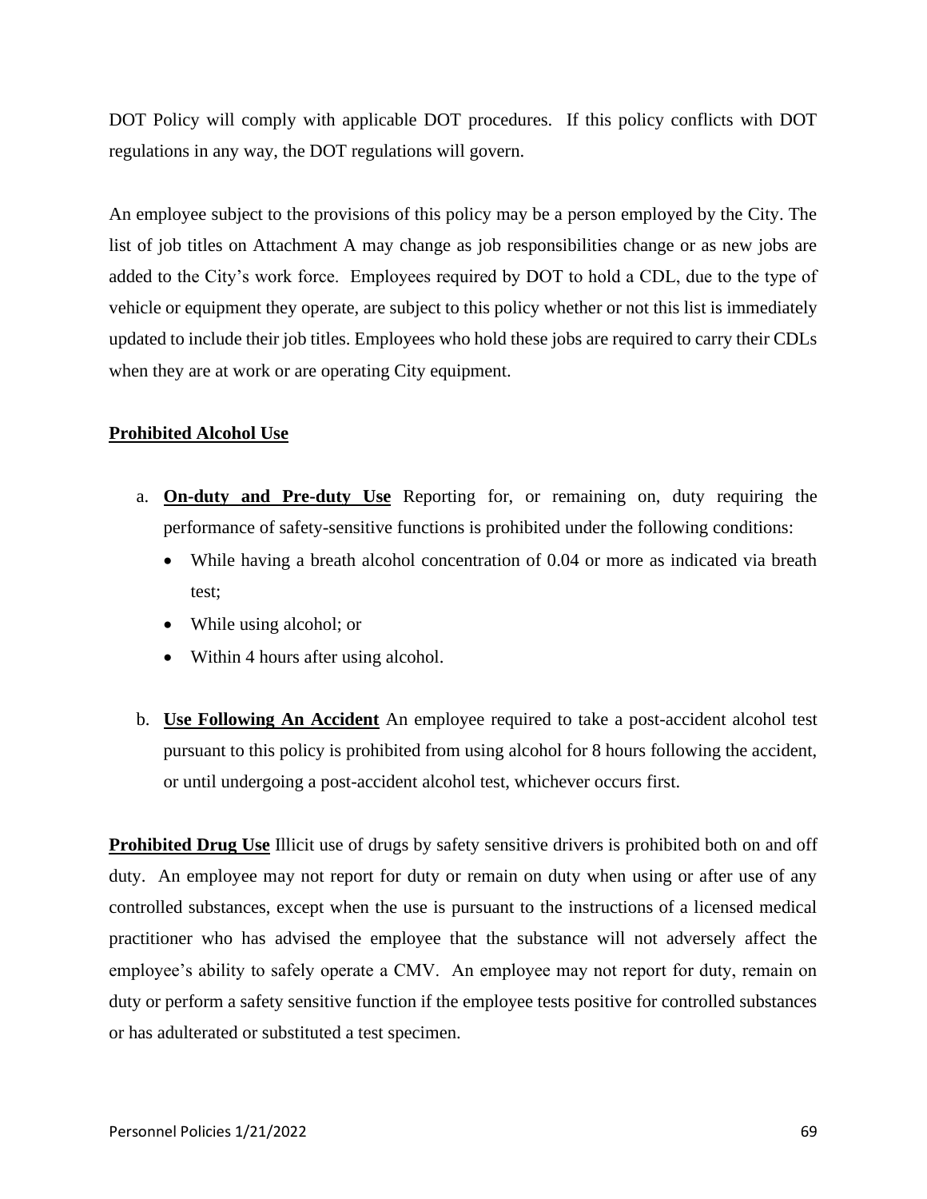DOT Policy will comply with applicable DOT procedures. If this policy conflicts with DOT regulations in any way, the DOT regulations will govern.

An employee subject to the provisions of this policy may be a person employed by the City. The list of job titles on Attachment A may change as job responsibilities change or as new jobs are added to the City's work force. Employees required by DOT to hold a CDL, due to the type of vehicle or equipment they operate, are subject to this policy whether or not this list is immediately updated to include their job titles. Employees who hold these jobs are required to carry their CDLs when they are at work or are operating City equipment.

**Prohibited Alcohol Use**

a. **On-duty and Pre-duty Use** Reporting for, or remaining on, duty requiring the performance of safety-sensitive functions is prohibited under the following conditions:
   - While having a breath alcohol concentration of 0.04 or more as indicated via breath test;
   - While using alcohol; or
   - Within 4 hours after using alcohol.

b. **Use Following An Accident** An employee required to take a post-accident alcohol test pursuant to this policy is prohibited from using alcohol for 8 hours following the accident, or until undergoing a post-accident alcohol test, whichever occurs first.

**Prohibited Drug Use** Illicit use of drugs by safety sensitive drivers is prohibited both on and off duty. An employee may not report for duty or remain on duty when using or after use of any controlled substances, except when the use is pursuant to the instructions of a licensed medical practitioner who has advised the employee that the substance will not adversely affect the employee's ability to safely operate a CMV. An employee may not report for duty, remain on duty or perform a safety sensitive function if the employee tests positive for controlled substances or has adulterated or substituted a test specimen.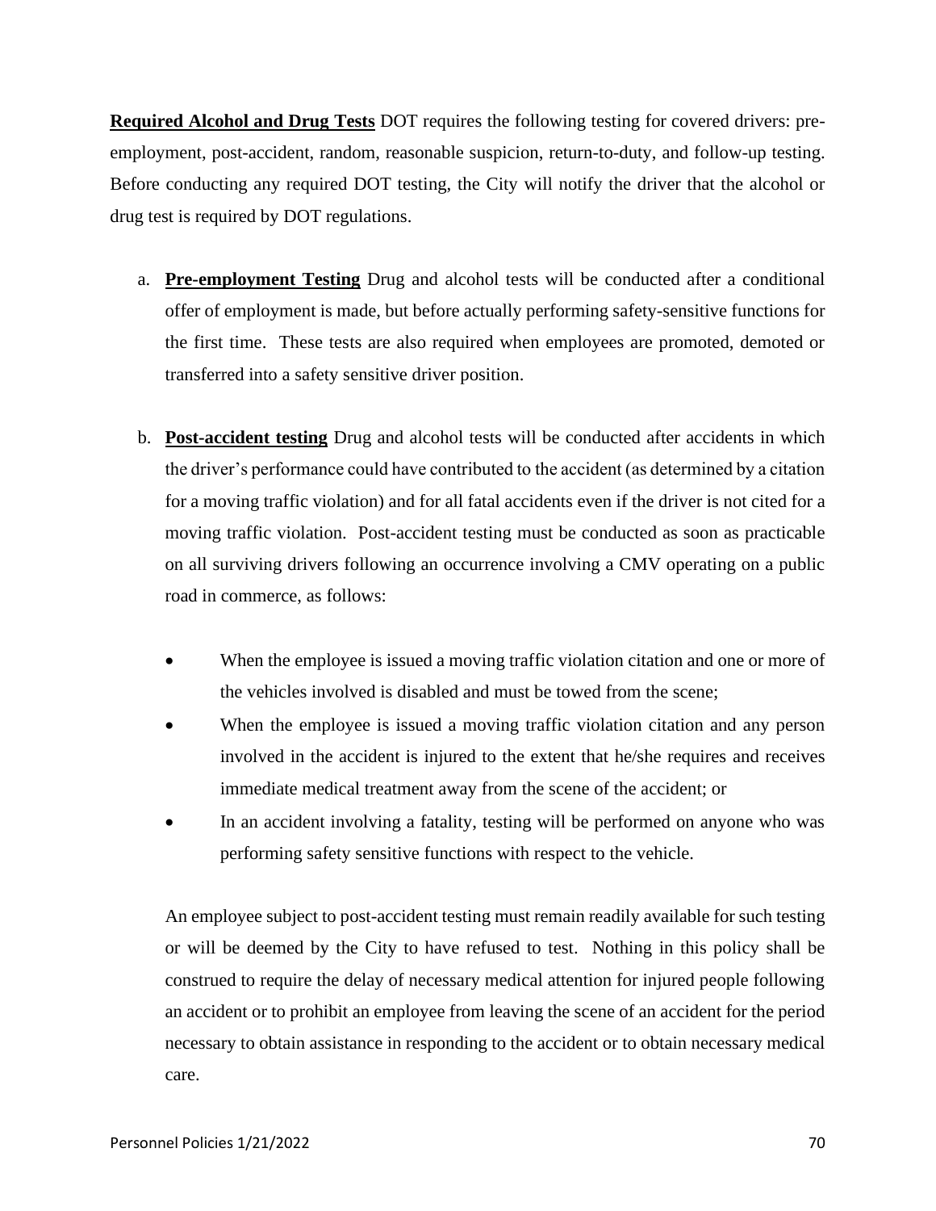**Required Alcohol and Drug Tests** DOT requires the following testing for covered drivers: pre-employment, post-accident, random, reasonable suspicion, return-to-duty, and follow-up testing. Before conducting any required DOT testing, the City will notify the driver that the alcohol or drug test is required by DOT regulations.

a. **Pre-employment Testing** Drug and alcohol tests will be conducted after a conditional offer of employment is made, but before actually performing safety-sensitive functions for the first time. These tests are also required when employees are promoted, demoted or transferred into a safety sensitive driver position.

b. **Post-accident testing** Drug and alcohol tests will be conducted after accidents in which the driver's performance could have contributed to the accident (as determined by a citation for a moving traffic violation) and for all fatal accidents even if the driver is not cited for a moving traffic violation. Post-accident testing must be conducted as soon as practicable on all surviving drivers following an occurrence involving a CMV operating on a public road in commerce, as follows:

   - When the employee is issued a moving traffic violation citation and one or more of the vehicles involved is disabled and must be towed from the scene;
   - When the employee is issued a moving traffic violation citation and any person involved in the accident is injured to the extent that he/she requires and receives immediate medical treatment away from the scene of the accident; or
   - In an accident involving a fatality, testing will be performed on anyone who was performing safety sensitive functions with respect to the vehicle.

   An employee subject to post-accident testing must remain readily available for such testing or will be deemed by the City to have refused to test. Nothing in this policy shall be construed to require the delay of necessary medical attention for injured people following an accident or to prohibit an employee from leaving the scene of an accident for the period necessary to obtain assistance in responding to the accident or to obtain necessary medical care.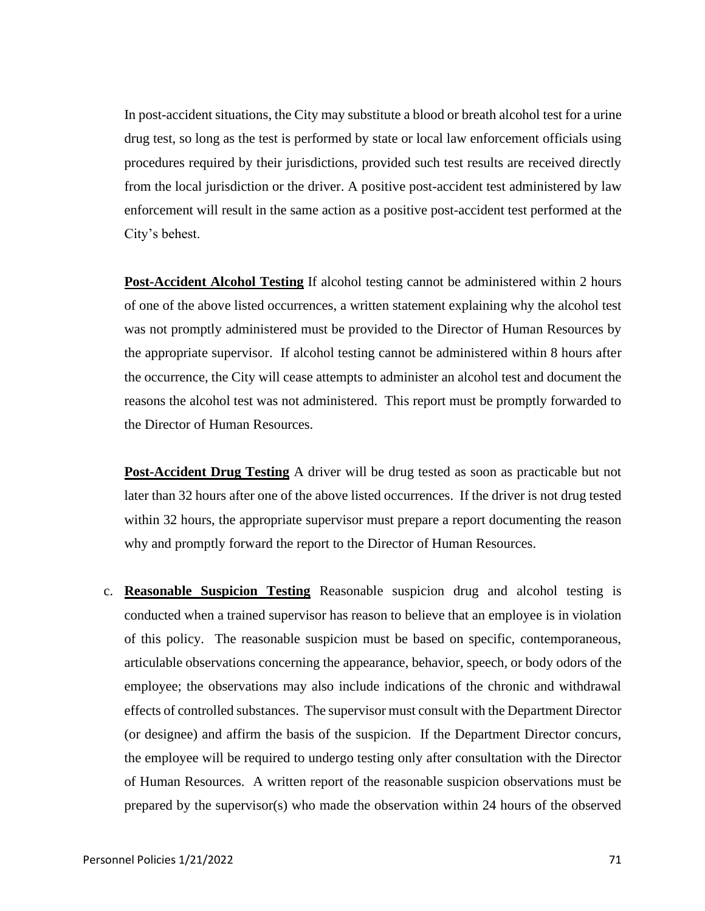In post-accident situations, the City may substitute a blood or breath alcohol test for a urine drug test, so long as the test is performed by state or local law enforcement officials using procedures required by their jurisdictions, provided such test results are received directly from the local jurisdiction or the driver. A positive post-accident test administered by law enforcement will result in the same action as a positive post-accident test performed at the City's behest.

**Post-Accident Alcohol Testing** If alcohol testing cannot be administered within 2 hours of one of the above listed occurrences, a written statement explaining why the alcohol test was not promptly administered must be provided to the Director of Human Resources by the appropriate supervisor. If alcohol testing cannot be administered within 8 hours after the occurrence, the City will cease attempts to administer an alcohol test and document the reasons the alcohol test was not administered. This report must be promptly forwarded to the Director of Human Resources.

**Post-Accident Drug Testing** A driver will be drug tested as soon as practicable but not later than 32 hours after one of the above listed occurrences. If the driver is not drug tested within 32 hours, the appropriate supervisor must prepare a report documenting the reason why and promptly forward the report to the Director of Human Resources.

c. **Reasonable Suspicion Testing** Reasonable suspicion drug and alcohol testing is conducted when a trained supervisor has reason to believe that an employee is in violation of this policy. The reasonable suspicion must be based on specific, contemporaneous, articulable observations concerning the appearance, behavior, speech, or body odors of the employee; the observations may also include indications of the chronic and withdrawal effects of controlled substances. The supervisor must consult with the Department Director (or designee) and affirm the basis of the suspicion. If the Department Director concurs, the employee will be required to undergo testing only after consultation with the Director of Human Resources. A written report of the reasonable suspicion observations must be prepared by the supervisor(s) who made the observation within 24 hours of the observed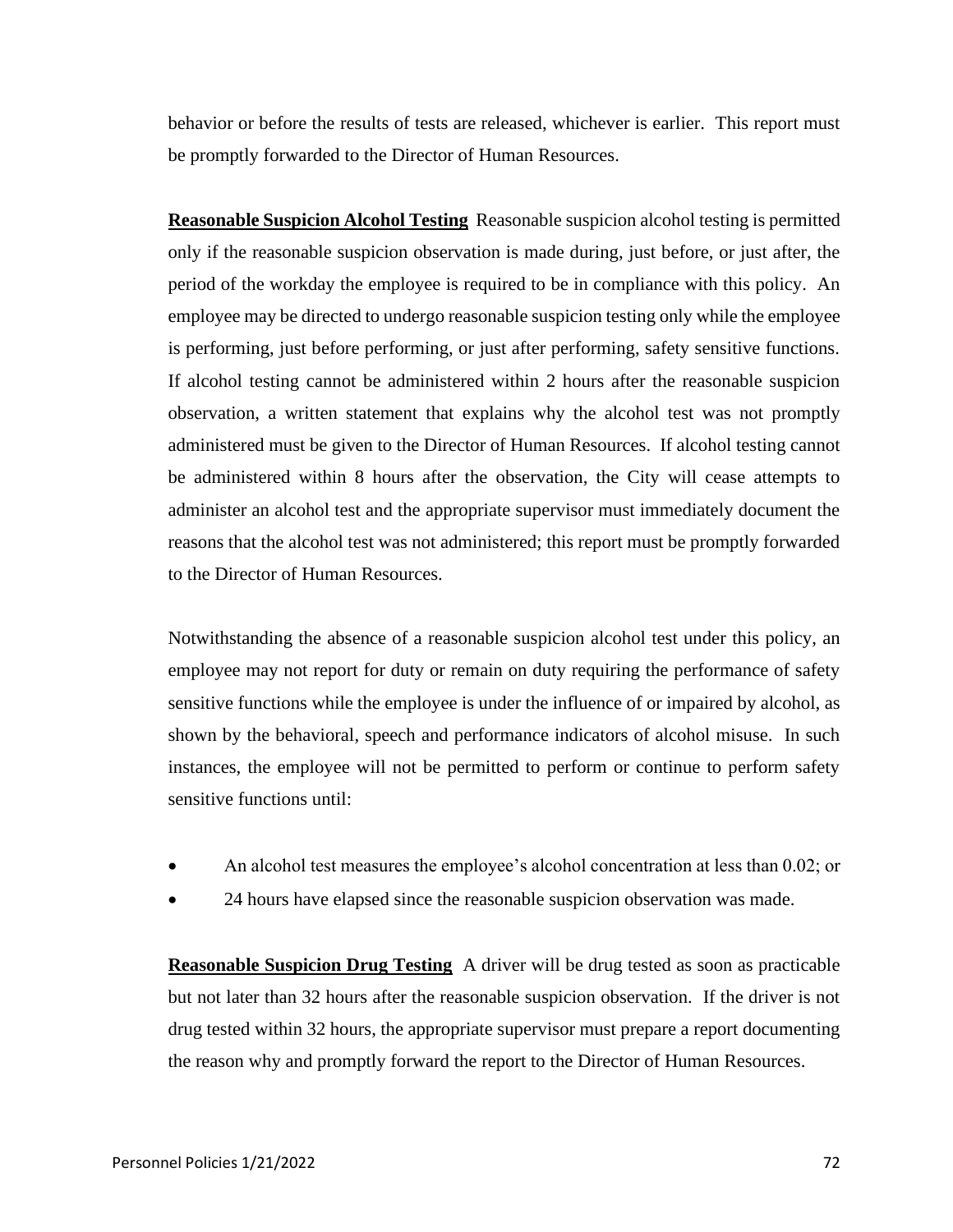behavior or before the results of tests are released, whichever is earlier. This report must be promptly forwarded to the Director of Human Resources.

**Reasonable Suspicion Alcohol Testing** Reasonable suspicion alcohol testing is permitted only if the reasonable suspicion observation is made during, just before, or just after, the period of the workday the employee is required to be in compliance with this policy. An employee may be directed to undergo reasonable suspicion testing only while the employee is performing, just before performing, or just after performing, safety sensitive functions. If alcohol testing cannot be administered within 2 hours after the reasonable suspicion observation, a written statement that explains why the alcohol test was not promptly administered must be given to the Director of Human Resources. If alcohol testing cannot be administered within 8 hours after the observation, the City will cease attempts to administer an alcohol test and the appropriate supervisor must immediately document the reasons that the alcohol test was not administered; this report must be promptly forwarded to the Director of Human Resources.

Notwithstanding the absence of a reasonable suspicion alcohol test under this policy, an employee may not report for duty or remain on duty requiring the performance of safety sensitive functions while the employee is under the influence of or impaired by alcohol, as shown by the behavioral, speech and performance indicators of alcohol misuse. In such instances, the employee will not be permitted to perform or continue to perform safety sensitive functions until:

- An alcohol test measures the employee's alcohol concentration at less than 0.02; or
- 24 hours have elapsed since the reasonable suspicion observation was made.

**Reasonable Suspicion Drug Testing** A driver will be drug tested as soon as practicable but not later than 32 hours after the reasonable suspicion observation. If the driver is not drug tested within 32 hours, the appropriate supervisor must prepare a report documenting the reason why and promptly forward the report to the Director of Human Resources.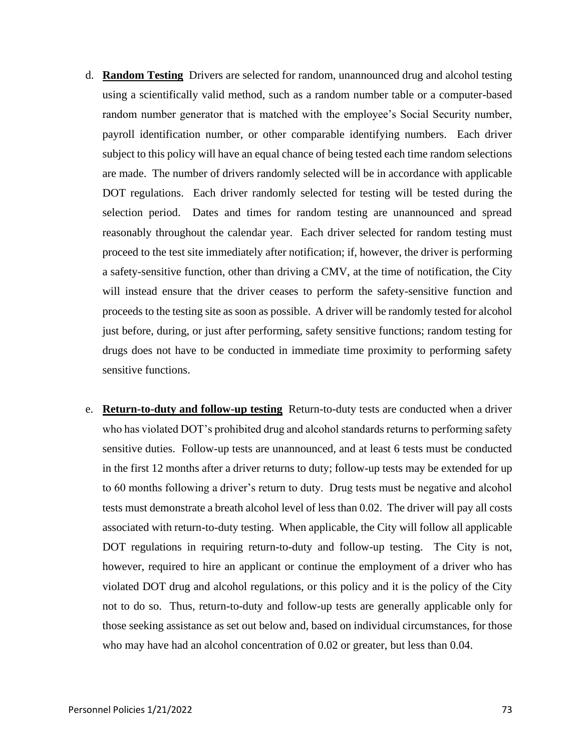d. **Random Testing** Drivers are selected for random, unannounced drug and alcohol testing using a scientifically valid method, such as a random number table or a computer-based random number generator that is matched with the employee's Social Security number, payroll identification number, or other comparable identifying numbers. Each driver subject to this policy will have an equal chance of being tested each time random selections are made. The number of drivers randomly selected will be in accordance with applicable DOT regulations. Each driver randomly selected for testing will be tested during the selection period. Dates and times for random testing are unannounced and spread reasonably throughout the calendar year. Each driver selected for random testing must proceed to the test site immediately after notification; if, however, the driver is performing a safety-sensitive function, other than driving a CMV, at the time of notification, the City will instead ensure that the driver ceases to perform the safety-sensitive function and proceeds to the testing site as soon as possible. A driver will be randomly tested for alcohol just before, during, or just after performing, safety sensitive functions; random testing for drugs does not have to be conducted in immediate time proximity to performing safety sensitive functions.

e. **Return-to-duty and follow-up testing** Return-to-duty tests are conducted when a driver who has violated DOT's prohibited drug and alcohol standards returns to performing safety sensitive duties. Follow-up tests are unannounced, and at least 6 tests must be conducted in the first 12 months after a driver returns to duty; follow-up tests may be extended for up to 60 months following a driver's return to duty. Drug tests must be negative and alcohol tests must demonstrate a breath alcohol level of less than 0.02. The driver will pay all costs associated with return-to-duty testing. When applicable, the City will follow all applicable DOT regulations in requiring return-to-duty and follow-up testing. The City is not, however, required to hire an applicant or continue the employment of a driver who has violated DOT drug and alcohol regulations, or this policy and it is the policy of the City not to do so. Thus, return-to-duty and follow-up tests are generally applicable only for those seeking assistance as set out below and, based on individual circumstances, for those who may have had an alcohol concentration of 0.02 or greater, but less than 0.04.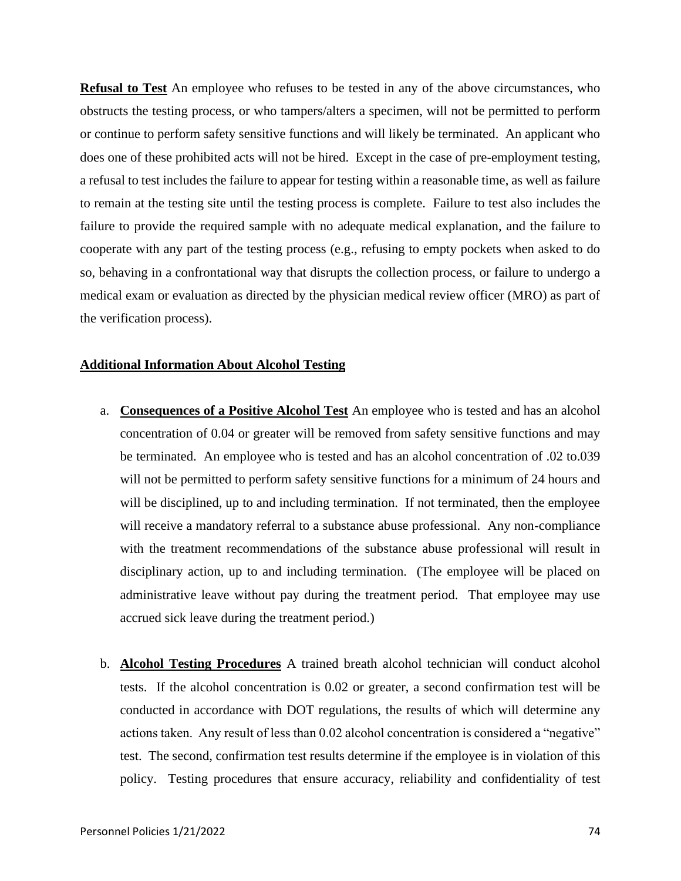**Refusal to Test** An employee who refuses to be tested in any of the above circumstances, who obstructs the testing process, or who tampers/alters a specimen, will not be permitted to perform or continue to perform safety sensitive functions and will likely be terminated. An applicant who does one of these prohibited acts will not be hired. Except in the case of pre-employment testing, a refusal to test includes the failure to appear for testing within a reasonable time, as well as failure to remain at the testing site until the testing process is complete. Failure to test also includes the failure to provide the required sample with no adequate medical explanation, and the failure to cooperate with any part of the testing process (e.g., refusing to empty pockets when asked to do so, behaving in a confrontational way that disrupts the collection process, or failure to undergo a medical exam or evaluation as directed by the physician medical review officer (MRO) as part of the verification process).

**Additional Information About Alcohol Testing**

a. **Consequences of a Positive Alcohol Test** An employee who is tested and has an alcohol concentration of 0.04 or greater will be removed from safety sensitive functions and may be terminated. An employee who is tested and has an alcohol concentration of .02 to.039 will not be permitted to perform safety sensitive functions for a minimum of 24 hours and will be disciplined, up to and including termination. If not terminated, then the employee will receive a mandatory referral to a substance abuse professional. Any non-compliance with the treatment recommendations of the substance abuse professional will result in disciplinary action, up to and including termination. (The employee will be placed on administrative leave without pay during the treatment period. That employee may use accrued sick leave during the treatment period.)

b. **Alcohol Testing Procedures** A trained breath alcohol technician will conduct alcohol tests. If the alcohol concentration is 0.02 or greater, a second confirmation test will be conducted in accordance with DOT regulations, the results of which will determine any actions taken. Any result of less than 0.02 alcohol concentration is considered a "negative" test. The second, confirmation test results determine if the employee is in violation of this policy. Testing procedures that ensure accuracy, reliability and confidentiality of test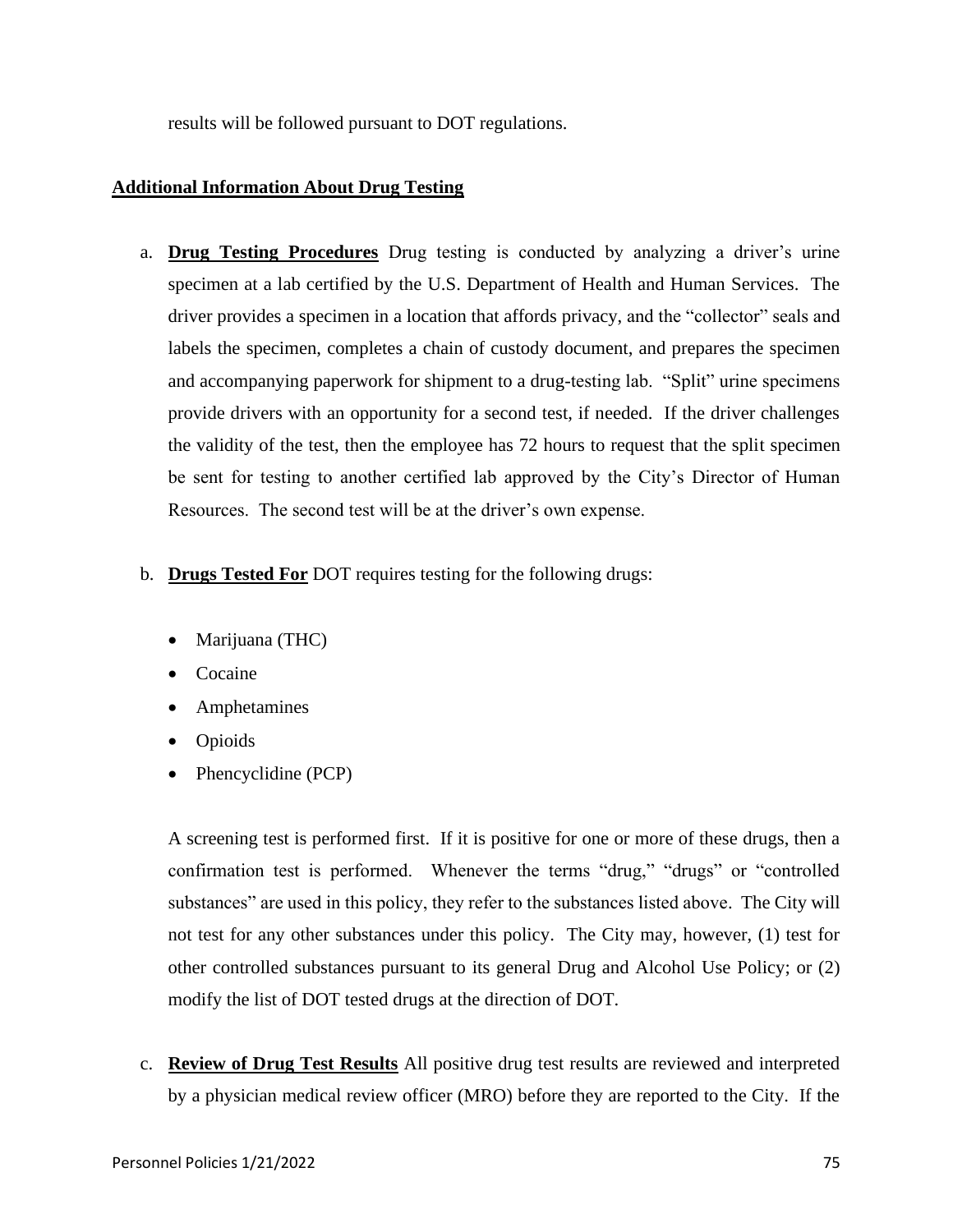results will be followed pursuant to DOT regulations.

**Additional Information About Drug Testing**

a. **Drug Testing Procedures** Drug testing is conducted by analyzing a driver's urine specimen at a lab certified by the U.S. Department of Health and Human Services. The driver provides a specimen in a location that affords privacy, and the "collector" seals and labels the specimen, completes a chain of custody document, and prepares the specimen and accompanying paperwork for shipment to a drug-testing lab. "Split" urine specimens provide drivers with an opportunity for a second test, if needed. If the driver challenges the validity of the test, then the employee has 72 hours to request that the split specimen be sent for testing to another certified lab approved by the City's Director of Human Resources. The second test will be at the driver's own expense.

b. **Drugs Tested For** DOT requires testing for the following drugs:

   - Marijuana (THC)
   - Cocaine
   - Amphetamines
   - Opioids
   - Phencyclidine (PCP)

   A screening test is performed first. If it is positive for one or more of these drugs, then a confirmation test is performed. Whenever the terms "drug," "drugs" or "controlled substances" are used in this policy, they refer to the substances listed above. The City will not test for any other substances under this policy. The City may, however, (1) test for other controlled substances pursuant to its general Drug and Alcohol Use Policy; or (2) modify the list of DOT tested drugs at the direction of DOT.

c. **Review of Drug Test Results** All positive drug test results are reviewed and interpreted by a physician medical review officer (MRO) before they are reported to the City. If the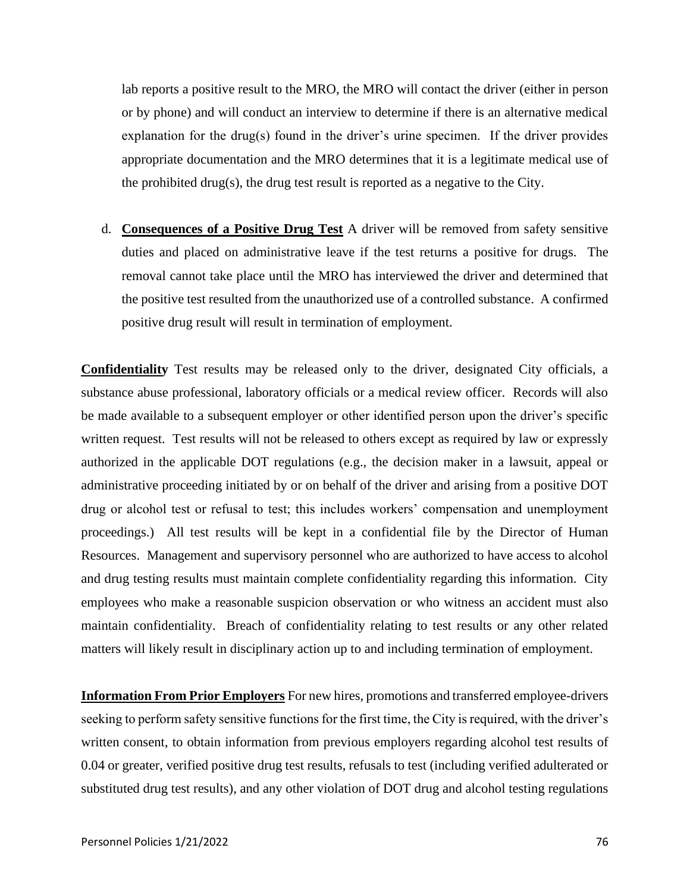lab reports a positive result to the MRO, the MRO will contact the driver (either in person or by phone) and will conduct an interview to determine if there is an alternative medical explanation for the drug(s) found in the driver's urine specimen. If the driver provides appropriate documentation and the MRO determines that it is a legitimate medical use of the prohibited drug(s), the drug test result is reported as a negative to the City.

d. **Consequences of a Positive Drug Test** A driver will be removed from safety sensitive duties and placed on administrative leave if the test returns a positive for drugs. The removal cannot take place until the MRO has interviewed the driver and determined that the positive test resulted from the unauthorized use of a controlled substance. A confirmed positive drug result will result in termination of employment.

**Confidentiality** Test results may be released only to the driver, designated City officials, a substance abuse professional, laboratory officials or a medical review officer. Records will also be made available to a subsequent employer or other identified person upon the driver's specific written request. Test results will not be released to others except as required by law or expressly authorized in the applicable DOT regulations (e.g., the decision maker in a lawsuit, appeal or administrative proceeding initiated by or on behalf of the driver and arising from a positive DOT drug or alcohol test or refusal to test; this includes workers' compensation and unemployment proceedings.) All test results will be kept in a confidential file by the Director of Human Resources. Management and supervisory personnel who are authorized to have access to alcohol and drug testing results must maintain complete confidentiality regarding this information. City employees who make a reasonable suspicion observation or who witness an accident must also maintain confidentiality. Breach of confidentiality relating to test results or any other related matters will likely result in disciplinary action up to and including termination of employment.

**Information From Prior Employers** For new hires, promotions and transferred employee-drivers seeking to perform safety sensitive functions for the first time, the City is required, with the driver's written consent, to obtain information from previous employers regarding alcohol test results of 0.04 or greater, verified positive drug test results, refusals to test (including verified adulterated or substituted drug test results), and any other violation of DOT drug and alcohol testing regulations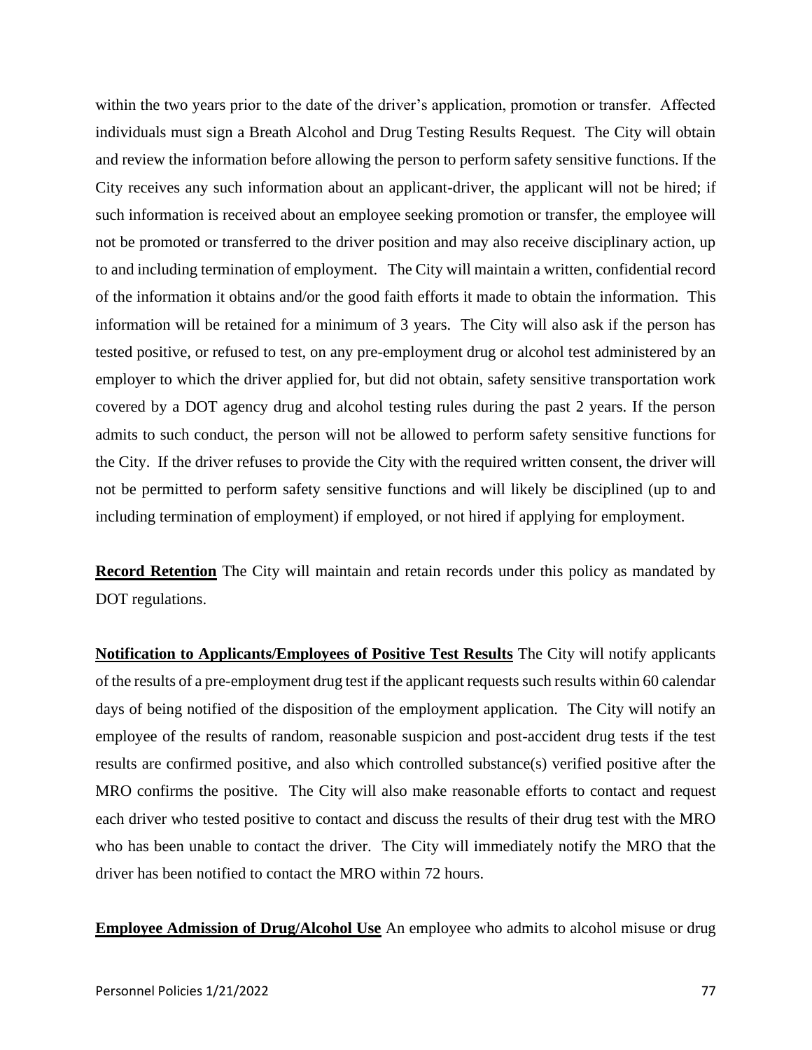within the two years prior to the date of the driver's application, promotion or transfer. Affected individuals must sign a Breath Alcohol and Drug Testing Results Request. The City will obtain and review the information before allowing the person to perform safety sensitive functions. If the City receives any such information about an applicant-driver, the applicant will not be hired; if such information is received about an employee seeking promotion or transfer, the employee will not be promoted or transferred to the driver position and may also receive disciplinary action, up to and including termination of employment. The City will maintain a written, confidential record of the information it obtains and/or the good faith efforts it made to obtain the information. This information will be retained for a minimum of 3 years. The City will also ask if the person has tested positive, or refused to test, on any pre-employment drug or alcohol test administered by an employer to which the driver applied for, but did not obtain, safety sensitive transportation work covered by a DOT agency drug and alcohol testing rules during the past 2 years. If the person admits to such conduct, the person will not be allowed to perform safety sensitive functions for the City. If the driver refuses to provide the City with the required written consent, the driver will not be permitted to perform safety sensitive functions and will likely be disciplined (up to and including termination of employment) if employed, or not hired if applying for employment.

**Record Retention** The City will maintain and retain records under this policy as mandated by DOT regulations.

**Notification to Applicants/Employees of Positive Test Results** The City will notify applicants of the results of a pre-employment drug test if the applicant requests such results within 60 calendar days of being notified of the disposition of the employment application. The City will notify an employee of the results of random, reasonable suspicion and post-accident drug tests if the test results are confirmed positive, and also which controlled substance(s) verified positive after the MRO confirms the positive. The City will also make reasonable efforts to contact and request each driver who tested positive to contact and discuss the results of their drug test with the MRO who has been unable to contact the driver. The City will immediately notify the MRO that the driver has been notified to contact the MRO within 72 hours.

**Employee Admission of Drug/Alcohol Use** An employee who admits to alcohol misuse or drug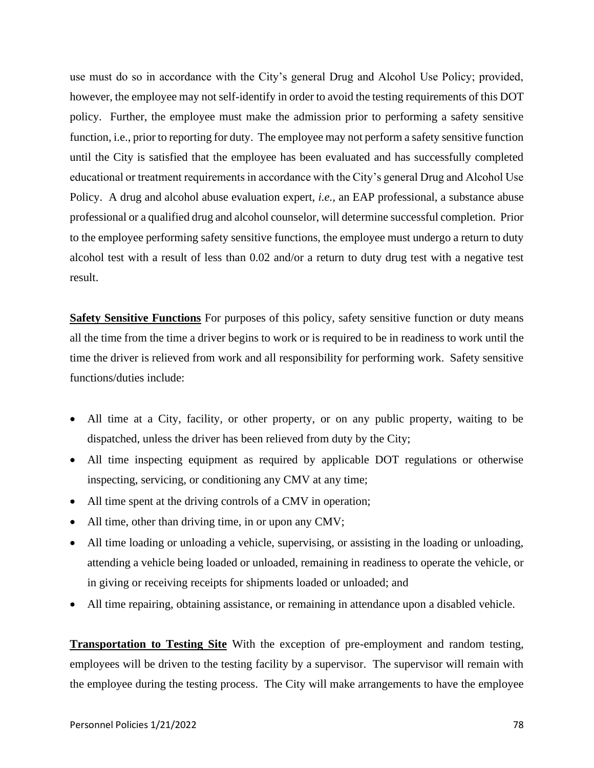use must do so in accordance with the City's general Drug and Alcohol Use Policy; provided, however, the employee may not self-identify in order to avoid the testing requirements of this DOT policy. Further, the employee must make the admission prior to performing a safety sensitive function, i.e., prior to reporting for duty. The employee may not perform a safety sensitive function until the City is satisfied that the employee has been evaluated and has successfully completed educational or treatment requirements in accordance with the City's general Drug and Alcohol Use Policy. A drug and alcohol abuse evaluation expert, *i.e.,* an EAP professional, a substance abuse professional or a qualified drug and alcohol counselor, will determine successful completion. Prior to the employee performing safety sensitive functions, the employee must undergo a return to duty alcohol test with a result of less than 0.02 and/or a return to duty drug test with a negative test result.

**Safety Sensitive Functions** For purposes of this policy, safety sensitive function or duty means all the time from the time a driver begins to work or is required to be in readiness to work until the time the driver is relieved from work and all responsibility for performing work. Safety sensitive functions/duties include:

- All time at a City, facility, or other property, or on any public property, waiting to be dispatched, unless the driver has been relieved from duty by the City;
- All time inspecting equipment as required by applicable DOT regulations or otherwise inspecting, servicing, or conditioning any CMV at any time;
- All time spent at the driving controls of a CMV in operation;
- All time, other than driving time, in or upon any CMV;
- All time loading or unloading a vehicle, supervising, or assisting in the loading or unloading, attending a vehicle being loaded or unloaded, remaining in readiness to operate the vehicle, or in giving or receiving receipts for shipments loaded or unloaded; and
- All time repairing, obtaining assistance, or remaining in attendance upon a disabled vehicle.

**Transportation to Testing Site** With the exception of pre-employment and random testing, employees will be driven to the testing facility by a supervisor. The supervisor will remain with the employee during the testing process. The City will make arrangements to have the employee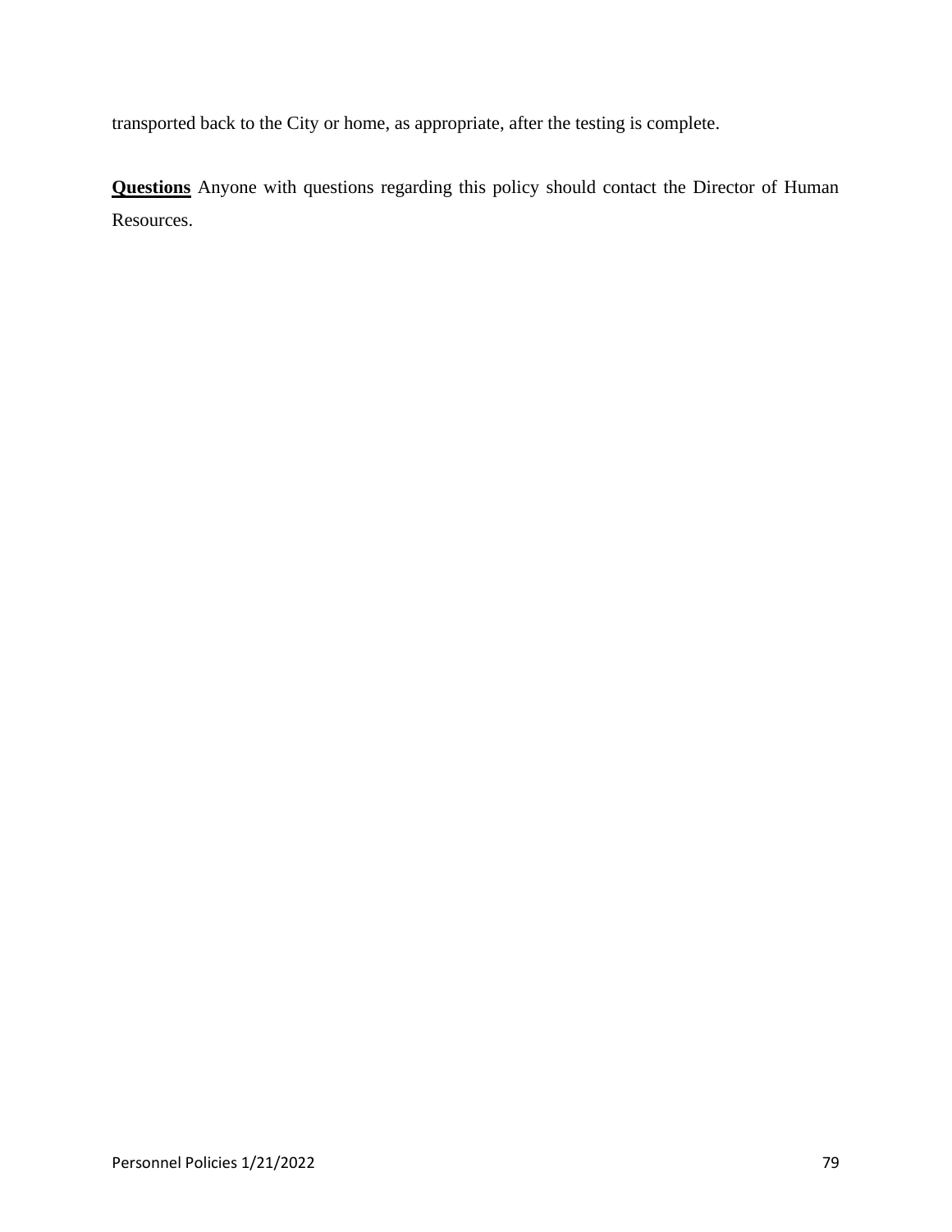transported back to the City or home, as appropriate, after the testing is complete.

**Questions** Anyone with questions regarding this policy should contact the Director of Human Resources.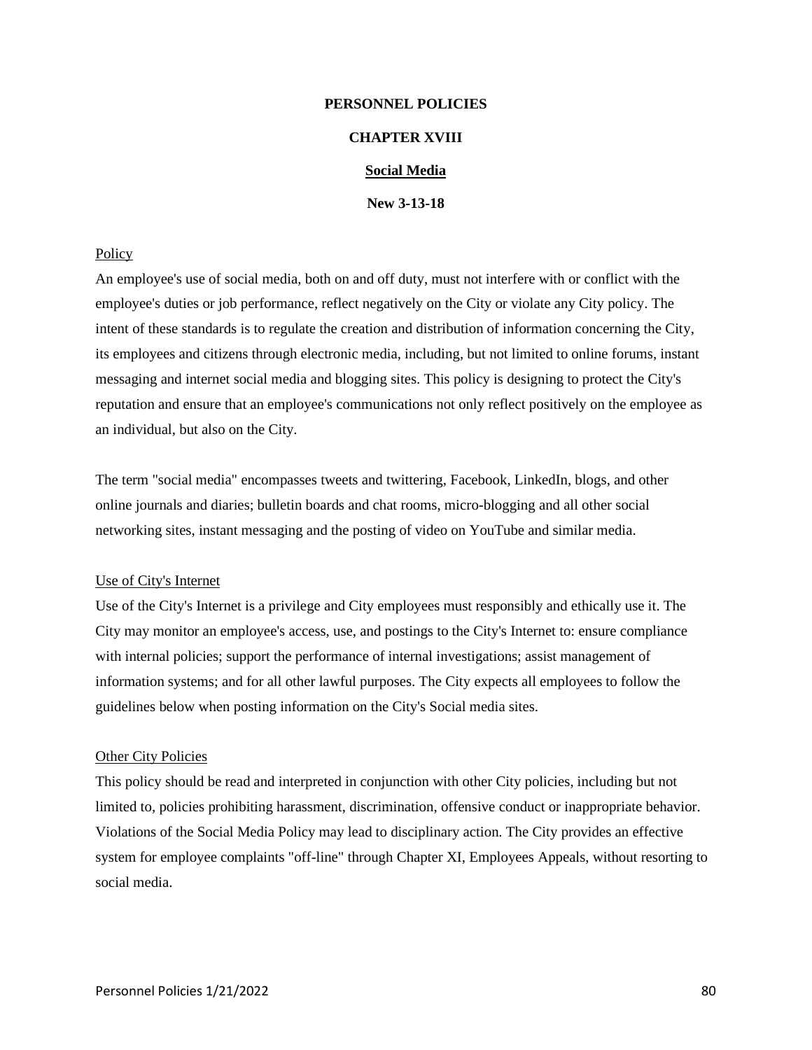**PERSONNEL POLICIES**

**CHAPTER XVIII**

**Social Media**

**New 3-13-18**

Policy

An employee's use of social media, both on and off duty, must not interfere with or conflict with the employee's duties or job performance, reflect negatively on the City or violate any City policy. The intent of these standards is to regulate the creation and distribution of information concerning the City, its employees and citizens through electronic media, including, but not limited to online forums, instant messaging and internet social media and blogging sites. This policy is designing to protect the City's reputation and ensure that an employee's communications not only reflect positively on the employee as an individual, but also on the City.

The term "social media" encompasses tweets and twittering, Facebook, LinkedIn, blogs, and other online journals and diaries; bulletin boards and chat rooms, micro-blogging and all other social networking sites, instant messaging and the posting of video on YouTube and similar media.

Use of City's Internet

Use of the City's Internet is a privilege and City employees must responsibly and ethically use it. The City may monitor an employee's access, use, and postings to the City's Internet to: ensure compliance with internal policies; support the performance of internal investigations; assist management of information systems; and for all other lawful purposes. The City expects all employees to follow the guidelines below when posting information on the City's Social media sites.

Other City Policies

This policy should be read and interpreted in conjunction with other City policies, including but not limited to, policies prohibiting harassment, discrimination, offensive conduct or inappropriate behavior. Violations of the Social Media Policy may lead to disciplinary action. The City provides an effective system for employee complaints "off-line" through Chapter XI, Employees Appeals, without resorting to social media.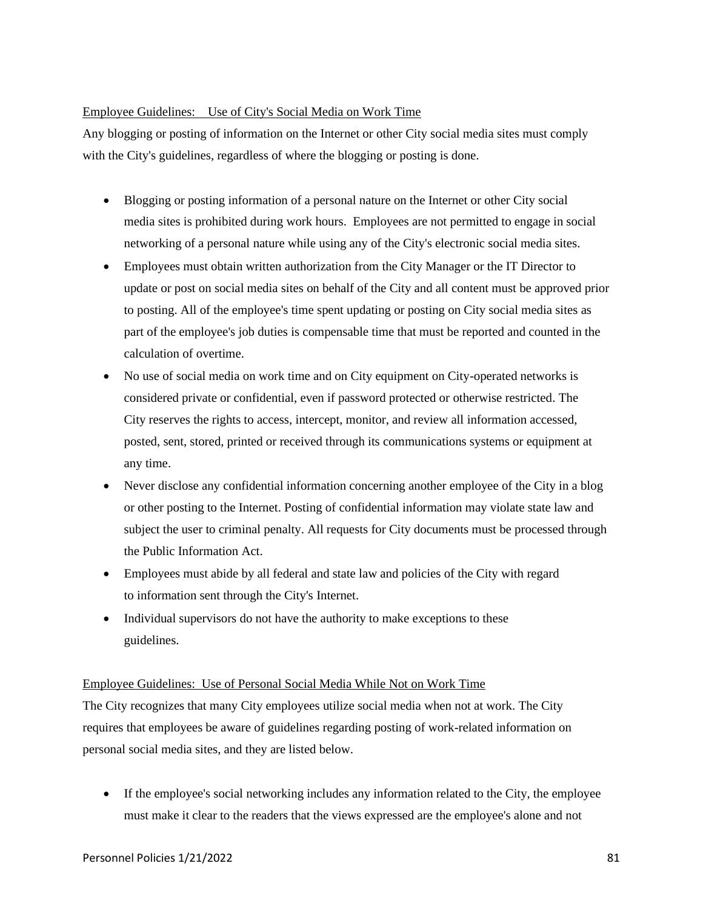<u>Employee Guidelines: Use of City's Social Media on Work Time</u>

Any blogging or posting of information on the Internet or other City social media sites must comply with the City's guidelines, regardless of where the blogging or posting is done.

- Blogging or posting information of a personal nature on the Internet or other City social media sites is prohibited during work hours. Employees are not permitted to engage in social networking of a personal nature while using any of the City's electronic social media sites.
- Employees must obtain written authorization from the City Manager or the IT Director to update or post on social media sites on behalf of the City and all content must be approved prior to posting. All of the employee's time spent updating or posting on City social media sites as part of the employee's job duties is compensable time that must be reported and counted in the calculation of overtime.
- No use of social media on work time and on City equipment on City-operated networks is considered private or confidential, even if password protected or otherwise restricted. The City reserves the rights to access, intercept, monitor, and review all information accessed, posted, sent, stored, printed or received through its communications systems or equipment at any time.
- Never disclose any confidential information concerning another employee of the City in a blog or other posting to the Internet. Posting of confidential information may violate state law and subject the user to criminal penalty. All requests for City documents must be processed through the Public Information Act.
- Employees must abide by all federal and state law and policies of the City with regard to information sent through the City's Internet.
- Individual supervisors do not have the authority to make exceptions to these guidelines.

<u>Employee Guidelines: Use of Personal Social Media While Not on Work Time</u>

The City recognizes that many City employees utilize social media when not at work. The City requires that employees be aware of guidelines regarding posting of work-related information on personal social media sites, and they are listed below.

- If the employee's social networking includes any information related to the City, the employee must make it clear to the readers that the views expressed are the employee's alone and not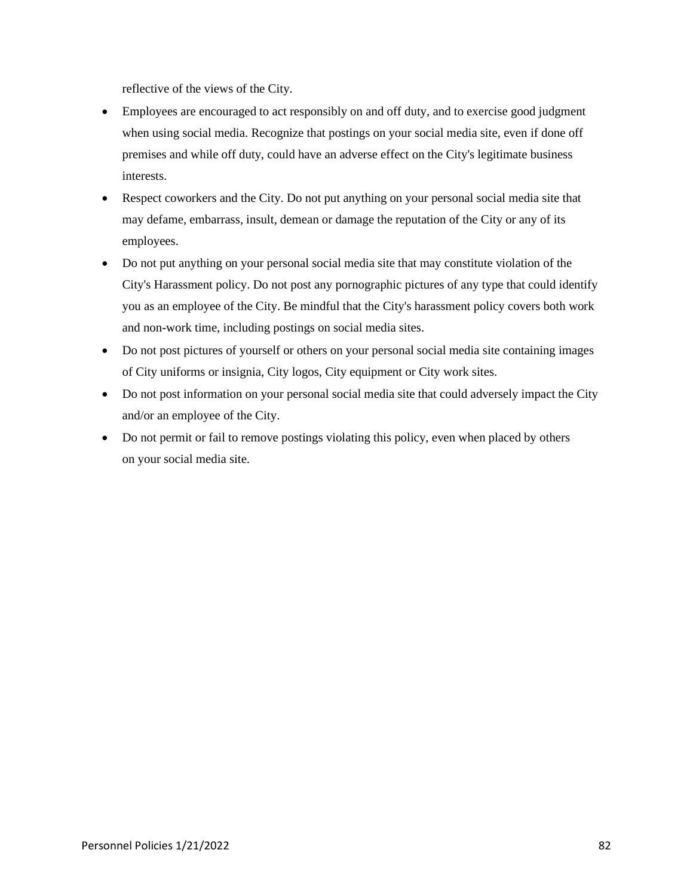reflective of the views of the City.

- Employees are encouraged to act responsibly on and off duty, and to exercise good judgment when using social media. Recognize that postings on your social media site, even if done off premises and while off duty, could have an adverse effect on the City's legitimate business interests.
- Respect coworkers and the City. Do not put anything on your personal social media site that may defame, embarrass, insult, demean or damage the reputation of the City or any of its employees.
- Do not put anything on your personal social media site that may constitute violation of the City's Harassment policy. Do not post any pornographic pictures of any type that could identify you as an employee of the City. Be mindful that the City's harassment policy covers both work and non-work time, including postings on social media sites.
- Do not post pictures of yourself or others on your personal social media site containing images of City uniforms or insignia, City logos, City equipment or City work sites.
- Do not post information on your personal social media site that could adversely impact the City and/or an employee of the City.
- Do not permit or fail to remove postings violating this policy, even when placed by others on your social media site.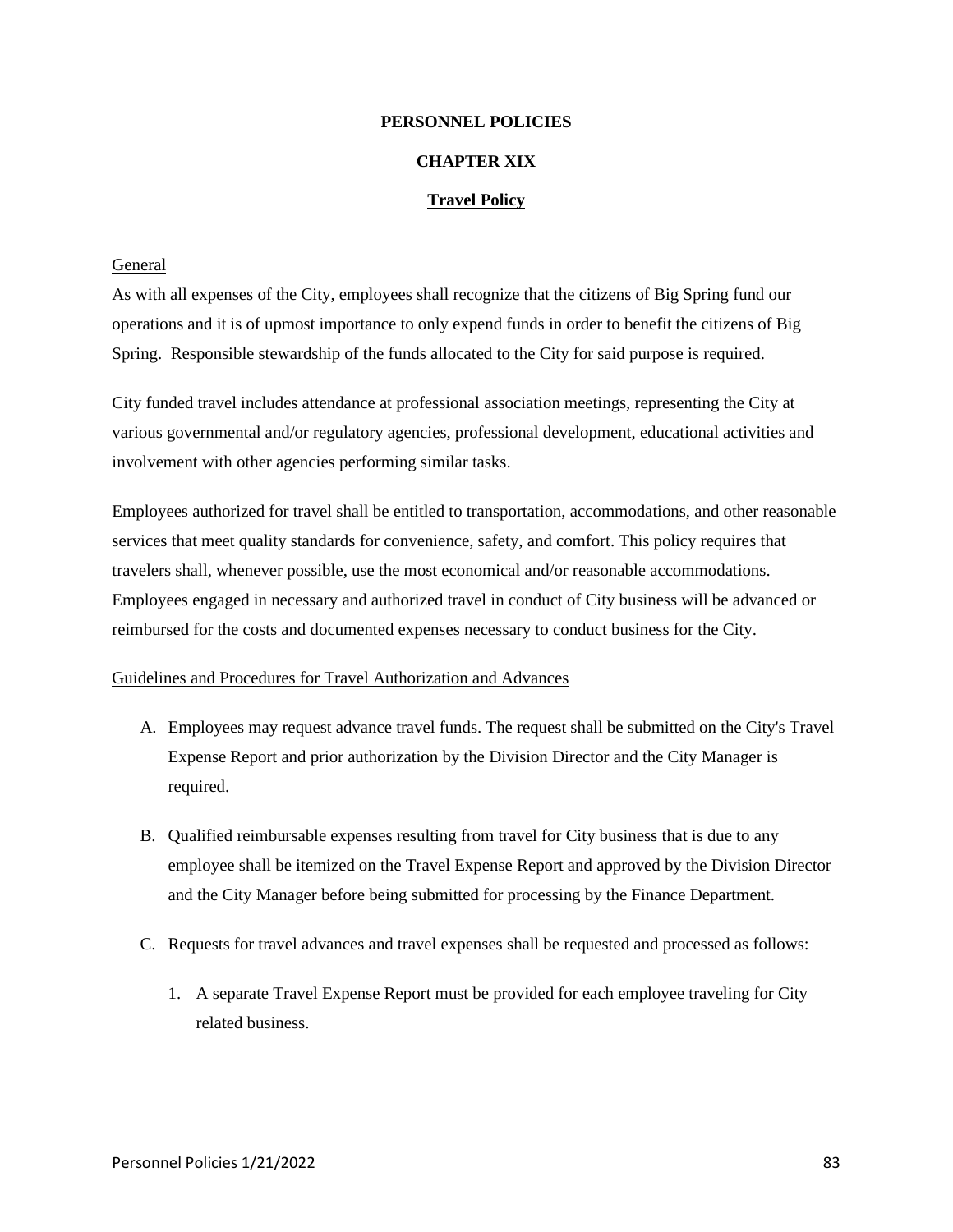**PERSONNEL POLICIES**

**CHAPTER XIX**

**Travel Policy**

General

As with all expenses of the City, employees shall recognize that the citizens of Big Spring fund our operations and it is of upmost importance to only expend funds in order to benefit the citizens of Big Spring. Responsible stewardship of the funds allocated to the City for said purpose is required.

City funded travel includes attendance at professional association meetings, representing the City at various governmental and/or regulatory agencies, professional development, educational activities and involvement with other agencies performing similar tasks.

Employees authorized for travel shall be entitled to transportation, accommodations, and other reasonable services that meet quality standards for convenience, safety, and comfort. This policy requires that travelers shall, whenever possible, use the most economical and/or reasonable accommodations. Employees engaged in necessary and authorized travel in conduct of City business will be advanced or reimbursed for the costs and documented expenses necessary to conduct business for the City.

Guidelines and Procedures for Travel Authorization and Advances

A. Employees may request advance travel funds. The request shall be submitted on the City's Travel Expense Report and prior authorization by the Division Director and the City Manager is required.

B. Qualified reimbursable expenses resulting from travel for City business that is due to any employee shall be itemized on the Travel Expense Report and approved by the Division Director and the City Manager before being submitted for processing by the Finance Department.

C. Requests for travel advances and travel expenses shall be requested and processed as follows:

   1. A separate Travel Expense Report must be provided for each employee traveling for City related business.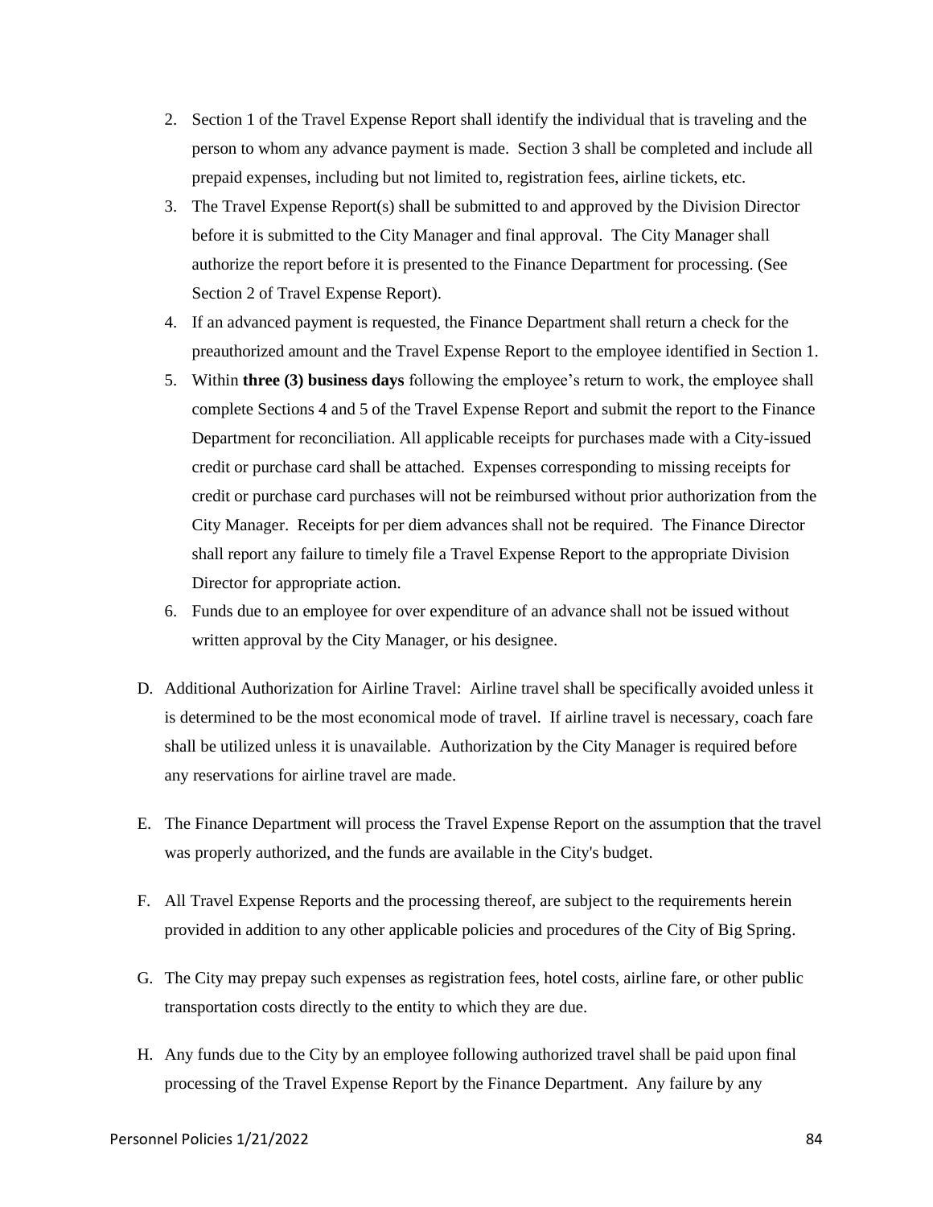2. Section 1 of the Travel Expense Report shall identify the individual that is traveling and the person to whom any advance payment is made. Section 3 shall be completed and include all prepaid expenses, including but not limited to, registration fees, airline tickets, etc.
3. The Travel Expense Report(s) shall be submitted to and approved by the Division Director before it is submitted to the City Manager and final approval. The City Manager shall authorize the report before it is presented to the Finance Department for processing. (See Section 2 of Travel Expense Report).
4. If an advanced payment is requested, the Finance Department shall return a check for the preauthorized amount and the Travel Expense Report to the employee identified in Section 1.
5. Within **three (3) business days** following the employee's return to work, the employee shall complete Sections 4 and 5 of the Travel Expense Report and submit the report to the Finance Department for reconciliation. All applicable receipts for purchases made with a City-issued credit or purchase card shall be attached. Expenses corresponding to missing receipts for credit or purchase card purchases will not be reimbursed without prior authorization from the City Manager. Receipts for per diem advances shall not be required. The Finance Director shall report any failure to timely file a Travel Expense Report to the appropriate Division Director for appropriate action.
6. Funds due to an employee for over expenditure of an advance shall not be issued without written approval by the City Manager, or his designee.

D. Additional Authorization for Airline Travel: Airline travel shall be specifically avoided unless it is determined to be the most economical mode of travel. If airline travel is necessary, coach fare shall be utilized unless it is unavailable. Authorization by the City Manager is required before any reservations for airline travel are made.

E. The Finance Department will process the Travel Expense Report on the assumption that the travel was properly authorized, and the funds are available in the City's budget.

F. All Travel Expense Reports and the processing thereof, are subject to the requirements herein provided in addition to any other applicable policies and procedures of the City of Big Spring.

G. The City may prepay such expenses as registration fees, hotel costs, airline fare, or other public transportation costs directly to the entity to which they are due.

H. Any funds due to the City by an employee following authorized travel shall be paid upon final processing of the Travel Expense Report by the Finance Department. Any failure by any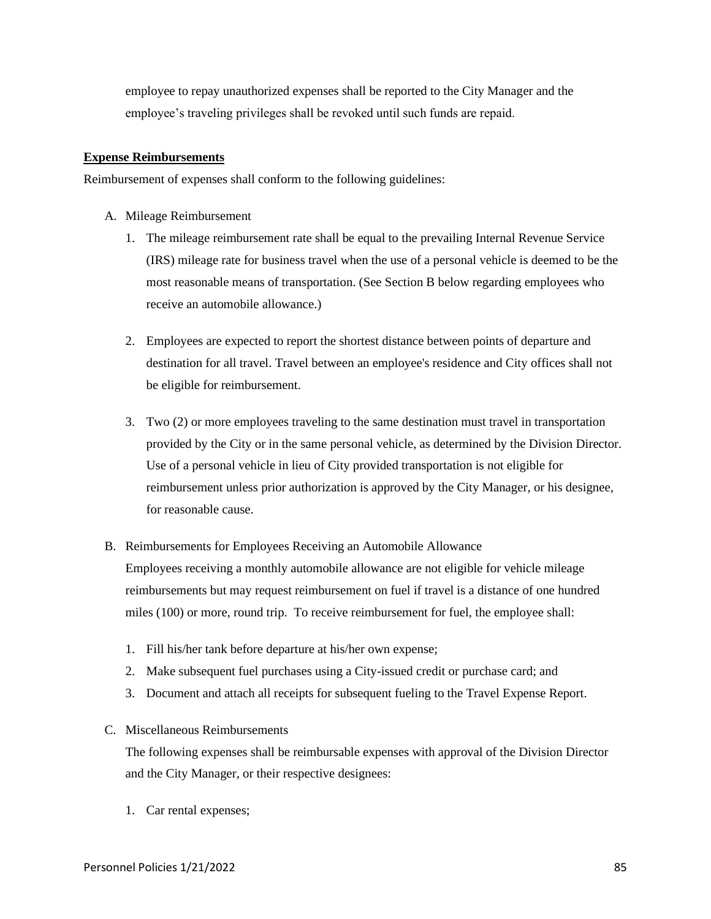employee to repay unauthorized expenses shall be reported to the City Manager and the employee's traveling privileges shall be revoked until such funds are repaid.

**Expense Reimbursements**

Reimbursement of expenses shall conform to the following guidelines:

A. Mileage Reimbursement

   1. The mileage reimbursement rate shall be equal to the prevailing Internal Revenue Service (IRS) mileage rate for business travel when the use of a personal vehicle is deemed to be the most reasonable means of transportation. (See Section B below regarding employees who receive an automobile allowance.)

   2. Employees are expected to report the shortest distance between points of departure and destination for all travel. Travel between an employee's residence and City offices shall not be eligible for reimbursement.

   3. Two (2) or more employees traveling to the same destination must travel in transportation provided by the City or in the same personal vehicle, as determined by the Division Director. Use of a personal vehicle in lieu of City provided transportation is not eligible for reimbursement unless prior authorization is approved by the City Manager, or his designee, for reasonable cause.

B. Reimbursements for Employees Receiving an Automobile Allowance

   Employees receiving a monthly automobile allowance are not eligible for vehicle mileage reimbursements but may request reimbursement on fuel if travel is a distance of one hundred miles (100) or more, round trip. To receive reimbursement for fuel, the employee shall:

   1. Fill his/her tank before departure at his/her own expense;
   2. Make subsequent fuel purchases using a City-issued credit or purchase card; and
   3. Document and attach all receipts for subsequent fueling to the Travel Expense Report.

C. Miscellaneous Reimbursements

   The following expenses shall be reimbursable expenses with approval of the Division Director and the City Manager, or their respective designees:

   1. Car rental expenses;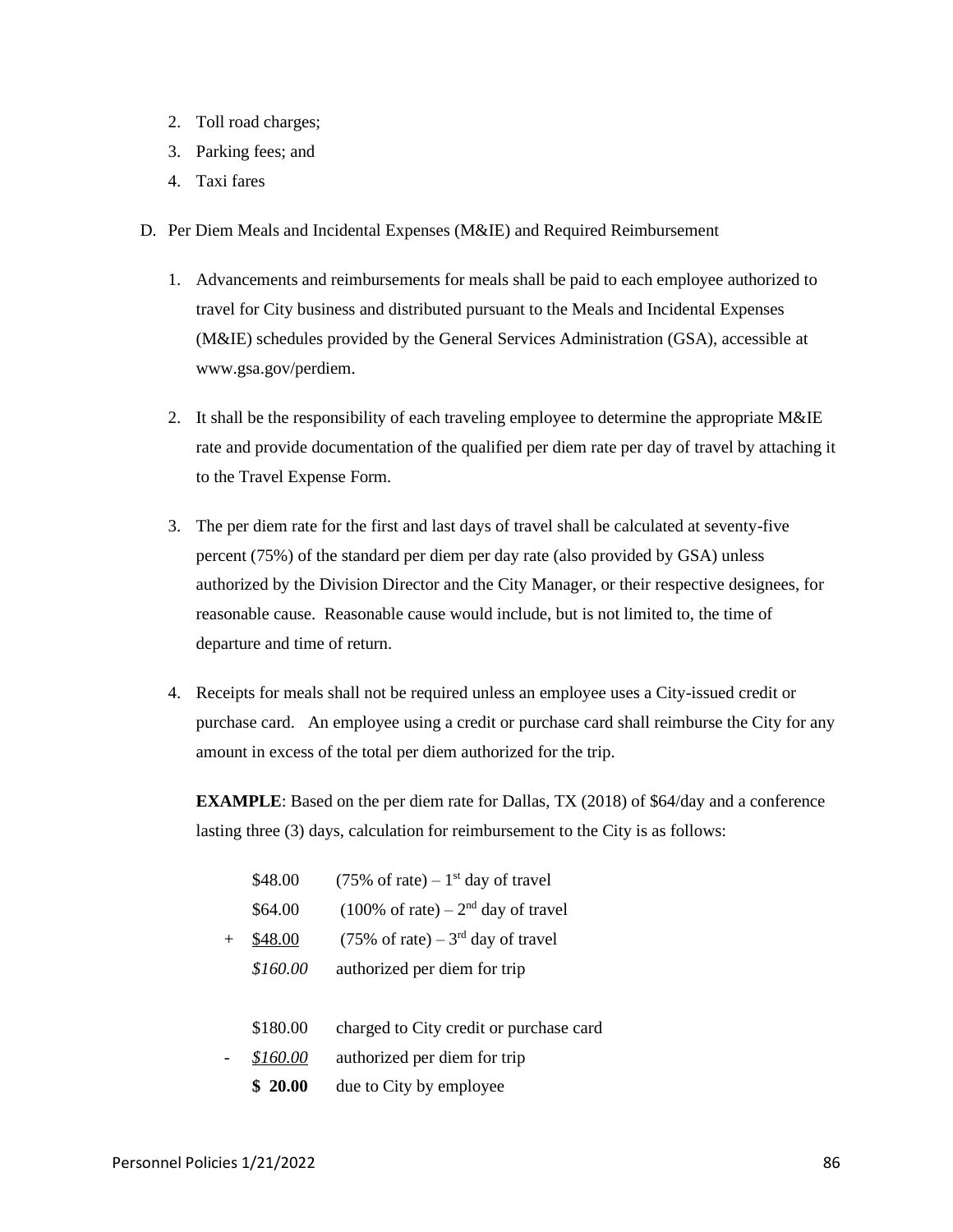2. Toll road charges;
3. Parking fees; and
4. Taxi fares

D. Per Diem Meals and Incidental Expenses (M&IE) and Required Reimbursement

1. Advancements and reimbursements for meals shall be paid to each employee authorized to travel for City business and distributed pursuant to the Meals and Incidental Expenses (M&IE) schedules provided by the General Services Administration (GSA), accessible at www.gsa.gov/perdiem.

2. It shall be the responsibility of each traveling employee to determine the appropriate M&IE rate and provide documentation of the qualified per diem rate per day of travel by attaching it to the Travel Expense Form.

3. The per diem rate for the first and last days of travel shall be calculated at seventy-five percent (75%) of the standard per diem per day rate (also provided by GSA) unless authorized by the Division Director and the City Manager, or their respective designees, for reasonable cause. Reasonable cause would include, but is not limited to, the time of departure and time of return.

4. Receipts for meals shall not be required unless an employee uses a City-issued credit or purchase card. An employee using a credit or purchase card shall reimburse the City for any amount in excess of the total per diem authorized for the trip.

   **EXAMPLE**: Based on the per diem rate for Dallas, TX (2018) of $64/day and a conference lasting three (3) days, calculation for reimbursement to the City is as follows:

| | | |
|---|---|---|
| | $48.00 | (75% of rate) – 1st day of travel |
| | $64.00 | (100% of rate) – 2nd day of travel |
| + | $48.00 | (75% of rate) – 3rd day of travel |
| | *$160.00* | authorized per diem for trip |
| | | |
| | $180.00 | charged to City credit or purchase card |
| - | *$160.00* | authorized per diem for trip |
| | **$ 20.00** | due to City by employee |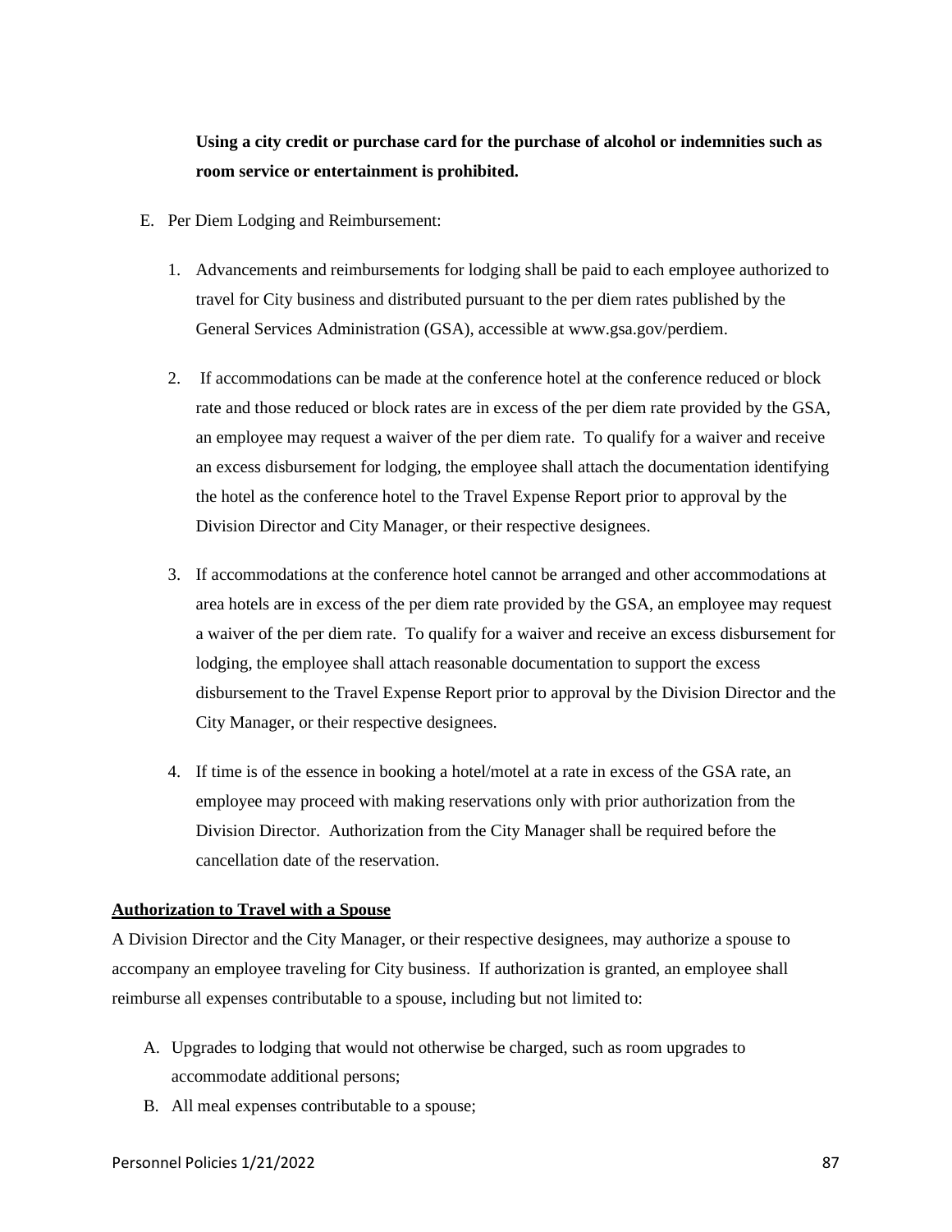**Using a city credit or purchase card for the purchase of alcohol or indemnities such as room service or entertainment is prohibited.**

E. Per Diem Lodging and Reimbursement:

   1. Advancements and reimbursements for lodging shall be paid to each employee authorized to travel for City business and distributed pursuant to the per diem rates published by the General Services Administration (GSA), accessible at www.gsa.gov/perdiem.

   2. If accommodations can be made at the conference hotel at the conference reduced or block rate and those reduced or block rates are in excess of the per diem rate provided by the GSA, an employee may request a waiver of the per diem rate. To qualify for a waiver and receive an excess disbursement for lodging, the employee shall attach the documentation identifying the hotel as the conference hotel to the Travel Expense Report prior to approval by the Division Director and City Manager, or their respective designees.

   3. If accommodations at the conference hotel cannot be arranged and other accommodations at area hotels are in excess of the per diem rate provided by the GSA, an employee may request a waiver of the per diem rate. To qualify for a waiver and receive an excess disbursement for lodging, the employee shall attach reasonable documentation to support the excess disbursement to the Travel Expense Report prior to approval by the Division Director and the City Manager, or their respective designees.

   4. If time is of the essence in booking a hotel/motel at a rate in excess of the GSA rate, an employee may proceed with making reservations only with prior authorization from the Division Director. Authorization from the City Manager shall be required before the cancellation date of the reservation.

**Authorization to Travel with a Spouse**

A Division Director and the City Manager, or their respective designees, may authorize a spouse to accompany an employee traveling for City business. If authorization is granted, an employee shall reimburse all expenses contributable to a spouse, including but not limited to:

A. Upgrades to lodging that would not otherwise be charged, such as room upgrades to accommodate additional persons;
B. All meal expenses contributable to a spouse;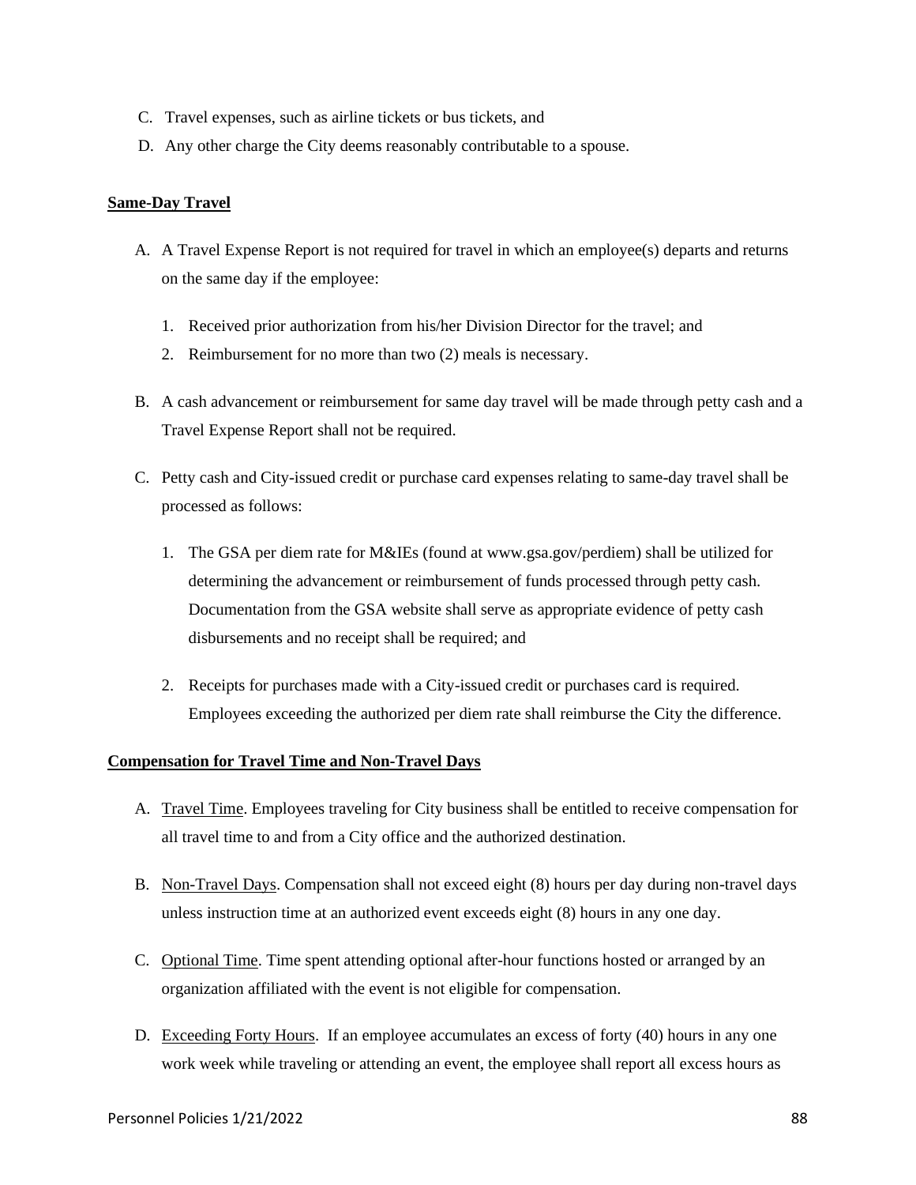C. Travel expenses, such as airline tickets or bus tickets, and

D. Any other charge the City deems reasonably contributable to a spouse.

**Same-Day Travel**

A. A Travel Expense Report is not required for travel in which an employee(s) departs and returns on the same day if the employee:

   1. Received prior authorization from his/her Division Director for the travel; and
   2. Reimbursement for no more than two (2) meals is necessary.

B. A cash advancement or reimbursement for same day travel will be made through petty cash and a Travel Expense Report shall not be required.

C. Petty cash and City-issued credit or purchase card expenses relating to same-day travel shall be processed as follows:

   1. The GSA per diem rate for M&IEs (found at www.gsa.gov/perdiem) shall be utilized for determining the advancement or reimbursement of funds processed through petty cash. Documentation from the GSA website shall serve as appropriate evidence of petty cash disbursements and no receipt shall be required; and

   2. Receipts for purchases made with a City-issued credit or purchases card is required. Employees exceeding the authorized per diem rate shall reimburse the City the difference.

**Compensation for Travel Time and Non-Travel Days**

A. Travel Time. Employees traveling for City business shall be entitled to receive compensation for all travel time to and from a City office and the authorized destination.

B. Non-Travel Days. Compensation shall not exceed eight (8) hours per day during non-travel days unless instruction time at an authorized event exceeds eight (8) hours in any one day.

C. Optional Time. Time spent attending optional after-hour functions hosted or arranged by an organization affiliated with the event is not eligible for compensation.

D. Exceeding Forty Hours. If an employee accumulates an excess of forty (40) hours in any one work week while traveling or attending an event, the employee shall report all excess hours as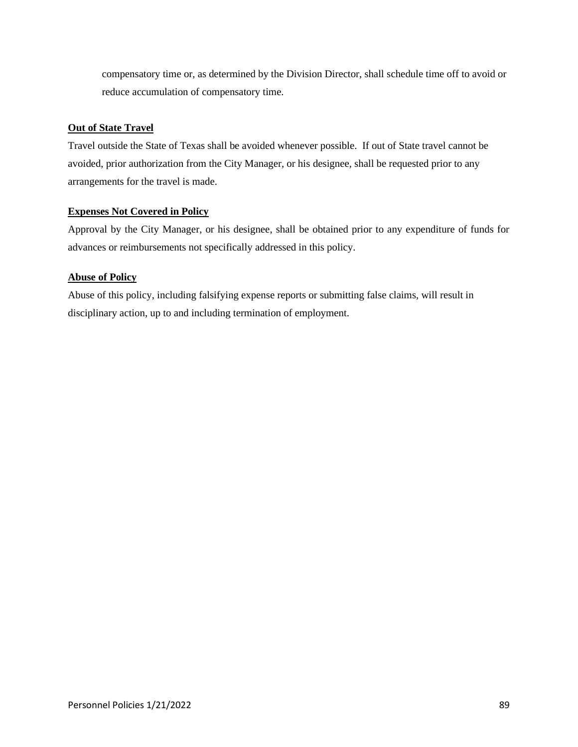compensatory time or, as determined by the Division Director, shall schedule time off to avoid or reduce accumulation of compensatory time.

**Out of State Travel**

Travel outside the State of Texas shall be avoided whenever possible. If out of State travel cannot be avoided, prior authorization from the City Manager, or his designee, shall be requested prior to any arrangements for the travel is made.

**Expenses Not Covered in Policy**

Approval by the City Manager, or his designee, shall be obtained prior to any expenditure of funds for advances or reimbursements not specifically addressed in this policy.

**Abuse of Policy**

Abuse of this policy, including falsifying expense reports or submitting false claims, will result in disciplinary action, up to and including termination of employment.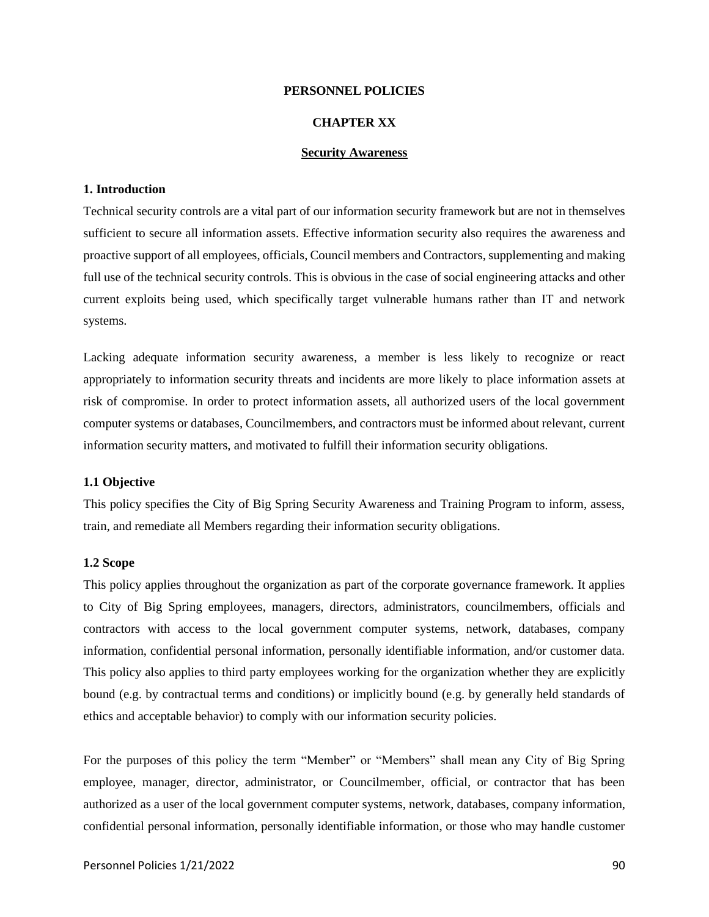**PERSONNEL POLICIES**

**CHAPTER XX**

**Security Awareness**

### 1. Introduction

Technical security controls are a vital part of our information security framework but are not in themselves sufficient to secure all information assets. Effective information security also requires the awareness and proactive support of all employees, officials, Council members and Contractors, supplementing and making full use of the technical security controls. This is obvious in the case of social engineering attacks and other current exploits being used, which specifically target vulnerable humans rather than IT and network systems.

Lacking adequate information security awareness, a member is less likely to recognize or react appropriately to information security threats and incidents are more likely to place information assets at risk of compromise. In order to protect information assets, all authorized users of the local government computer systems or databases, Councilmembers, and contractors must be informed about relevant, current information security matters, and motivated to fulfill their information security obligations.

### 1.1 Objective

This policy specifies the City of Big Spring Security Awareness and Training Program to inform, assess, train, and remediate all Members regarding their information security obligations.

### 1.2 Scope

This policy applies throughout the organization as part of the corporate governance framework. It applies to City of Big Spring employees, managers, directors, administrators, councilmembers, officials and contractors with access to the local government computer systems, network, databases, company information, confidential personal information, personally identifiable information, and/or customer data. This policy also applies to third party employees working for the organization whether they are explicitly bound (e.g. by contractual terms and conditions) or implicitly bound (e.g. by generally held standards of ethics and acceptable behavior) to comply with our information security policies.

For the purposes of this policy the term "Member" or "Members" shall mean any City of Big Spring employee, manager, director, administrator, or Councilmember, official, or contractor that has been authorized as a user of the local government computer systems, network, databases, company information, confidential personal information, personally identifiable information, or those who may handle customer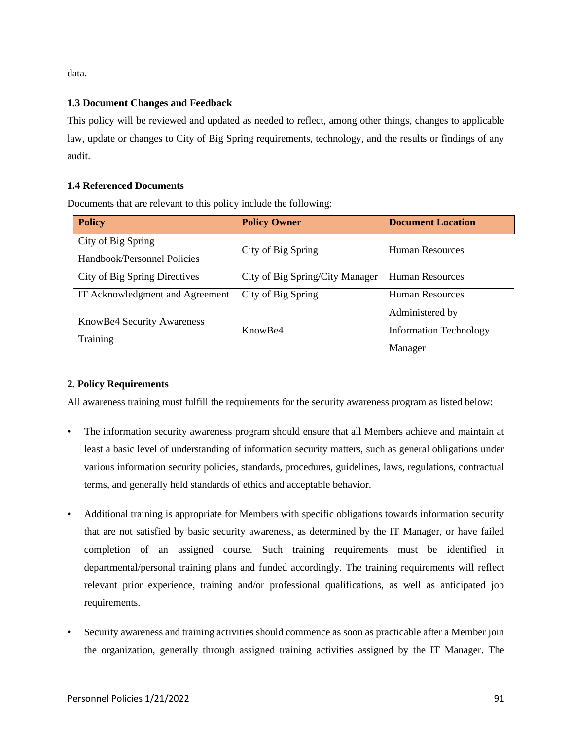data.

### 1.3 Document Changes and Feedback

This policy will be reviewed and updated as needed to reflect, among other things, changes to applicable law, update or changes to City of Big Spring requirements, technology, and the results or findings of any audit.

### 1.4 Referenced Documents

Documents that are relevant to this policy include the following:

| Policy | Policy Owner | Document Location |
|---|---|---|
| City of Big Spring Handbook/Personnel Policies | City of Big Spring | Human Resources |
| City of Big Spring Directives | City of Big Spring/City Manager | Human Resources |
| IT Acknowledgment and Agreement | City of Big Spring | Human Resources |
| KnowBe4 Security Awareness Training | KnowBe4 | Administered by Information Technology Manager |

## 2. Policy Requirements

All awareness training must fulfill the requirements for the security awareness program as listed below:

- The information security awareness program should ensure that all Members achieve and maintain at least a basic level of understanding of information security matters, such as general obligations under various information security policies, standards, procedures, guidelines, laws, regulations, contractual terms, and generally held standards of ethics and acceptable behavior.

- Additional training is appropriate for Members with specific obligations towards information security that are not satisfied by basic security awareness, as determined by the IT Manager, or have failed completion of an assigned course. Such training requirements must be identified in departmental/personal training plans and funded accordingly. The training requirements will reflect relevant prior experience, training and/or professional qualifications, as well as anticipated job requirements.

- Security awareness and training activities should commence as soon as practicable after a Member join the organization, generally through assigned training activities assigned by the IT Manager. The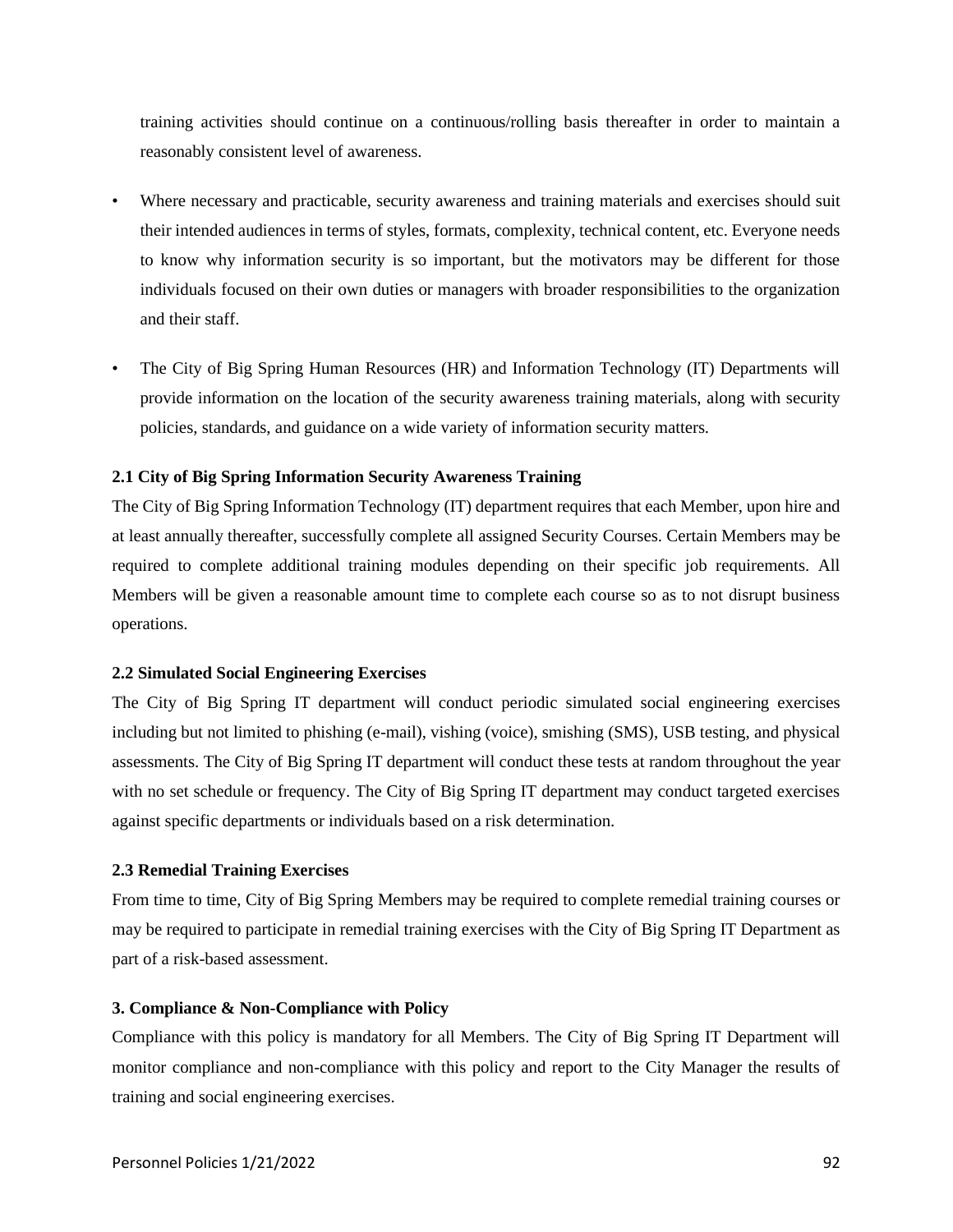training activities should continue on a continuous/rolling basis thereafter in order to maintain a reasonably consistent level of awareness.

- Where necessary and practicable, security awareness and training materials and exercises should suit their intended audiences in terms of styles, formats, complexity, technical content, etc. Everyone needs to know why information security is so important, but the motivators may be different for those individuals focused on their own duties or managers with broader responsibilities to the organization and their staff.

- The City of Big Spring Human Resources (HR) and Information Technology (IT) Departments will provide information on the location of the security awareness training materials, along with security policies, standards, and guidance on a wide variety of information security matters.

**2.1 City of Big Spring Information Security Awareness Training**

The City of Big Spring Information Technology (IT) department requires that each Member, upon hire and at least annually thereafter, successfully complete all assigned Security Courses. Certain Members may be required to complete additional training modules depending on their specific job requirements. All Members will be given a reasonable amount time to complete each course so as to not disrupt business operations.

**2.2 Simulated Social Engineering Exercises**

The City of Big Spring IT department will conduct periodic simulated social engineering exercises including but not limited to phishing (e-mail), vishing (voice), smishing (SMS), USB testing, and physical assessments. The City of Big Spring IT department will conduct these tests at random throughout the year with no set schedule or frequency. The City of Big Spring IT department may conduct targeted exercises against specific departments or individuals based on a risk determination.

**2.3 Remedial Training Exercises**

From time to time, City of Big Spring Members may be required to complete remedial training courses or may be required to participate in remedial training exercises with the City of Big Spring IT Department as part of a risk-based assessment.

**3. Compliance & Non-Compliance with Policy**

Compliance with this policy is mandatory for all Members. The City of Big Spring IT Department will monitor compliance and non-compliance with this policy and report to the City Manager the results of training and social engineering exercises.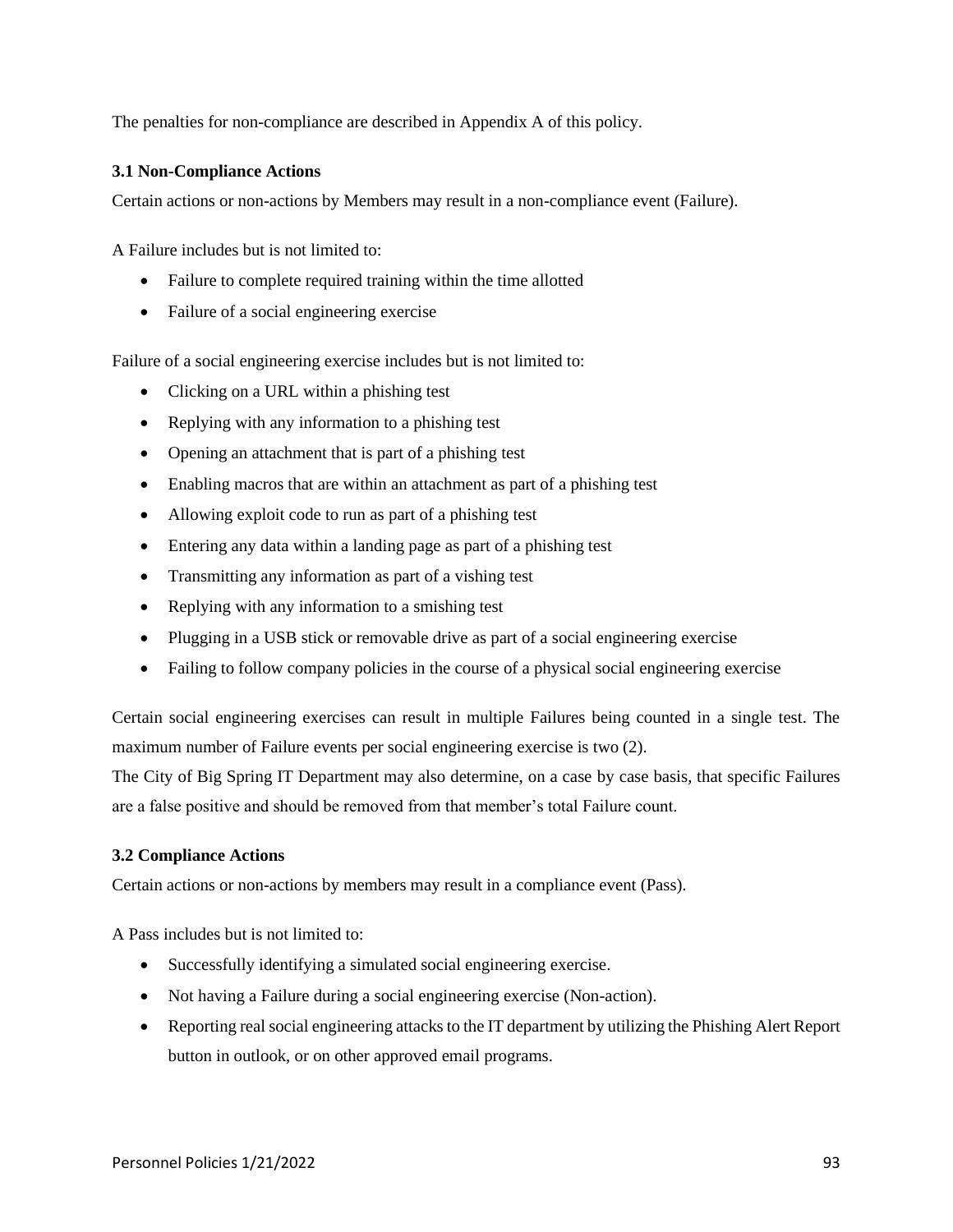The penalties for non-compliance are described in Appendix A of this policy.

### 3.1 Non-Compliance Actions

Certain actions or non-actions by Members may result in a non-compliance event (Failure).

A Failure includes but is not limited to:

- Failure to complete required training within the time allotted
- Failure of a social engineering exercise

Failure of a social engineering exercise includes but is not limited to:

- Clicking on a URL within a phishing test
- Replying with any information to a phishing test
- Opening an attachment that is part of a phishing test
- Enabling macros that are within an attachment as part of a phishing test
- Allowing exploit code to run as part of a phishing test
- Entering any data within a landing page as part of a phishing test
- Transmitting any information as part of a vishing test
- Replying with any information to a smishing test
- Plugging in a USB stick or removable drive as part of a social engineering exercise
- Failing to follow company policies in the course of a physical social engineering exercise

Certain social engineering exercises can result in multiple Failures being counted in a single test. The maximum number of Failure events per social engineering exercise is two (2).

The City of Big Spring IT Department may also determine, on a case by case basis, that specific Failures are a false positive and should be removed from that member's total Failure count.

### 3.2 Compliance Actions

Certain actions or non-actions by members may result in a compliance event (Pass).

A Pass includes but is not limited to:

- Successfully identifying a simulated social engineering exercise.
- Not having a Failure during a social engineering exercise (Non-action).
- Reporting real social engineering attacks to the IT department by utilizing the Phishing Alert Report button in outlook, or on other approved email programs.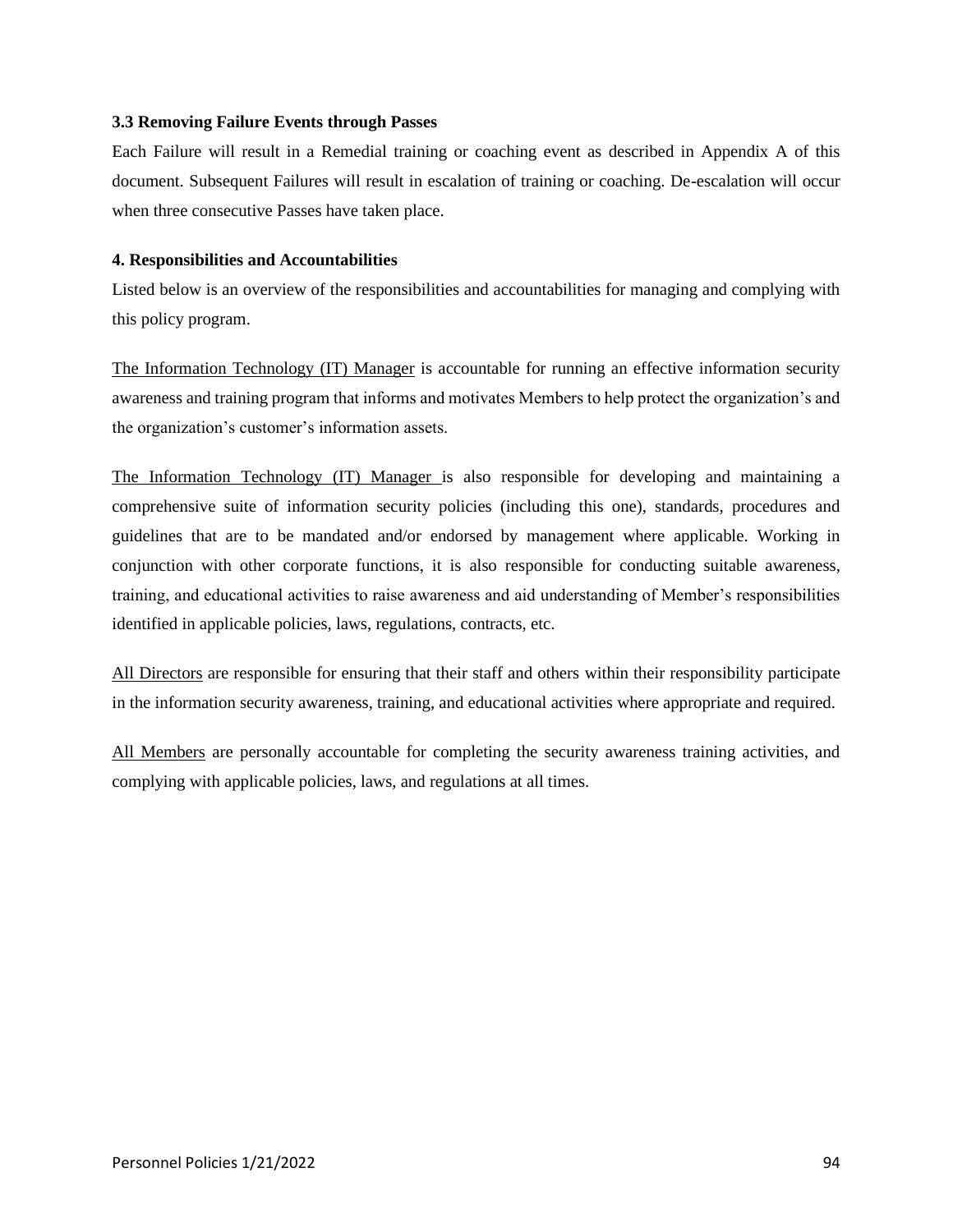### 3.3 Removing Failure Events through Passes

Each Failure will result in a Remedial training or coaching event as described in Appendix A of this document. Subsequent Failures will result in escalation of training or coaching. De-escalation will occur when three consecutive Passes have taken place.

### 4. Responsibilities and Accountabilities

Listed below is an overview of the responsibilities and accountabilities for managing and complying with this policy program.

The Information Technology (IT) Manager is accountable for running an effective information security awareness and training program that informs and motivates Members to help protect the organization's and the organization's customer's information assets.

The Information Technology (IT) Manager is also responsible for developing and maintaining a comprehensive suite of information security policies (including this one), standards, procedures and guidelines that are to be mandated and/or endorsed by management where applicable. Working in conjunction with other corporate functions, it is also responsible for conducting suitable awareness, training, and educational activities to raise awareness and aid understanding of Member's responsibilities identified in applicable policies, laws, regulations, contracts, etc.

All Directors are responsible for ensuring that their staff and others within their responsibility participate in the information security awareness, training, and educational activities where appropriate and required.

All Members are personally accountable for completing the security awareness training activities, and complying with applicable policies, laws, and regulations at all times.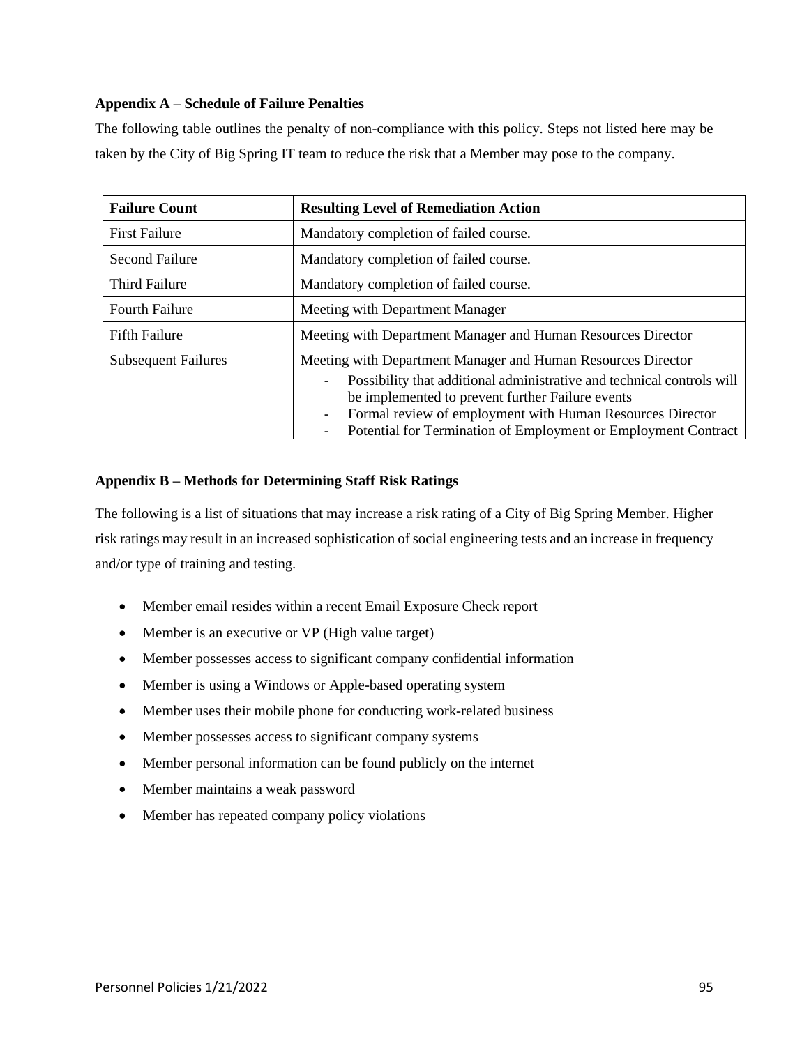**Appendix A – Schedule of Failure Penalties**

The following table outlines the penalty of non-compliance with this policy. Steps not listed here may be taken by the City of Big Spring IT team to reduce the risk that a Member may pose to the company.

| Failure Count | Resulting Level of Remediation Action |
|---|---|
| First Failure | Mandatory completion of failed course. |
| Second Failure | Mandatory completion of failed course. |
| Third Failure | Mandatory completion of failed course. |
| Fourth Failure | Meeting with Department Manager |
| Fifth Failure | Meeting with Department Manager and Human Resources Director |
| Subsequent Failures | Meeting with Department Manager and Human Resources Director<br>- Possibility that additional administrative and technical controls will be implemented to prevent further Failure events<br>- Formal review of employment with Human Resources Director<br>- Potential for Termination of Employment or Employment Contract |

**Appendix B – Methods for Determining Staff Risk Ratings**

The following is a list of situations that may increase a risk rating of a City of Big Spring Member. Higher risk ratings may result in an increased sophistication of social engineering tests and an increase in frequency and/or type of training and testing.

- Member email resides within a recent Email Exposure Check report
- Member is an executive or VP (High value target)
- Member possesses access to significant company confidential information
- Member is using a Windows or Apple-based operating system
- Member uses their mobile phone for conducting work-related business
- Member possesses access to significant company systems
- Member personal information can be found publicly on the internet
- Member maintains a weak password
- Member has repeated company policy violations